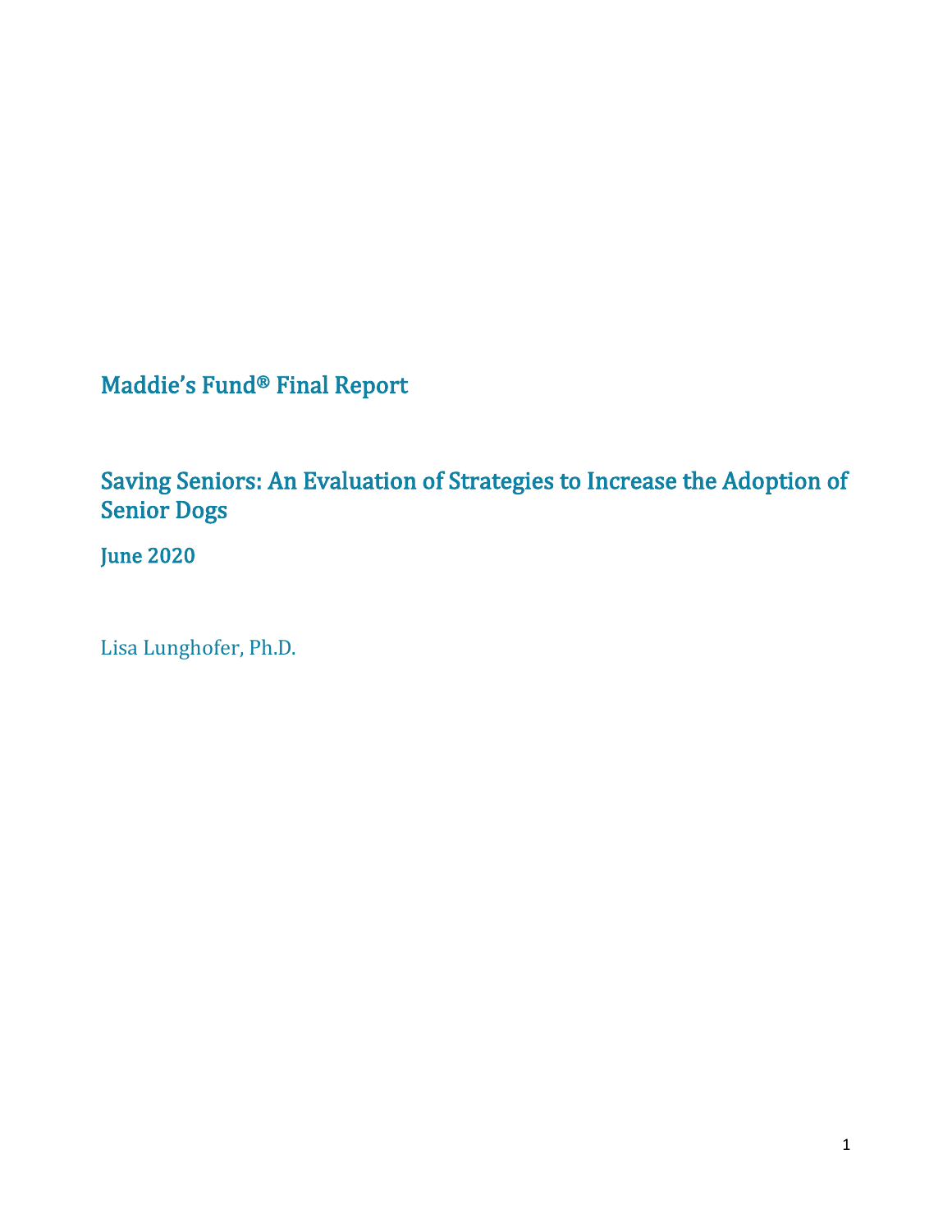# Maddie's Fund® Final Report

## Saving Seniors: An Evaluation of Strategies to Increase the Adoption of Senior Dogs

### June 2020

Lisa Lunghofer, Ph.D.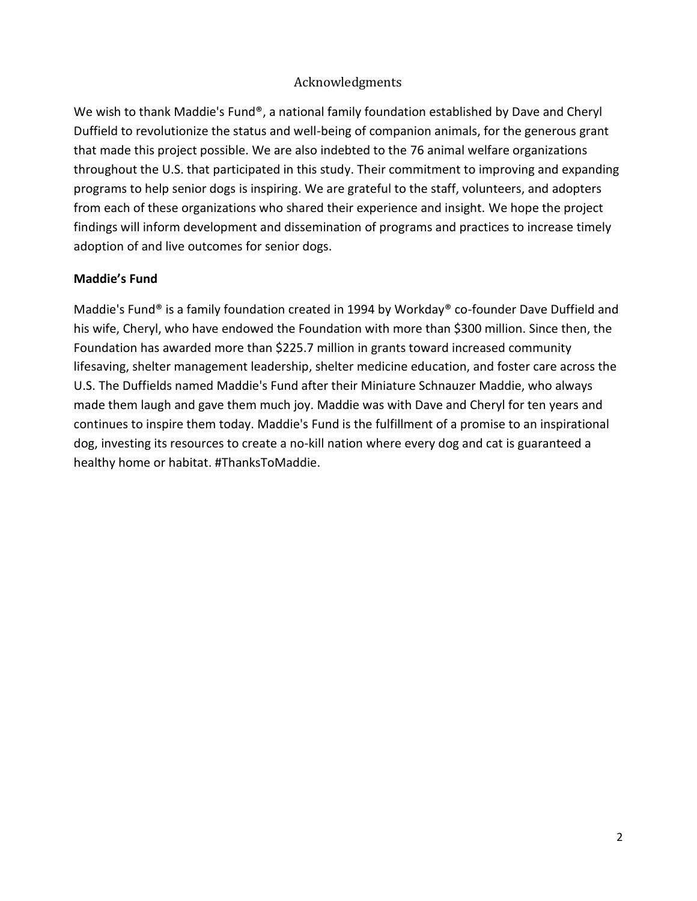# Acknowledgments

We wish to thank Maddie's Fund®, a national family foundation established by Dave and Cheryl Duffield to revolutionize the status and well-being of companion animals, for the generous grant that made this project possible. We are also indebted to the 76 animal welfare organizations throughout the U.S. that participated in this study. Their commitment to improving and expanding programs to help senior dogs is inspiring. We are grateful to the staff, volunteers, and adopters from each of these organizations who shared their experience and insight. We hope the project findings will inform development and dissemination of programs and practices to increase timely adoption of and live outcomes for senior dogs.

**Maddie's Fund**

Maddie's Fund® is a family foundation created in 1994 by Workday® co-founder Dave Duffield and his wife, Cheryl, who have endowed the Foundation with more than $300 million. Since then, the Foundation has awarded more than $225.7 million in grants toward increased community lifesaving, shelter management leadership, shelter medicine education, and foster care across the U.S. The Duffields named Maddie's Fund after their Miniature Schnauzer Maddie, who always made them laugh and gave them much joy. Maddie was with Dave and Cheryl for ten years and continues to inspire them today. Maddie's Fund is the fulfillment of a promise to an inspirational dog, investing its resources to create a no-kill nation where every dog and cat is guaranteed a healthy home or habitat. #ThanksToMaddie.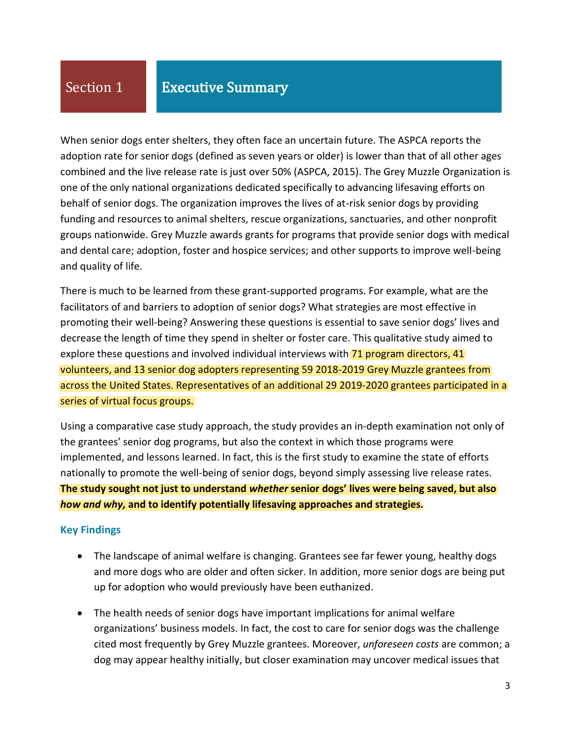# Section 1 Executive Summary

When senior dogs enter shelters, they often face an uncertain future. The ASPCA reports the adoption rate for senior dogs (defined as seven years or older) is lower than that of all other ages combined and the live release rate is just over 50% (ASPCA, 2015). The Grey Muzzle Organization is one of the only national organizations dedicated specifically to advancing lifesaving efforts on behalf of senior dogs. The organization improves the lives of at-risk senior dogs by providing funding and resources to animal shelters, rescue organizations, sanctuaries, and other nonprofit groups nationwide. Grey Muzzle awards grants for programs that provide senior dogs with medical and dental care; adoption, foster and hospice services; and other supports to improve well-being and quality of life.

There is much to be learned from these grant-supported programs. For example, what are the facilitators of and barriers to adoption of senior dogs? What strategies are most effective in promoting their well-being? Answering these questions is essential to save senior dogs' lives and decrease the length of time they spend in shelter or foster care. This qualitative study aimed to explore these questions and involved individual interviews with 71 program directors, 41 volunteers, and 13 senior dog adopters representing 59 2018-2019 Grey Muzzle grantees from across the United States. Representatives of an additional 29 2019-2020 grantees participated in a series of virtual focus groups.

Using a comparative case study approach, the study provides an in-depth examination not only of the grantees' senior dog programs, but also the context in which those programs were implemented, and lessons learned. In fact, this is the first study to examine the state of efforts nationally to promote the well-being of senior dogs, beyond simply assessing live release rates. **The study sought not just to understand *whether* senior dogs' lives were being saved, but also *how and why,* and to identify potentially lifesaving approaches and strategies.**

### Key Findings

- The landscape of animal welfare is changing. Grantees see far fewer young, healthy dogs and more dogs who are older and often sicker. In addition, more senior dogs are being put up for adoption who would previously have been euthanized.
- The health needs of senior dogs have important implications for animal welfare organizations' business models. In fact, the cost to care for senior dogs was the challenge cited most frequently by Grey Muzzle grantees. Moreover, *unforeseen costs* are common; a dog may appear healthy initially, but closer examination may uncover medical issues that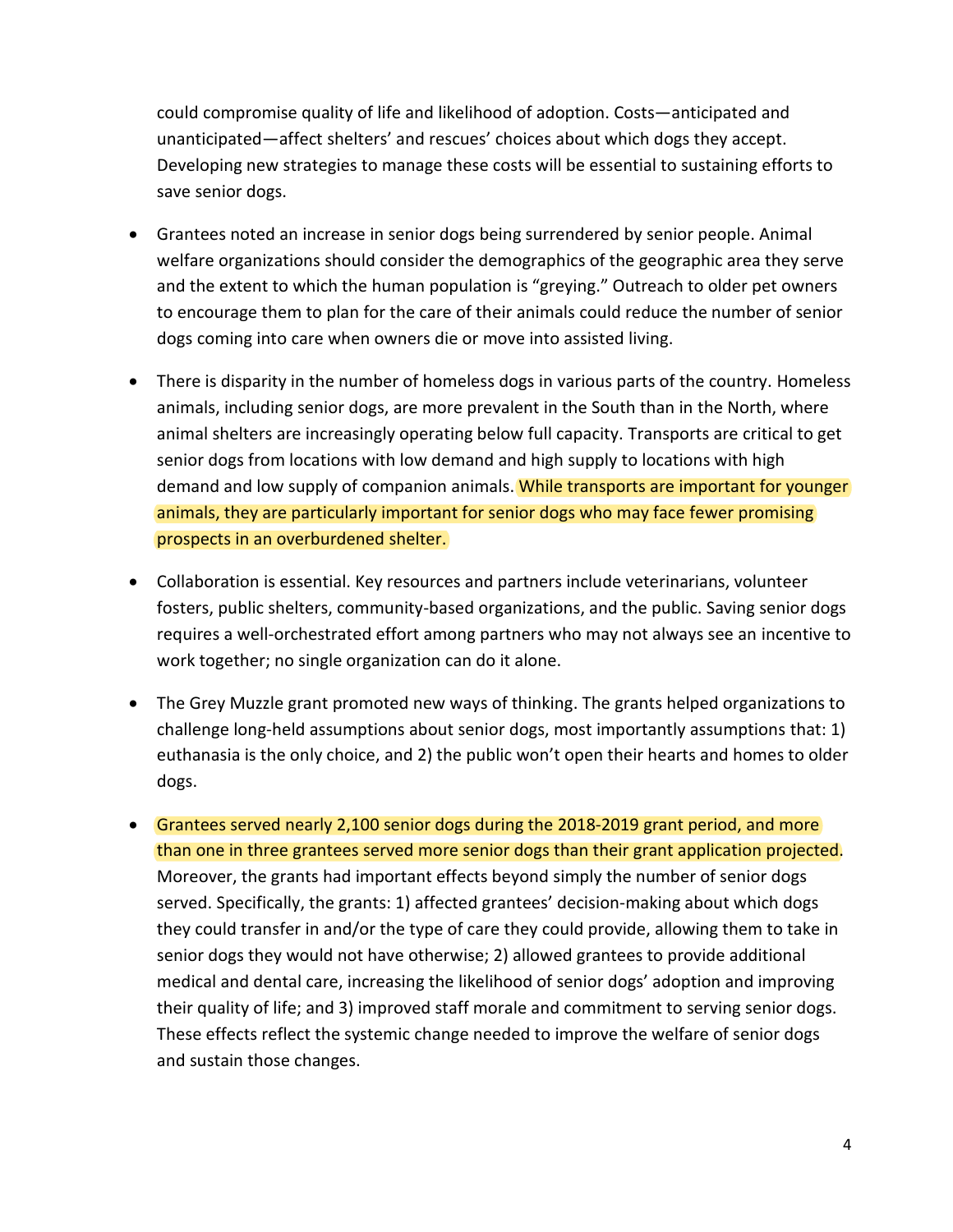could compromise quality of life and likelihood of adoption. Costs—anticipated and unanticipated—affect shelters' and rescues' choices about which dogs they accept. Developing new strategies to manage these costs will be essential to sustaining efforts to save senior dogs.

- Grantees noted an increase in senior dogs being surrendered by senior people. Animal welfare organizations should consider the demographics of the geographic area they serve and the extent to which the human population is "greying." Outreach to older pet owners to encourage them to plan for the care of their animals could reduce the number of senior dogs coming into care when owners die or move into assisted living.

- There is disparity in the number of homeless dogs in various parts of the country. Homeless animals, including senior dogs, are more prevalent in the South than in the North, where animal shelters are increasingly operating below full capacity. Transports are critical to get senior dogs from locations with low demand and high supply to locations with high demand and low supply of companion animals. While transports are important for younger animals, they are particularly important for senior dogs who may face fewer promising prospects in an overburdened shelter.

- Collaboration is essential. Key resources and partners include veterinarians, volunteer fosters, public shelters, community-based organizations, and the public. Saving senior dogs requires a well-orchestrated effort among partners who may not always see an incentive to work together; no single organization can do it alone.

- The Grey Muzzle grant promoted new ways of thinking. The grants helped organizations to challenge long-held assumptions about senior dogs, most importantly assumptions that: 1) euthanasia is the only choice, and 2) the public won't open their hearts and homes to older dogs.

- Grantees served nearly 2,100 senior dogs during the 2018-2019 grant period, and more than one in three grantees served more senior dogs than their grant application projected. Moreover, the grants had important effects beyond simply the number of senior dogs served. Specifically, the grants: 1) affected grantees' decision-making about which dogs they could transfer in and/or the type of care they could provide, allowing them to take in senior dogs they would not have otherwise; 2) allowed grantees to provide additional medical and dental care, increasing the likelihood of senior dogs' adoption and improving their quality of life; and 3) improved staff morale and commitment to serving senior dogs. These effects reflect the systemic change needed to improve the welfare of senior dogs and sustain those changes.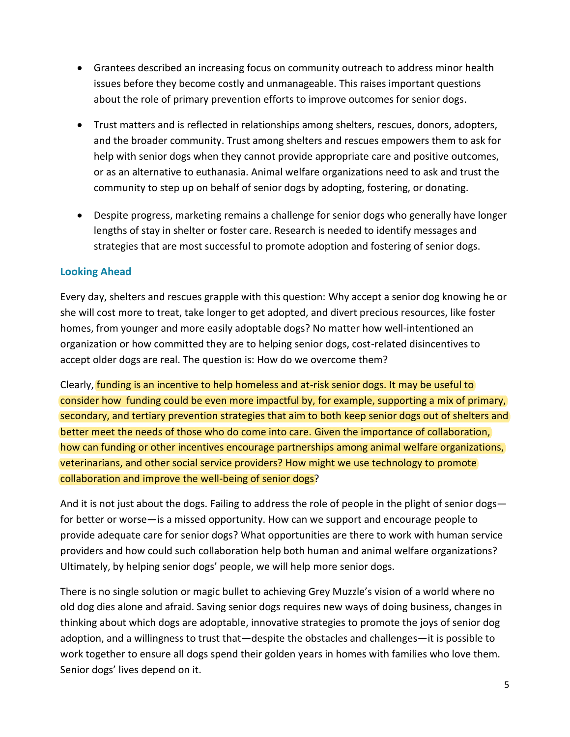- Grantees described an increasing focus on community outreach to address minor health issues before they become costly and unmanageable. This raises important questions about the role of primary prevention efforts to improve outcomes for senior dogs.

- Trust matters and is reflected in relationships among shelters, rescues, donors, adopters, and the broader community. Trust among shelters and rescues empowers them to ask for help with senior dogs when they cannot provide appropriate care and positive outcomes, or as an alternative to euthanasia. Animal welfare organizations need to ask and trust the community to step up on behalf of senior dogs by adopting, fostering, or donating.

- Despite progress, marketing remains a challenge for senior dogs who generally have longer lengths of stay in shelter or foster care. Research is needed to identify messages and strategies that are most successful to promote adoption and fostering of senior dogs.

### Looking Ahead

Every day, shelters and rescues grapple with this question: Why accept a senior dog knowing he or she will cost more to treat, take longer to get adopted, and divert precious resources, like foster homes, from younger and more easily adoptable dogs? No matter how well-intentioned an organization or how committed they are to helping senior dogs, cost-related disincentives to accept older dogs are real. The question is: How do we overcome them?

Clearly, funding is an incentive to help homeless and at-risk senior dogs. It may be useful to consider how funding could be even more impactful by, for example, supporting a mix of primary, secondary, and tertiary prevention strategies that aim to both keep senior dogs out of shelters and better meet the needs of those who do come into care. Given the importance of collaboration, how can funding or other incentives encourage partnerships among animal welfare organizations, veterinarians, and other social service providers? How might we use technology to promote collaboration and improve the well-being of senior dogs?

And it is not just about the dogs. Failing to address the role of people in the plight of senior dogs—for better or worse—is a missed opportunity. How can we support and encourage people to provide adequate care for senior dogs? What opportunities are there to work with human service providers and how could such collaboration help both human and animal welfare organizations? Ultimately, by helping senior dogs' people, we will help more senior dogs.

There is no single solution or magic bullet to achieving Grey Muzzle's vision of a world where no old dog dies alone and afraid. Saving senior dogs requires new ways of doing business, changes in thinking about which dogs are adoptable, innovative strategies to promote the joys of senior dog adoption, and a willingness to trust that—despite the obstacles and challenges—it is possible to work together to ensure all dogs spend their golden years in homes with families who love them. Senior dogs' lives depend on it.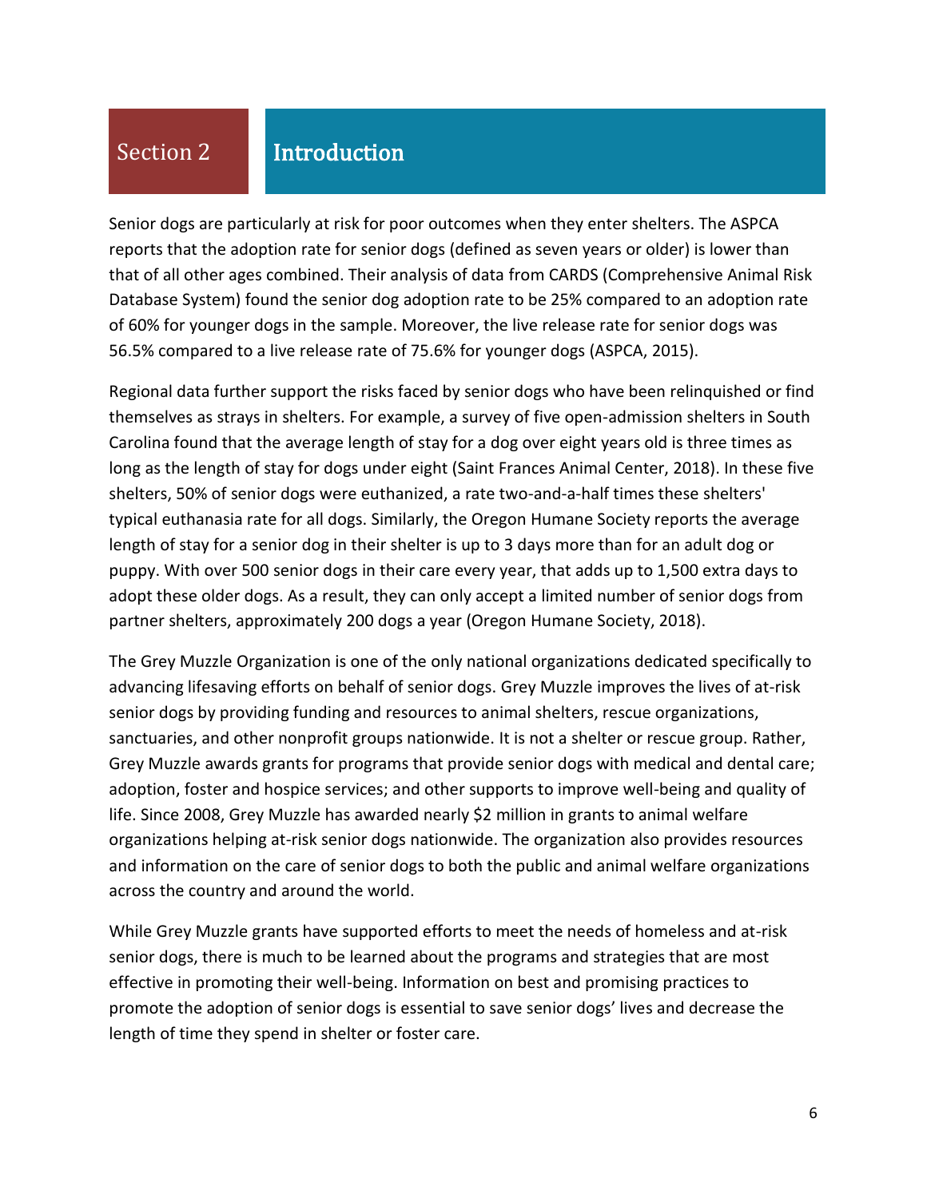## Section 2 Introduction

Senior dogs are particularly at risk for poor outcomes when they enter shelters. The ASPCA reports that the adoption rate for senior dogs (defined as seven years or older) is lower than that of all other ages combined. Their analysis of data from CARDS (Comprehensive Animal Risk Database System) found the senior dog adoption rate to be 25% compared to an adoption rate of 60% for younger dogs in the sample. Moreover, the live release rate for senior dogs was 56.5% compared to a live release rate of 75.6% for younger dogs (ASPCA, 2015).

Regional data further support the risks faced by senior dogs who have been relinquished or find themselves as strays in shelters. For example, a survey of five open-admission shelters in South Carolina found that the average length of stay for a dog over eight years old is three times as long as the length of stay for dogs under eight (Saint Frances Animal Center, 2018). In these five shelters, 50% of senior dogs were euthanized, a rate two-and-a-half times these shelters' typical euthanasia rate for all dogs. Similarly, the Oregon Humane Society reports the average length of stay for a senior dog in their shelter is up to 3 days more than for an adult dog or puppy. With over 500 senior dogs in their care every year, that adds up to 1,500 extra days to adopt these older dogs. As a result, they can only accept a limited number of senior dogs from partner shelters, approximately 200 dogs a year (Oregon Humane Society, 2018).

The Grey Muzzle Organization is one of the only national organizations dedicated specifically to advancing lifesaving efforts on behalf of senior dogs. Grey Muzzle improves the lives of at-risk senior dogs by providing funding and resources to animal shelters, rescue organizations, sanctuaries, and other nonprofit groups nationwide. It is not a shelter or rescue group. Rather, Grey Muzzle awards grants for programs that provide senior dogs with medical and dental care; adoption, foster and hospice services; and other supports to improve well-being and quality of life. Since 2008, Grey Muzzle has awarded nearly $2 million in grants to animal welfare organizations helping at-risk senior dogs nationwide. The organization also provides resources and information on the care of senior dogs to both the public and animal welfare organizations across the country and around the world.

While Grey Muzzle grants have supported efforts to meet the needs of homeless and at-risk senior dogs, there is much to be learned about the programs and strategies that are most effective in promoting their well-being. Information on best and promising practices to promote the adoption of senior dogs is essential to save senior dogs' lives and decrease the length of time they spend in shelter or foster care.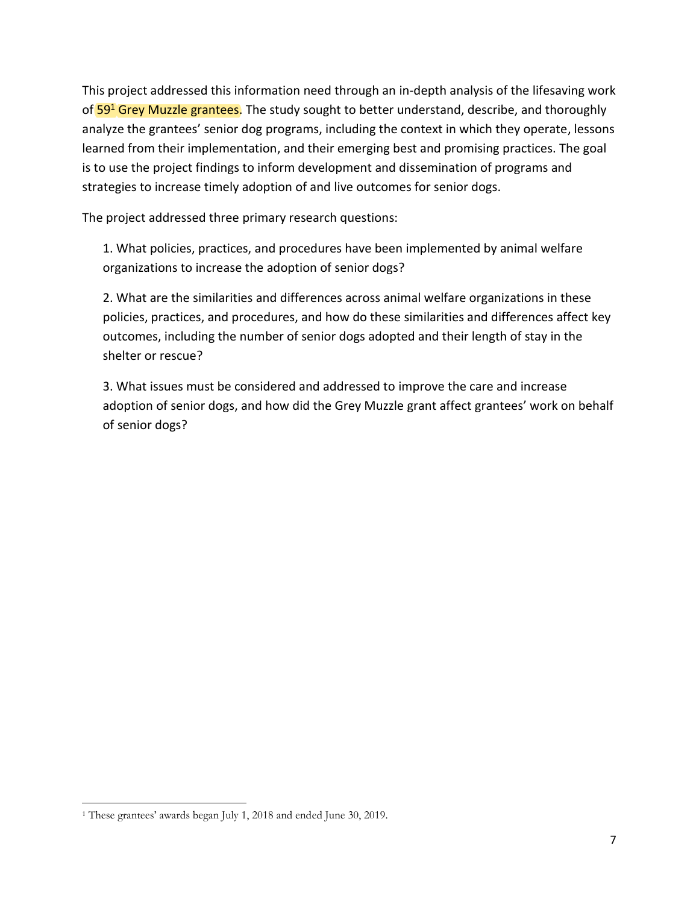This project addressed this information need through an in-depth analysis of the lifesaving work of 59[1] Grey Muzzle grantees. The study sought to better understand, describe, and thoroughly analyze the grantees' senior dog programs, including the context in which they operate, lessons learned from their implementation, and their emerging best and promising practices. The goal is to use the project findings to inform development and dissemination of programs and strategies to increase timely adoption of and live outcomes for senior dogs.

The project addressed three primary research questions:

1. What policies, practices, and procedures have been implemented by animal welfare organizations to increase the adoption of senior dogs?

2. What are the similarities and differences across animal welfare organizations in these policies, practices, and procedures, and how do these similarities and differences affect key outcomes, including the number of senior dogs adopted and their length of stay in the shelter or rescue?

3. What issues must be considered and addressed to improve the care and increase adoption of senior dogs, and how did the Grey Muzzle grant affect grantees' work on behalf of senior dogs?

[1] These grantees' awards began July 1, 2018 and ended June 30, 2019.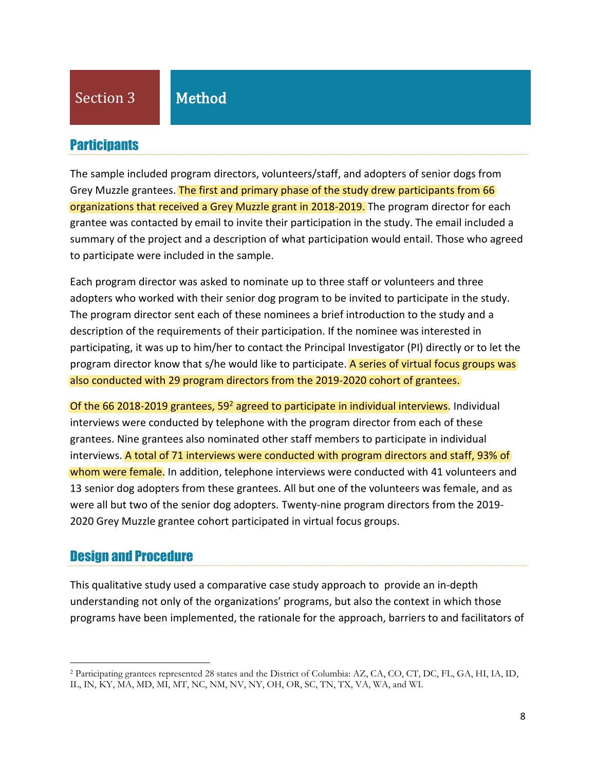# Section 3 Method

## Participants

The sample included program directors, volunteers/staff, and adopters of senior dogs from Grey Muzzle grantees. The first and primary phase of the study drew participants from 66 organizations that received a Grey Muzzle grant in 2018-2019. The program director for each grantee was contacted by email to invite their participation in the study. The email included a summary of the project and a description of what participation would entail. Those who agreed to participate were included in the sample.

Each program director was asked to nominate up to three staff or volunteers and three adopters who worked with their senior dog program to be invited to participate in the study. The program director sent each of these nominees a brief introduction to the study and a description of the requirements of their participation. If the nominee was interested in participating, it was up to him/her to contact the Principal Investigator (PI) directly or to let the program director know that s/he would like to participate. A series of virtual focus groups was also conducted with 29 program directors from the 2019-2020 cohort of grantees.

Of the 66 2018-2019 grantees, 59[2] agreed to participate in individual interviews. Individual interviews were conducted by telephone with the program director from each of these grantees. Nine grantees also nominated other staff members to participate in individual interviews. A total of 71 interviews were conducted with program directors and staff, 93% of whom were female. In addition, telephone interviews were conducted with 41 volunteers and 13 senior dog adopters from these grantees. All but one of the volunteers was female, and as were all but two of the senior dog adopters. Twenty-nine program directors from the 2019-2020 Grey Muzzle grantee cohort participated in virtual focus groups.

## Design and Procedure

This qualitative study used a comparative case study approach to provide an in-depth understanding not only of the organizations' programs, but also the context in which those programs have been implemented, the rationale for the approach, barriers to and facilitators of

[2] Participating grantees represented 28 states and the District of Columbia: AZ, CA, CO, CT, DC, FL, GA, HI, IA, ID, IL, IN, KY, MA, MD, MI, MT, NC, NM, NV, NY, OH, OR, SC, TN, TX, VA, WA, and WI.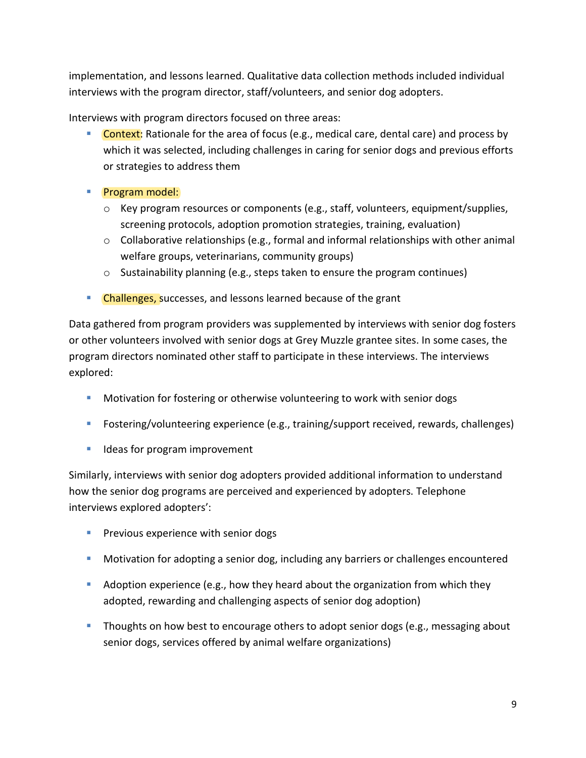implementation, and lessons learned. Qualitative data collection methods included individual interviews with the program director, staff/volunteers, and senior dog adopters.

Interviews with program directors focused on three areas:

- Context: Rationale for the area of focus (e.g., medical care, dental care) and process by which it was selected, including challenges in caring for senior dogs and previous efforts or strategies to address them
- Program model:
  - Key program resources or components (e.g., staff, volunteers, equipment/supplies, screening protocols, adoption promotion strategies, training, evaluation)
  - Collaborative relationships (e.g., formal and informal relationships with other animal welfare groups, veterinarians, community groups)
  - Sustainability planning (e.g., steps taken to ensure the program continues)
- Challenges, successes, and lessons learned because of the grant

Data gathered from program providers was supplemented by interviews with senior dog fosters or other volunteers involved with senior dogs at Grey Muzzle grantee sites. In some cases, the program directors nominated other staff to participate in these interviews. The interviews explored:

- Motivation for fostering or otherwise volunteering to work with senior dogs
- Fostering/volunteering experience (e.g., training/support received, rewards, challenges)
- Ideas for program improvement

Similarly, interviews with senior dog adopters provided additional information to understand how the senior dog programs are perceived and experienced by adopters. Telephone interviews explored adopters':

- Previous experience with senior dogs
- Motivation for adopting a senior dog, including any barriers or challenges encountered
- Adoption experience (e.g., how they heard about the organization from which they adopted, rewarding and challenging aspects of senior dog adoption)
- Thoughts on how best to encourage others to adopt senior dogs (e.g., messaging about senior dogs, services offered by animal welfare organizations)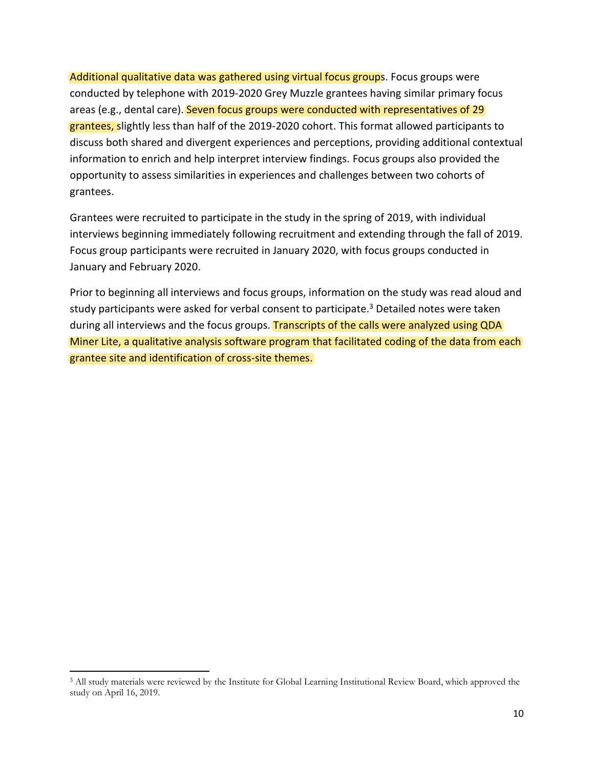Additional qualitative data was gathered using virtual focus groups. Focus groups were conducted by telephone with 2019-2020 Grey Muzzle grantees having similar primary focus areas (e.g., dental care). Seven focus groups were conducted with representatives of 29 grantees, slightly less than half of the 2019-2020 cohort. This format allowed participants to discuss both shared and divergent experiences and perceptions, providing additional contextual information to enrich and help interpret interview findings. Focus groups also provided the opportunity to assess similarities in experiences and challenges between two cohorts of grantees.

Grantees were recruited to participate in the study in the spring of 2019, with individual interviews beginning immediately following recruitment and extending through the fall of 2019. Focus group participants were recruited in January 2020, with focus groups conducted in January and February 2020.

Prior to beginning all interviews and focus groups, information on the study was read aloud and study participants were asked for verbal consent to participate.[3] Detailed notes were taken during all interviews and the focus groups. Transcripts of the calls were analyzed using QDA Miner Lite, a qualitative analysis software program that facilitated coding of the data from each grantee site and identification of cross-site themes.

[3] All study materials were reviewed by the Institute for Global Learning Institutional Review Board, which approved the study on April 16, 2019.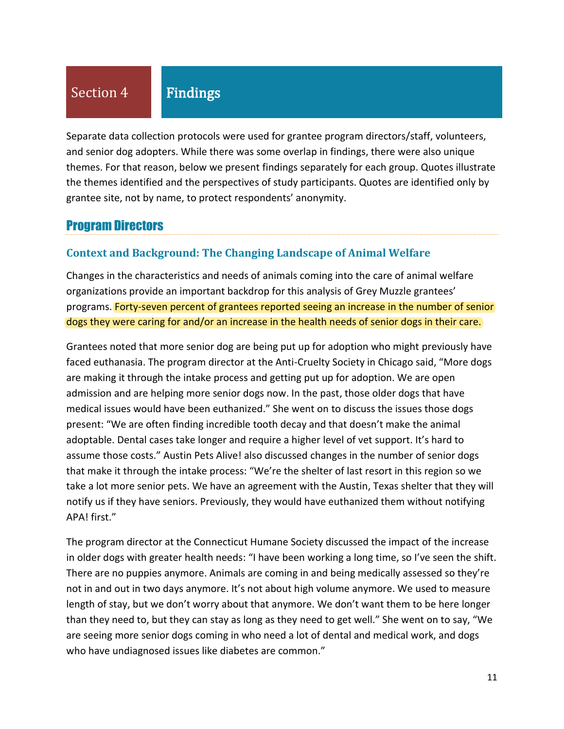# Section 4 Findings

Separate data collection protocols were used for grantee program directors/staff, volunteers, and senior dog adopters. While there was some overlap in findings, there were also unique themes. For that reason, below we present findings separately for each group. Quotes illustrate the themes identified and the perspectives of study participants. Quotes are identified only by grantee site, not by name, to protect respondents' anonymity.

## Program Directors

### Context and Background: The Changing Landscape of Animal Welfare

Changes in the characteristics and needs of animals coming into the care of animal welfare organizations provide an important backdrop for this analysis of Grey Muzzle grantees' programs. Forty-seven percent of grantees reported seeing an increase in the number of senior dogs they were caring for and/or an increase in the health needs of senior dogs in their care.

Grantees noted that more senior dog are being put up for adoption who might previously have faced euthanasia. The program director at the Anti-Cruelty Society in Chicago said, "More dogs are making it through the intake process and getting put up for adoption. We are open admission and are helping more senior dogs now. In the past, those older dogs that have medical issues would have been euthanized." She went on to discuss the issues those dogs present: "We are often finding incredible tooth decay and that doesn't make the animal adoptable. Dental cases take longer and require a higher level of vet support. It's hard to assume those costs." Austin Pets Alive! also discussed changes in the number of senior dogs that make it through the intake process: "We're the shelter of last resort in this region so we take a lot more senior pets. We have an agreement with the Austin, Texas shelter that they will notify us if they have seniors. Previously, they would have euthanized them without notifying APA! first."

The program director at the Connecticut Humane Society discussed the impact of the increase in older dogs with greater health needs: "I have been working a long time, so I've seen the shift. There are no puppies anymore. Animals are coming in and being medically assessed so they're not in and out in two days anymore. It's not about high volume anymore. We used to measure length of stay, but we don't worry about that anymore. We don't want them to be here longer than they need to, but they can stay as long as they need to get well." She went on to say, "We are seeing more senior dogs coming in who need a lot of dental and medical work, and dogs who have undiagnosed issues like diabetes are common."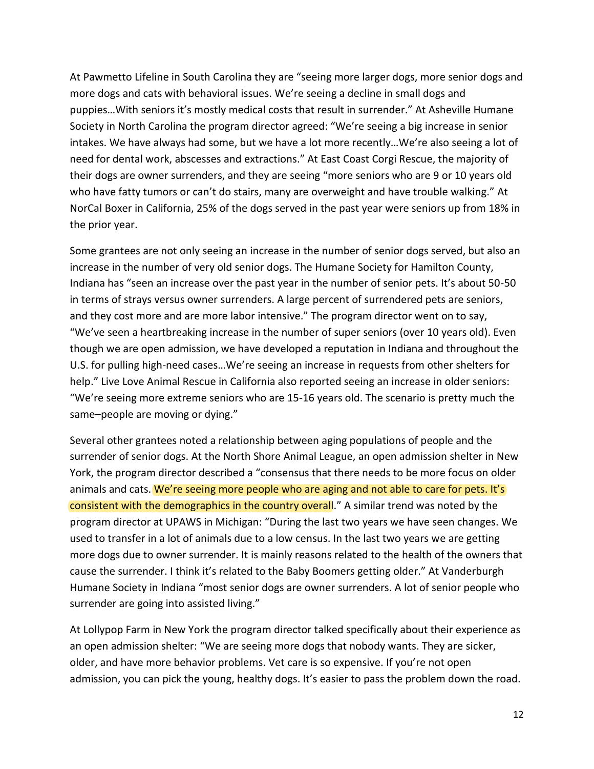At Pawmetto Lifeline in South Carolina they are "seeing more larger dogs, more senior dogs and more dogs and cats with behavioral issues. We're seeing a decline in small dogs and puppies…With seniors it's mostly medical costs that result in surrender." At Asheville Humane Society in North Carolina the program director agreed: "We're seeing a big increase in senior intakes. We have always had some, but we have a lot more recently…We're also seeing a lot of need for dental work, abscesses and extractions." At East Coast Corgi Rescue, the majority of their dogs are owner surrenders, and they are seeing "more seniors who are 9 or 10 years old who have fatty tumors or can't do stairs, many are overweight and have trouble walking." At NorCal Boxer in California, 25% of the dogs served in the past year were seniors up from 18% in the prior year.

Some grantees are not only seeing an increase in the number of senior dogs served, but also an increase in the number of very old senior dogs. The Humane Society for Hamilton County, Indiana has "seen an increase over the past year in the number of senior pets. It's about 50-50 in terms of strays versus owner surrenders. A large percent of surrendered pets are seniors, and they cost more and are more labor intensive." The program director went on to say, "We've seen a heartbreaking increase in the number of super seniors (over 10 years old). Even though we are open admission, we have developed a reputation in Indiana and throughout the U.S. for pulling high-need cases…We're seeing an increase in requests from other shelters for help." Live Love Animal Rescue in California also reported seeing an increase in older seniors: "We're seeing more extreme seniors who are 15-16 years old. The scenario is pretty much the same–people are moving or dying."

Several other grantees noted a relationship between aging populations of people and the surrender of senior dogs. At the North Shore Animal League, an open admission shelter in New York, the program director described a "consensus that there needs to be more focus on older animals and cats. We're seeing more people who are aging and not able to care for pets. It's consistent with the demographics in the country overall." A similar trend was noted by the program director at UPAWS in Michigan: "During the last two years we have seen changes. We used to transfer in a lot of animals due to a low census. In the last two years we are getting more dogs due to owner surrender. It is mainly reasons related to the health of the owners that cause the surrender. I think it's related to the Baby Boomers getting older." At Vanderburgh Humane Society in Indiana "most senior dogs are owner surrenders. A lot of senior people who surrender are going into assisted living."

At Lollypop Farm in New York the program director talked specifically about their experience as an open admission shelter: "We are seeing more dogs that nobody wants. They are sicker, older, and have more behavior problems. Vet care is so expensive. If you're not open admission, you can pick the young, healthy dogs. It's easier to pass the problem down the road.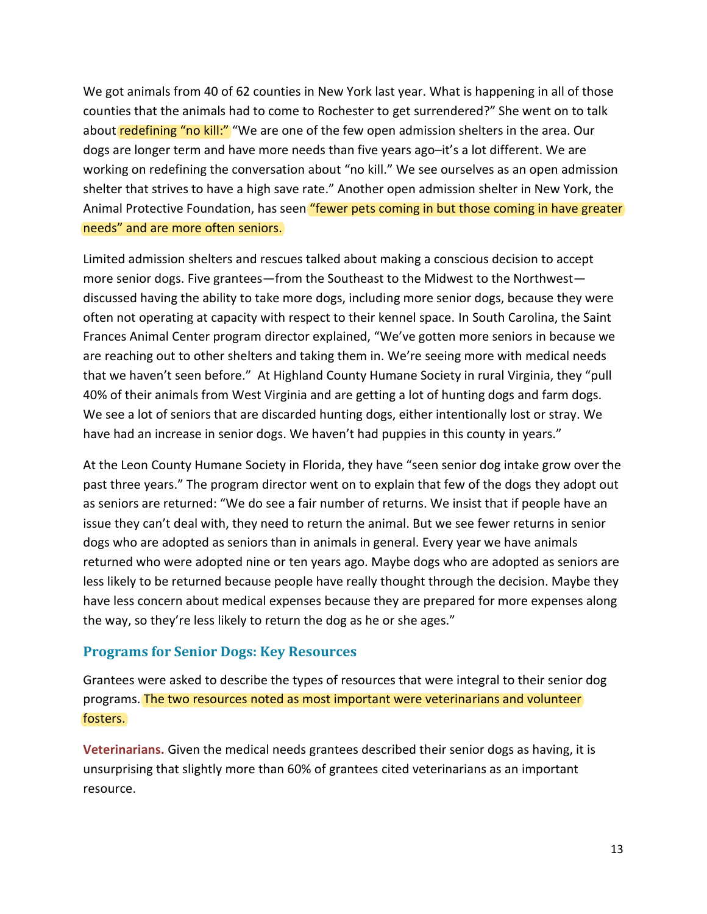We got animals from 40 of 62 counties in New York last year. What is happening in all of those counties that the animals had to come to Rochester to get surrendered?" She went on to talk about redefining "no kill:" "We are one of the few open admission shelters in the area. Our dogs are longer term and have more needs than five years ago–it's a lot different. We are working on redefining the conversation about "no kill." We see ourselves as an open admission shelter that strives to have a high save rate." Another open admission shelter in New York, the Animal Protective Foundation, has seen "fewer pets coming in but those coming in have greater needs" and are more often seniors.

Limited admission shelters and rescues talked about making a conscious decision to accept more senior dogs. Five grantees—from the Southeast to the Midwest to the Northwest—discussed having the ability to take more dogs, including more senior dogs, because they were often not operating at capacity with respect to their kennel space. In South Carolina, the Saint Frances Animal Center program director explained, "We've gotten more seniors in because we are reaching out to other shelters and taking them in. We're seeing more with medical needs that we haven't seen before." At Highland County Humane Society in rural Virginia, they "pull 40% of their animals from West Virginia and are getting a lot of hunting dogs and farm dogs. We see a lot of seniors that are discarded hunting dogs, either intentionally lost or stray. We have had an increase in senior dogs. We haven't had puppies in this county in years."

At the Leon County Humane Society in Florida, they have "seen senior dog intake grow over the past three years." The program director went on to explain that few of the dogs they adopt out as seniors are returned: "We do see a fair number of returns. We insist that if people have an issue they can't deal with, they need to return the animal. But we see fewer returns in senior dogs who are adopted as seniors than in animals in general. Every year we have animals returned who were adopted nine or ten years ago. Maybe dogs who are adopted as seniors are less likely to be returned because people have really thought through the decision. Maybe they have less concern about medical expenses because they are prepared for more expenses along the way, so they're less likely to return the dog as he or she ages."

## Programs for Senior Dogs: Key Resources

Grantees were asked to describe the types of resources that were integral to their senior dog programs. The two resources noted as most important were veterinarians and volunteer fosters.

**Veterinarians.** Given the medical needs grantees described their senior dogs as having, it is unsurprising that slightly more than 60% of grantees cited veterinarians as an important resource.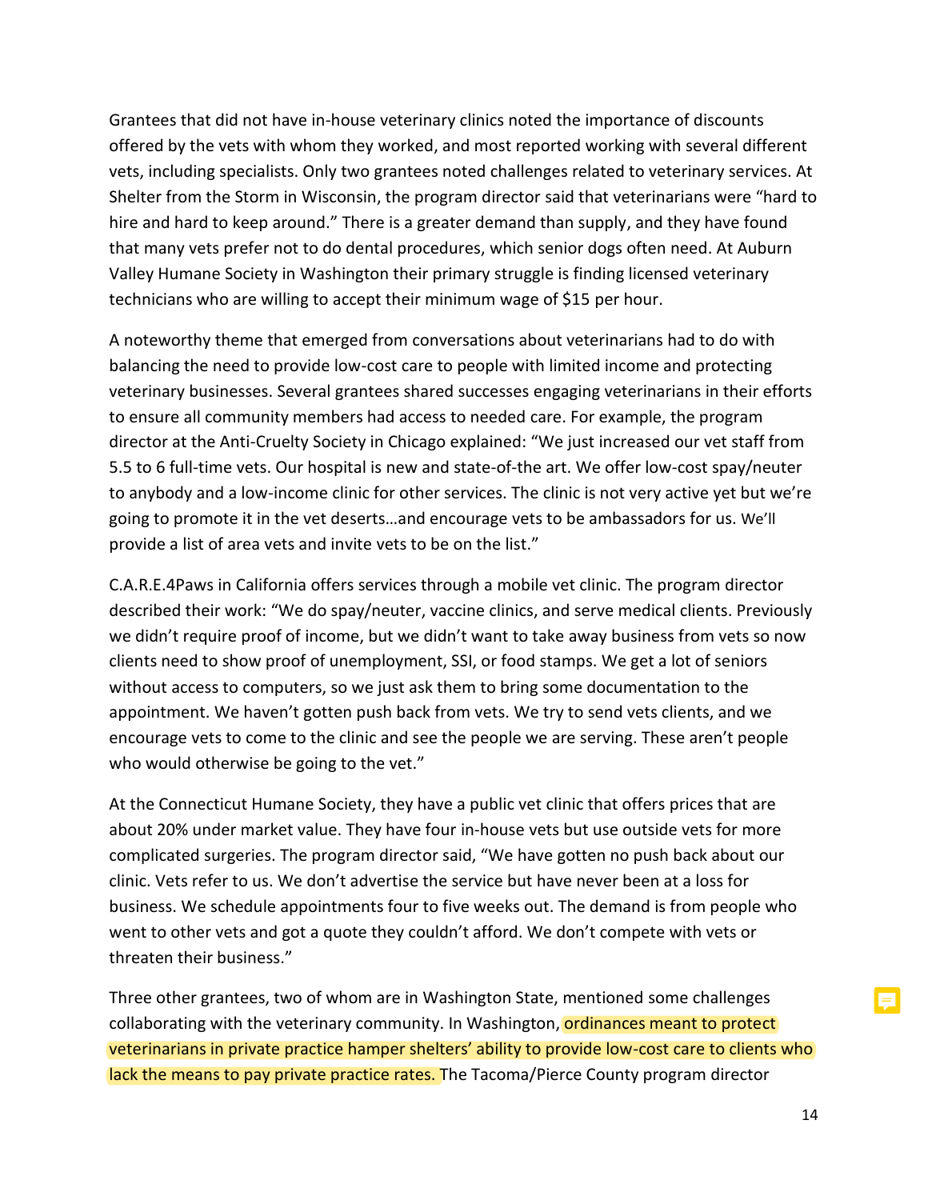Grantees that did not have in-house veterinary clinics noted the importance of discounts offered by the vets with whom they worked, and most reported working with several different vets, including specialists. Only two grantees noted challenges related to veterinary services. At Shelter from the Storm in Wisconsin, the program director said that veterinarians were "hard to hire and hard to keep around." There is a greater demand than supply, and they have found that many vets prefer not to do dental procedures, which senior dogs often need. At Auburn Valley Humane Society in Washington their primary struggle is finding licensed veterinary technicians who are willing to accept their minimum wage of $15 per hour.

A noteworthy theme that emerged from conversations about veterinarians had to do with balancing the need to provide low-cost care to people with limited income and protecting veterinary businesses. Several grantees shared successes engaging veterinarians in their efforts to ensure all community members had access to needed care. For example, the program director at the Anti-Cruelty Society in Chicago explained: "We just increased our vet staff from 5.5 to 6 full-time vets. Our hospital is new and state-of-the art. We offer low-cost spay/neuter to anybody and a low-income clinic for other services. The clinic is not very active yet but we're going to promote it in the vet deserts…and encourage vets to be ambassadors for us. We'll provide a list of area vets and invite vets to be on the list."

C.A.R.E.4Paws in California offers services through a mobile vet clinic. The program director described their work: "We do spay/neuter, vaccine clinics, and serve medical clients. Previously we didn't require proof of income, but we didn't want to take away business from vets so now clients need to show proof of unemployment, SSI, or food stamps. We get a lot of seniors without access to computers, so we just ask them to bring some documentation to the appointment. We haven't gotten push back from vets. We try to send vets clients, and we encourage vets to come to the clinic and see the people we are serving. These aren't people who would otherwise be going to the vet."

At the Connecticut Humane Society, they have a public vet clinic that offers prices that are about 20% under market value. They have four in-house vets but use outside vets for more complicated surgeries. The program director said, "We have gotten no push back about our clinic. Vets refer to us. We don't advertise the service but have never been at a loss for business. We schedule appointments four to five weeks out. The demand is from people who went to other vets and got a quote they couldn't afford. We don't compete with vets or threaten their business."

Three other grantees, two of whom are in Washington State, mentioned some challenges collaborating with the veterinary community. In Washington, ordinances meant to protect veterinarians in private practice hamper shelters' ability to provide low-cost care to clients who lack the means to pay private practice rates. The Tacoma/Pierce County program director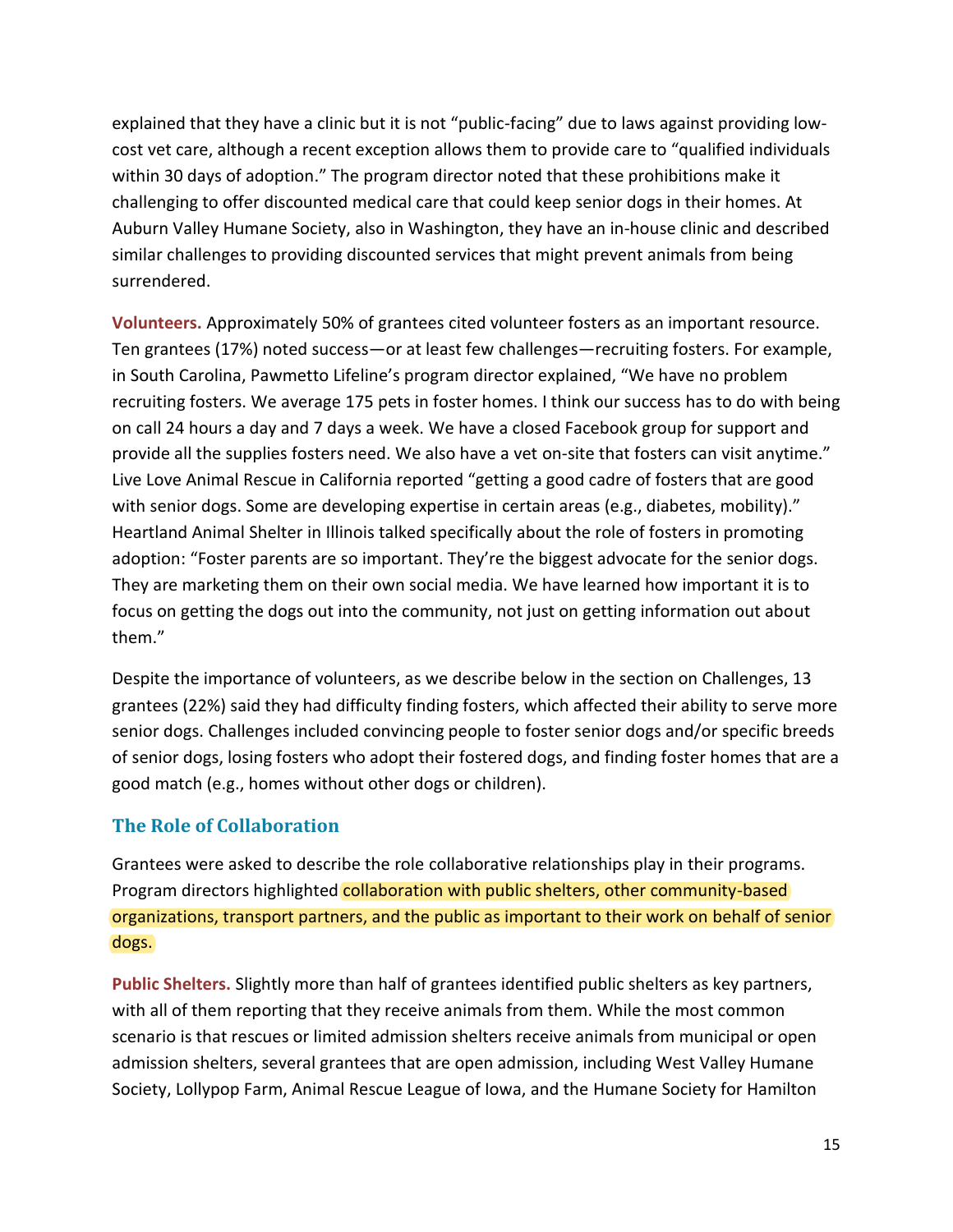explained that they have a clinic but it is not "public-facing" due to laws against providing low-cost vet care, although a recent exception allows them to provide care to "qualified individuals within 30 days of adoption." The program director noted that these prohibitions make it challenging to offer discounted medical care that could keep senior dogs in their homes. At Auburn Valley Humane Society, also in Washington, they have an in-house clinic and described similar challenges to providing discounted services that might prevent animals from being surrendered.

**Volunteers.** Approximately 50% of grantees cited volunteer fosters as an important resource. Ten grantees (17%) noted success—or at least few challenges—recruiting fosters. For example, in South Carolina, Pawmetto Lifeline's program director explained, "We have no problem recruiting fosters. We average 175 pets in foster homes. I think our success has to do with being on call 24 hours a day and 7 days a week. We have a closed Facebook group for support and provide all the supplies fosters need. We also have a vet on-site that fosters can visit anytime." Live Love Animal Rescue in California reported "getting a good cadre of fosters that are good with senior dogs. Some are developing expertise in certain areas (e.g., diabetes, mobility)." Heartland Animal Shelter in Illinois talked specifically about the role of fosters in promoting adoption: "Foster parents are so important. They're the biggest advocate for the senior dogs. They are marketing them on their own social media. We have learned how important it is to focus on getting the dogs out into the community, not just on getting information out about them."

Despite the importance of volunteers, as we describe below in the section on Challenges, 13 grantees (22%) said they had difficulty finding fosters, which affected their ability to serve more senior dogs. Challenges included convincing people to foster senior dogs and/or specific breeds of senior dogs, losing fosters who adopt their fostered dogs, and finding foster homes that are a good match (e.g., homes without other dogs or children).

## The Role of Collaboration

Grantees were asked to describe the role collaborative relationships play in their programs. Program directors highlighted collaboration with public shelters, other community-based organizations, transport partners, and the public as important to their work on behalf of senior dogs.

**Public Shelters.** Slightly more than half of grantees identified public shelters as key partners, with all of them reporting that they receive animals from them. While the most common scenario is that rescues or limited admission shelters receive animals from municipal or open admission shelters, several grantees that are open admission, including West Valley Humane Society, Lollypop Farm, Animal Rescue League of Iowa, and the Humane Society for Hamilton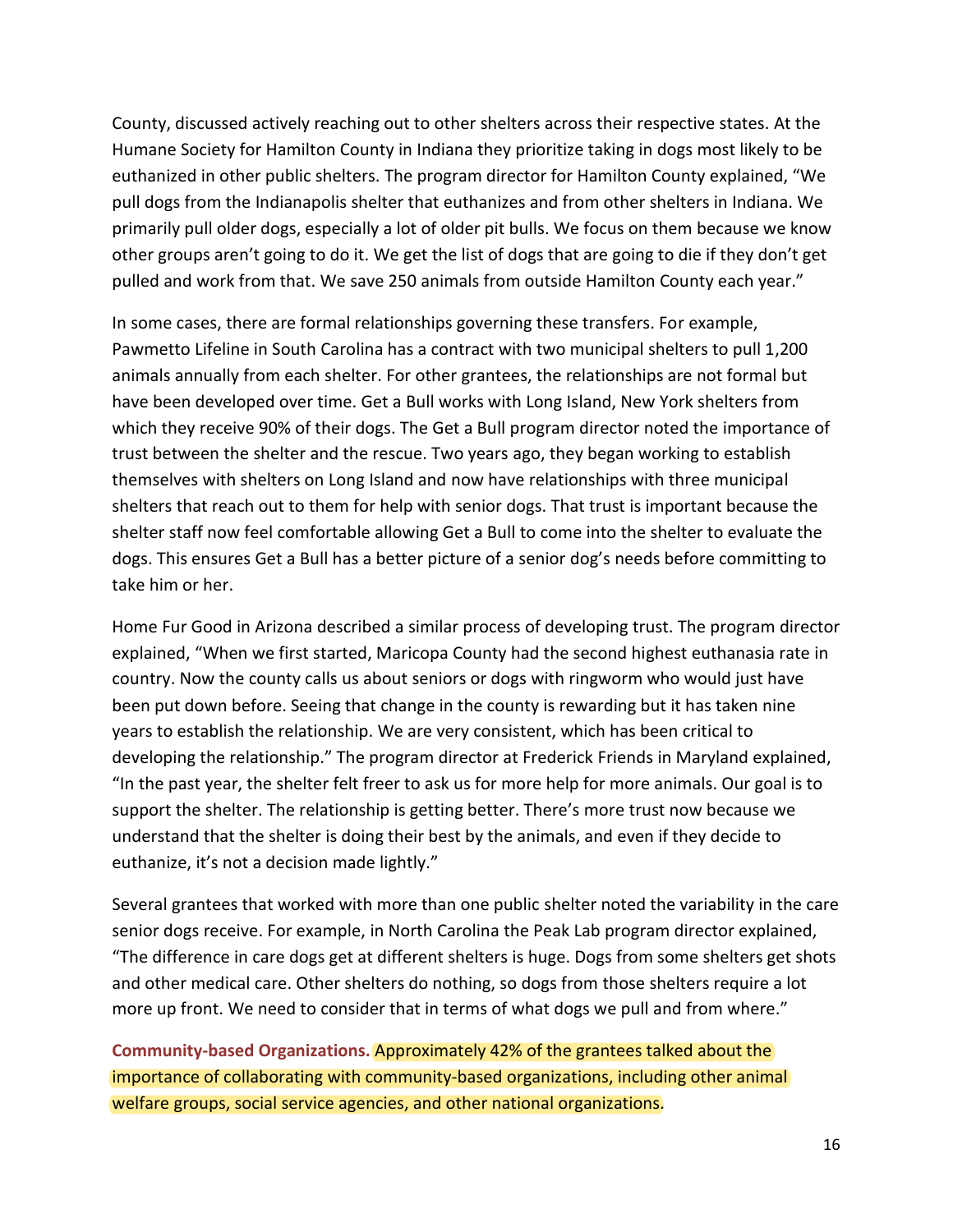County, discussed actively reaching out to other shelters across their respective states. At the Humane Society for Hamilton County in Indiana they prioritize taking in dogs most likely to be euthanized in other public shelters. The program director for Hamilton County explained, "We pull dogs from the Indianapolis shelter that euthanizes and from other shelters in Indiana. We primarily pull older dogs, especially a lot of older pit bulls. We focus on them because we know other groups aren't going to do it. We get the list of dogs that are going to die if they don't get pulled and work from that. We save 250 animals from outside Hamilton County each year."

In some cases, there are formal relationships governing these transfers. For example, Pawmetto Lifeline in South Carolina has a contract with two municipal shelters to pull 1,200 animals annually from each shelter. For other grantees, the relationships are not formal but have been developed over time. Get a Bull works with Long Island, New York shelters from which they receive 90% of their dogs. The Get a Bull program director noted the importance of trust between the shelter and the rescue. Two years ago, they began working to establish themselves with shelters on Long Island and now have relationships with three municipal shelters that reach out to them for help with senior dogs. That trust is important because the shelter staff now feel comfortable allowing Get a Bull to come into the shelter to evaluate the dogs. This ensures Get a Bull has a better picture of a senior dog's needs before committing to take him or her.

Home Fur Good in Arizona described a similar process of developing trust. The program director explained, "When we first started, Maricopa County had the second highest euthanasia rate in country. Now the county calls us about seniors or dogs with ringworm who would just have been put down before. Seeing that change in the county is rewarding but it has taken nine years to establish the relationship. We are very consistent, which has been critical to developing the relationship." The program director at Frederick Friends in Maryland explained, "In the past year, the shelter felt freer to ask us for more help for more animals. Our goal is to support the shelter. The relationship is getting better. There's more trust now because we understand that the shelter is doing their best by the animals, and even if they decide to euthanize, it's not a decision made lightly."

Several grantees that worked with more than one public shelter noted the variability in the care senior dogs receive. For example, in North Carolina the Peak Lab program director explained, "The difference in care dogs get at different shelters is huge. Dogs from some shelters get shots and other medical care. Other shelters do nothing, so dogs from those shelters require a lot more up front. We need to consider that in terms of what dogs we pull and from where."

**Community-based Organizations.** Approximately 42% of the grantees talked about the importance of collaborating with community-based organizations, including other animal welfare groups, social service agencies, and other national organizations.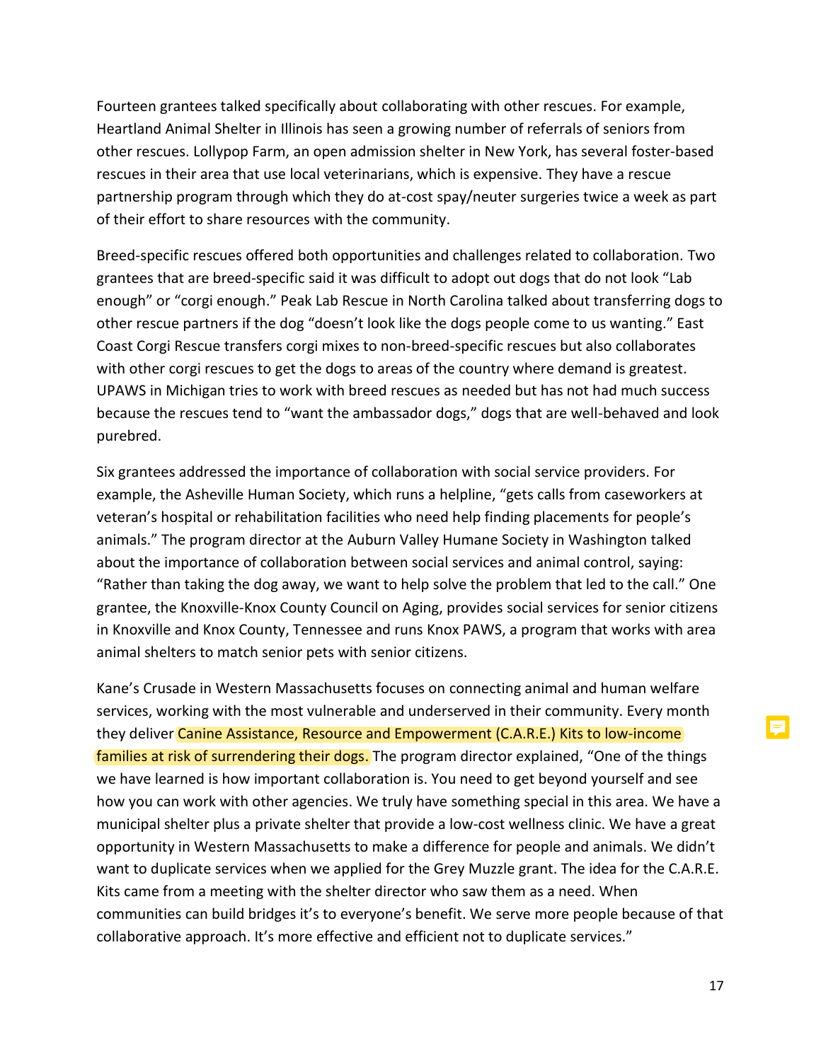Fourteen grantees talked specifically about collaborating with other rescues. For example, Heartland Animal Shelter in Illinois has seen a growing number of referrals of seniors from other rescues. Lollypop Farm, an open admission shelter in New York, has several foster-based rescues in their area that use local veterinarians, which is expensive. They have a rescue partnership program through which they do at-cost spay/neuter surgeries twice a week as part of their effort to share resources with the community.

Breed-specific rescues offered both opportunities and challenges related to collaboration. Two grantees that are breed-specific said it was difficult to adopt out dogs that do not look "Lab enough" or "corgi enough." Peak Lab Rescue in North Carolina talked about transferring dogs to other rescue partners if the dog "doesn't look like the dogs people come to us wanting." East Coast Corgi Rescue transfers corgi mixes to non-breed-specific rescues but also collaborates with other corgi rescues to get the dogs to areas of the country where demand is greatest. UPAWS in Michigan tries to work with breed rescues as needed but has not had much success because the rescues tend to "want the ambassador dogs," dogs that are well-behaved and look purebred.

Six grantees addressed the importance of collaboration with social service providers. For example, the Asheville Human Society, which runs a helpline, "gets calls from caseworkers at veteran's hospital or rehabilitation facilities who need help finding placements for people's animals." The program director at the Auburn Valley Humane Society in Washington talked about the importance of collaboration between social services and animal control, saying: "Rather than taking the dog away, we want to help solve the problem that led to the call." One grantee, the Knoxville-Knox County Council on Aging, provides social services for senior citizens in Knoxville and Knox County, Tennessee and runs Knox PAWS, a program that works with area animal shelters to match senior pets with senior citizens.

Kane's Crusade in Western Massachusetts focuses on connecting animal and human welfare services, working with the most vulnerable and underserved in their community. Every month they deliver Canine Assistance, Resource and Empowerment (C.A.R.E.) Kits to low-income families at risk of surrendering their dogs. The program director explained, "One of the things we have learned is how important collaboration is. You need to get beyond yourself and see how you can work with other agencies. We truly have something special in this area. We have a municipal shelter plus a private shelter that provide a low-cost wellness clinic. We have a great opportunity in Western Massachusetts to make a difference for people and animals. We didn't want to duplicate services when we applied for the Grey Muzzle grant. The idea for the C.A.R.E. Kits came from a meeting with the shelter director who saw them as a need. When communities can build bridges it's to everyone's benefit. We serve more people because of that collaborative approach. It's more effective and efficient not to duplicate services."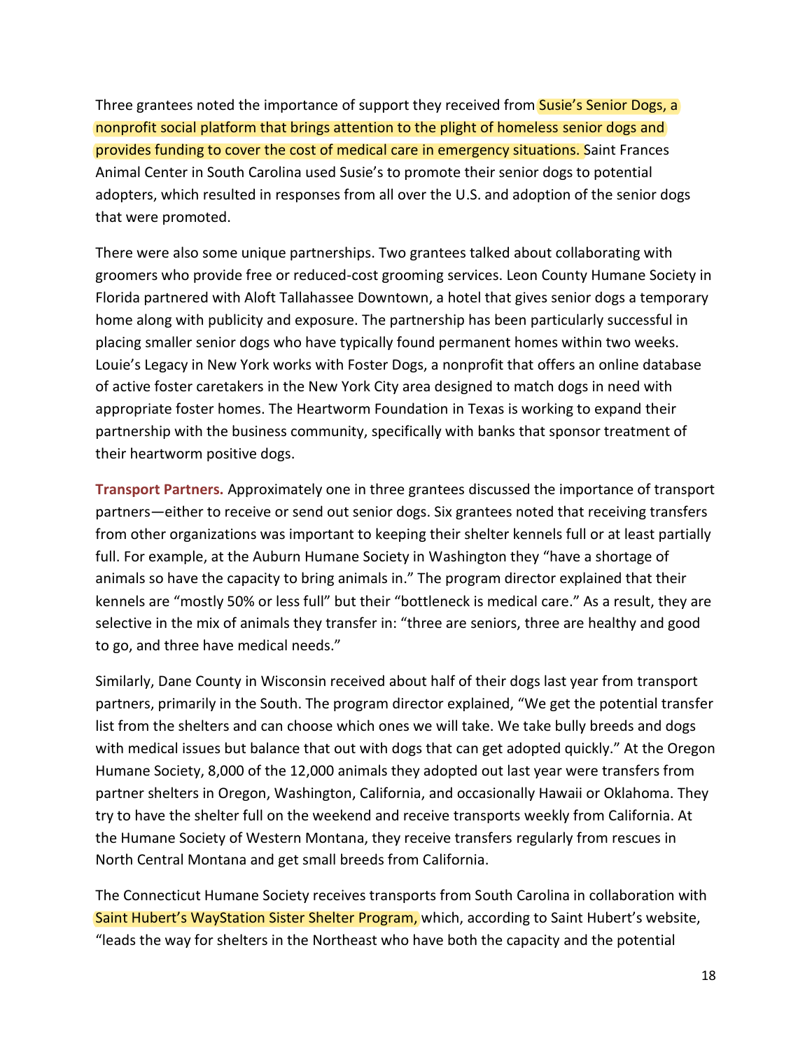Three grantees noted the importance of support they received from Susie's Senior Dogs, a nonprofit social platform that brings attention to the plight of homeless senior dogs and provides funding to cover the cost of medical care in emergency situations. Saint Frances Animal Center in South Carolina used Susie's to promote their senior dogs to potential adopters, which resulted in responses from all over the U.S. and adoption of the senior dogs that were promoted.

There were also some unique partnerships. Two grantees talked about collaborating with groomers who provide free or reduced-cost grooming services. Leon County Humane Society in Florida partnered with Aloft Tallahassee Downtown, a hotel that gives senior dogs a temporary home along with publicity and exposure. The partnership has been particularly successful in placing smaller senior dogs who have typically found permanent homes within two weeks. Louie's Legacy in New York works with Foster Dogs, a nonprofit that offers an online database of active foster caretakers in the New York City area designed to match dogs in need with appropriate foster homes. The Heartworm Foundation in Texas is working to expand their partnership with the business community, specifically with banks that sponsor treatment of their heartworm positive dogs.

**Transport Partners.** Approximately one in three grantees discussed the importance of transport partners—either to receive or send out senior dogs. Six grantees noted that receiving transfers from other organizations was important to keeping their shelter kennels full or at least partially full. For example, at the Auburn Humane Society in Washington they "have a shortage of animals so have the capacity to bring animals in." The program director explained that their kennels are "mostly 50% or less full" but their "bottleneck is medical care." As a result, they are selective in the mix of animals they transfer in: "three are seniors, three are healthy and good to go, and three have medical needs."

Similarly, Dane County in Wisconsin received about half of their dogs last year from transport partners, primarily in the South. The program director explained, "We get the potential transfer list from the shelters and can choose which ones we will take. We take bully breeds and dogs with medical issues but balance that out with dogs that can get adopted quickly." At the Oregon Humane Society, 8,000 of the 12,000 animals they adopted out last year were transfers from partner shelters in Oregon, Washington, California, and occasionally Hawaii or Oklahoma. They try to have the shelter full on the weekend and receive transports weekly from California. At the Humane Society of Western Montana, they receive transfers regularly from rescues in North Central Montana and get small breeds from California.

The Connecticut Humane Society receives transports from South Carolina in collaboration with Saint Hubert's WayStation Sister Shelter Program, which, according to Saint Hubert's website, "leads the way for shelters in the Northeast who have both the capacity and the potential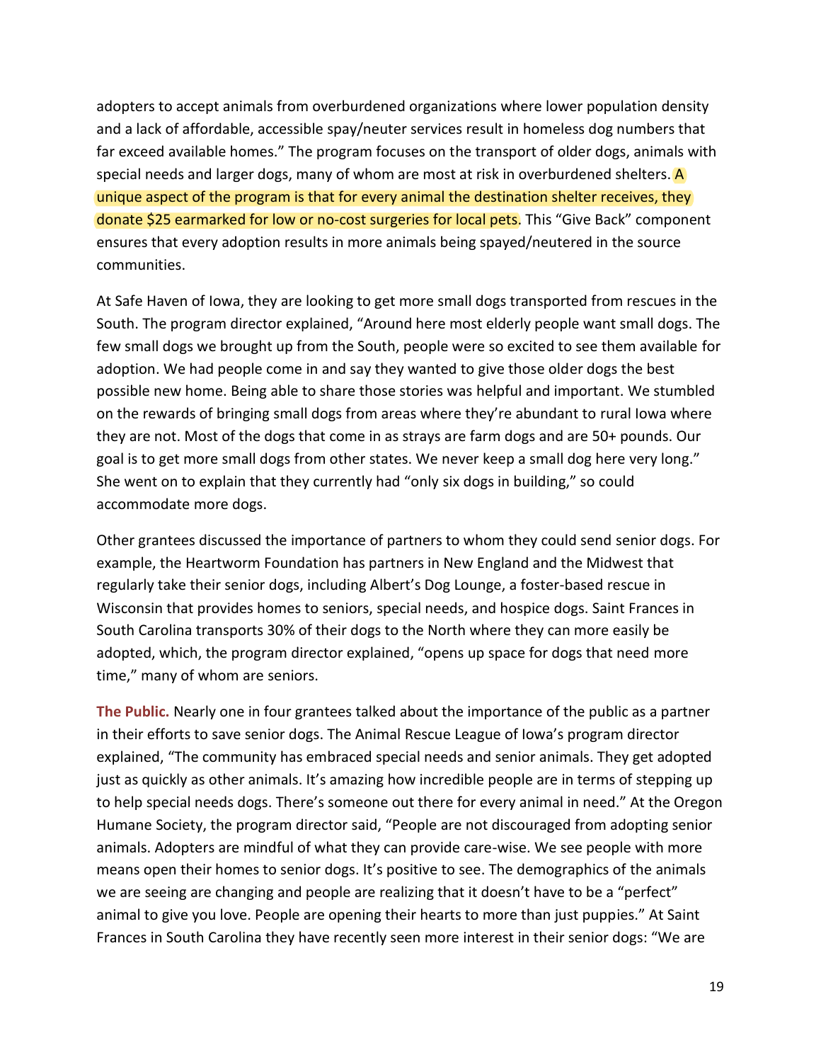adopters to accept animals from overburdened organizations where lower population density and a lack of affordable, accessible spay/neuter services result in homeless dog numbers that far exceed available homes." The program focuses on the transport of older dogs, animals with special needs and larger dogs, many of whom are most at risk in overburdened shelters. A unique aspect of the program is that for every animal the destination shelter receives, they donate $25 earmarked for low or no-cost surgeries for local pets. This "Give Back" component ensures that every adoption results in more animals being spayed/neutered in the source communities.

At Safe Haven of Iowa, they are looking to get more small dogs transported from rescues in the South. The program director explained, "Around here most elderly people want small dogs. The few small dogs we brought up from the South, people were so excited to see them available for adoption. We had people come in and say they wanted to give those older dogs the best possible new home. Being able to share those stories was helpful and important. We stumbled on the rewards of bringing small dogs from areas where they're abundant to rural Iowa where they are not. Most of the dogs that come in as strays are farm dogs and are 50+ pounds. Our goal is to get more small dogs from other states. We never keep a small dog here very long." She went on to explain that they currently had "only six dogs in building," so could accommodate more dogs.

Other grantees discussed the importance of partners to whom they could send senior dogs. For example, the Heartworm Foundation has partners in New England and the Midwest that regularly take their senior dogs, including Albert's Dog Lounge, a foster-based rescue in Wisconsin that provides homes to seniors, special needs, and hospice dogs. Saint Frances in South Carolina transports 30% of their dogs to the North where they can more easily be adopted, which, the program director explained, "opens up space for dogs that need more time," many of whom are seniors.

**The Public.** Nearly one in four grantees talked about the importance of the public as a partner in their efforts to save senior dogs. The Animal Rescue League of Iowa's program director explained, "The community has embraced special needs and senior animals. They get adopted just as quickly as other animals. It's amazing how incredible people are in terms of stepping up to help special needs dogs. There's someone out there for every animal in need." At the Oregon Humane Society, the program director said, "People are not discouraged from adopting senior animals. Adopters are mindful of what they can provide care-wise. We see people with more means open their homes to senior dogs. It's positive to see. The demographics of the animals we are seeing are changing and people are realizing that it doesn't have to be a "perfect" animal to give you love. People are opening their hearts to more than just puppies." At Saint Frances in South Carolina they have recently seen more interest in their senior dogs: "We are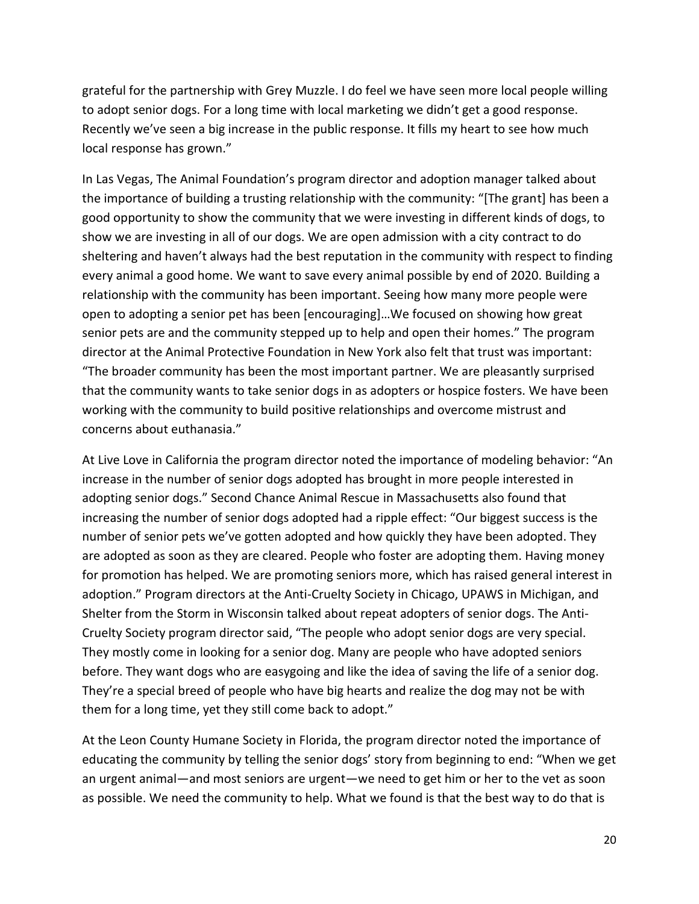grateful for the partnership with Grey Muzzle. I do feel we have seen more local people willing to adopt senior dogs. For a long time with local marketing we didn't get a good response. Recently we've seen a big increase in the public response. It fills my heart to see how much local response has grown."

In Las Vegas, The Animal Foundation's program director and adoption manager talked about the importance of building a trusting relationship with the community: "[The grant] has been a good opportunity to show the community that we were investing in different kinds of dogs, to show we are investing in all of our dogs. We are open admission with a city contract to do sheltering and haven't always had the best reputation in the community with respect to finding every animal a good home. We want to save every animal possible by end of 2020. Building a relationship with the community has been important. Seeing how many more people were open to adopting a senior pet has been [encouraging]…We focused on showing how great senior pets are and the community stepped up to help and open their homes." The program director at the Animal Protective Foundation in New York also felt that trust was important: "The broader community has been the most important partner. We are pleasantly surprised that the community wants to take senior dogs in as adopters or hospice fosters. We have been working with the community to build positive relationships and overcome mistrust and concerns about euthanasia."

At Live Love in California the program director noted the importance of modeling behavior: "An increase in the number of senior dogs adopted has brought in more people interested in adopting senior dogs." Second Chance Animal Rescue in Massachusetts also found that increasing the number of senior dogs adopted had a ripple effect: "Our biggest success is the number of senior pets we've gotten adopted and how quickly they have been adopted. They are adopted as soon as they are cleared. People who foster are adopting them. Having money for promotion has helped. We are promoting seniors more, which has raised general interest in adoption." Program directors at the Anti-Cruelty Society in Chicago, UPAWS in Michigan, and Shelter from the Storm in Wisconsin talked about repeat adopters of senior dogs. The Anti-Cruelty Society program director said, "The people who adopt senior dogs are very special. They mostly come in looking for a senior dog. Many are people who have adopted seniors before. They want dogs who are easygoing and like the idea of saving the life of a senior dog. They're a special breed of people who have big hearts and realize the dog may not be with them for a long time, yet they still come back to adopt."

At the Leon County Humane Society in Florida, the program director noted the importance of educating the community by telling the senior dogs' story from beginning to end: "When we get an urgent animal—and most seniors are urgent—we need to get him or her to the vet as soon as possible. We need the community to help. What we found is that the best way to do that is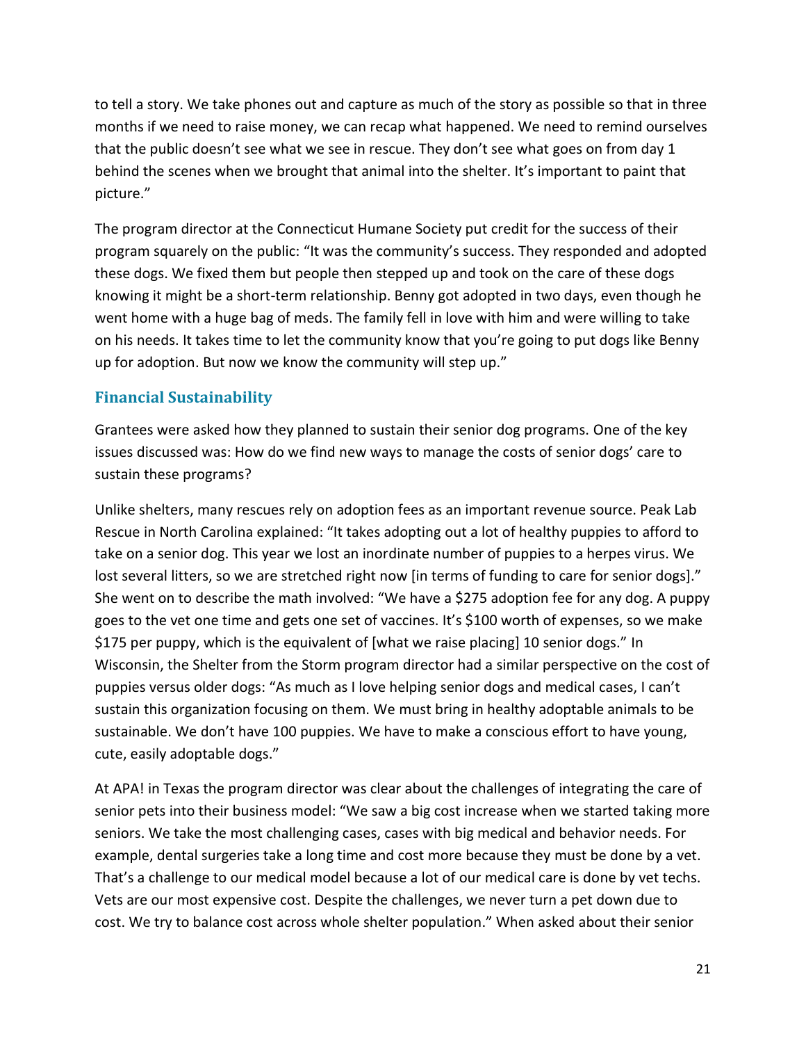to tell a story. We take phones out and capture as much of the story as possible so that in three months if we need to raise money, we can recap what happened. We need to remind ourselves that the public doesn't see what we see in rescue. They don't see what goes on from day 1 behind the scenes when we brought that animal into the shelter. It's important to paint that picture."

The program director at the Connecticut Humane Society put credit for the success of their program squarely on the public: "It was the community's success. They responded and adopted these dogs. We fixed them but people then stepped up and took on the care of these dogs knowing it might be a short-term relationship. Benny got adopted in two days, even though he went home with a huge bag of meds. The family fell in love with him and were willing to take on his needs. It takes time to let the community know that you're going to put dogs like Benny up for adoption. But now we know the community will step up."

## Financial Sustainability

Grantees were asked how they planned to sustain their senior dog programs. One of the key issues discussed was: How do we find new ways to manage the costs of senior dogs' care to sustain these programs?

Unlike shelters, many rescues rely on adoption fees as an important revenue source. Peak Lab Rescue in North Carolina explained: "It takes adopting out a lot of healthy puppies to afford to take on a senior dog. This year we lost an inordinate number of puppies to a herpes virus. We lost several litters, so we are stretched right now [in terms of funding to care for senior dogs]." She went on to describe the math involved: "We have a $275 adoption fee for any dog. A puppy goes to the vet one time and gets one set of vaccines. It's $100 worth of expenses, so we make $175 per puppy, which is the equivalent of [what we raise placing] 10 senior dogs." In Wisconsin, the Shelter from the Storm program director had a similar perspective on the cost of puppies versus older dogs: "As much as I love helping senior dogs and medical cases, I can't sustain this organization focusing on them. We must bring in healthy adoptable animals to be sustainable. We don't have 100 puppies. We have to make a conscious effort to have young, cute, easily adoptable dogs."

At APA! in Texas the program director was clear about the challenges of integrating the care of senior pets into their business model: "We saw a big cost increase when we started taking more seniors. We take the most challenging cases, cases with big medical and behavior needs. For example, dental surgeries take a long time and cost more because they must be done by a vet. That's a challenge to our medical model because a lot of our medical care is done by vet techs. Vets are our most expensive cost. Despite the challenges, we never turn a pet down due to cost. We try to balance cost across whole shelter population." When asked about their senior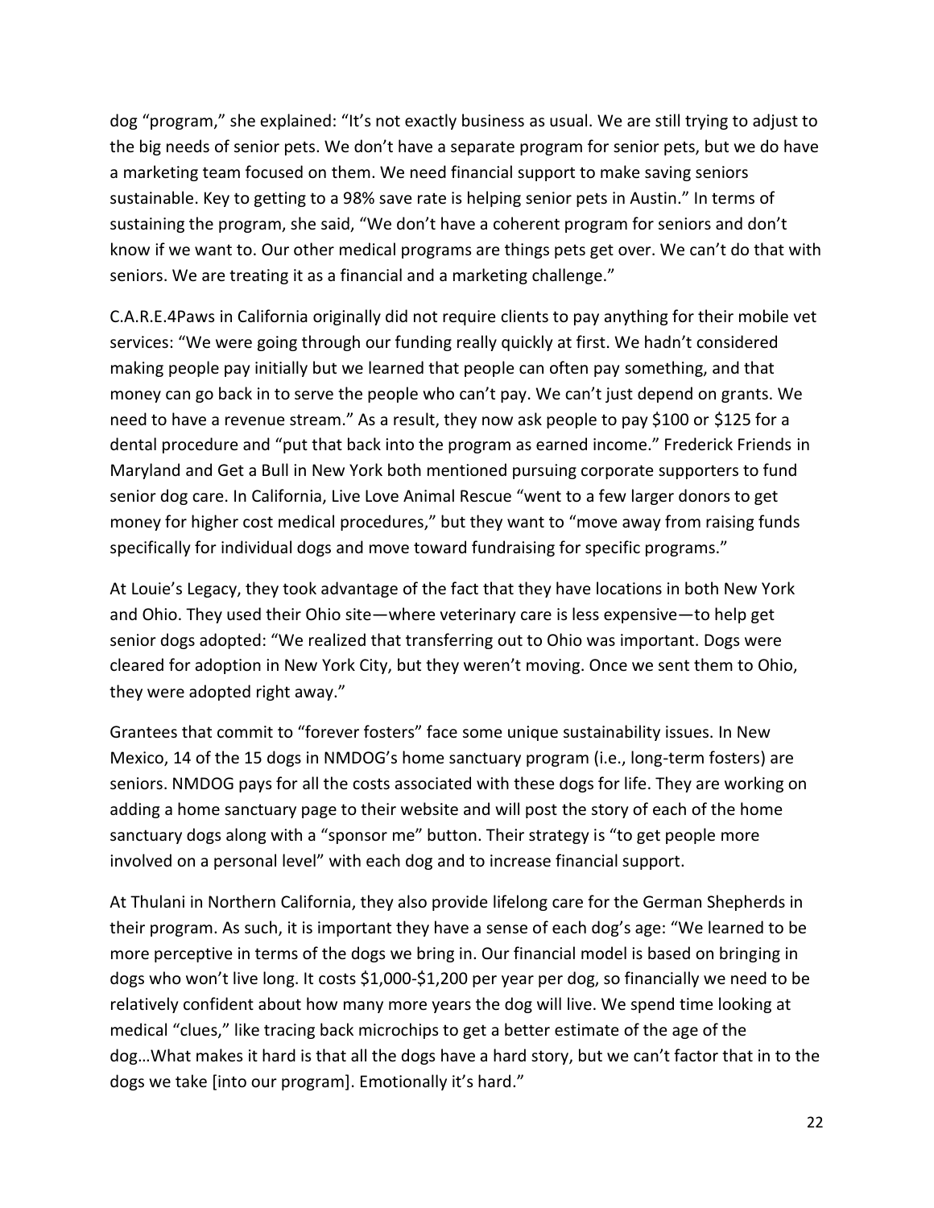dog "program," she explained: "It's not exactly business as usual. We are still trying to adjust to the big needs of senior pets. We don't have a separate program for senior pets, but we do have a marketing team focused on them. We need financial support to make saving seniors sustainable. Key to getting to a 98% save rate is helping senior pets in Austin." In terms of sustaining the program, she said, "We don't have a coherent program for seniors and don't know if we want to. Our other medical programs are things pets get over. We can't do that with seniors. We are treating it as a financial and a marketing challenge."

C.A.R.E.4Paws in California originally did not require clients to pay anything for their mobile vet services: "We were going through our funding really quickly at first. We hadn't considered making people pay initially but we learned that people can often pay something, and that money can go back in to serve the people who can't pay. We can't just depend on grants. We need to have a revenue stream." As a result, they now ask people to pay $100 or $125 for a dental procedure and "put that back into the program as earned income." Frederick Friends in Maryland and Get a Bull in New York both mentioned pursuing corporate supporters to fund senior dog care. In California, Live Love Animal Rescue "went to a few larger donors to get money for higher cost medical procedures," but they want to "move away from raising funds specifically for individual dogs and move toward fundraising for specific programs."

At Louie's Legacy, they took advantage of the fact that they have locations in both New York and Ohio. They used their Ohio site—where veterinary care is less expensive—to help get senior dogs adopted: "We realized that transferring out to Ohio was important. Dogs were cleared for adoption in New York City, but they weren't moving. Once we sent them to Ohio, they were adopted right away."

Grantees that commit to "forever fosters" face some unique sustainability issues. In New Mexico, 14 of the 15 dogs in NMDOG's home sanctuary program (i.e., long-term fosters) are seniors. NMDOG pays for all the costs associated with these dogs for life. They are working on adding a home sanctuary page to their website and will post the story of each of the home sanctuary dogs along with a "sponsor me" button. Their strategy is "to get people more involved on a personal level" with each dog and to increase financial support.

At Thulani in Northern California, they also provide lifelong care for the German Shepherds in their program. As such, it is important they have a sense of each dog's age: "We learned to be more perceptive in terms of the dogs we bring in. Our financial model is based on bringing in dogs who won't live long. It costs $1,000-$1,200 per year per dog, so financially we need to be relatively confident about how many more years the dog will live. We spend time looking at medical "clues," like tracing back microchips to get a better estimate of the age of the dog…What makes it hard is that all the dogs have a hard story, but we can't factor that in to the dogs we take [into our program]. Emotionally it's hard."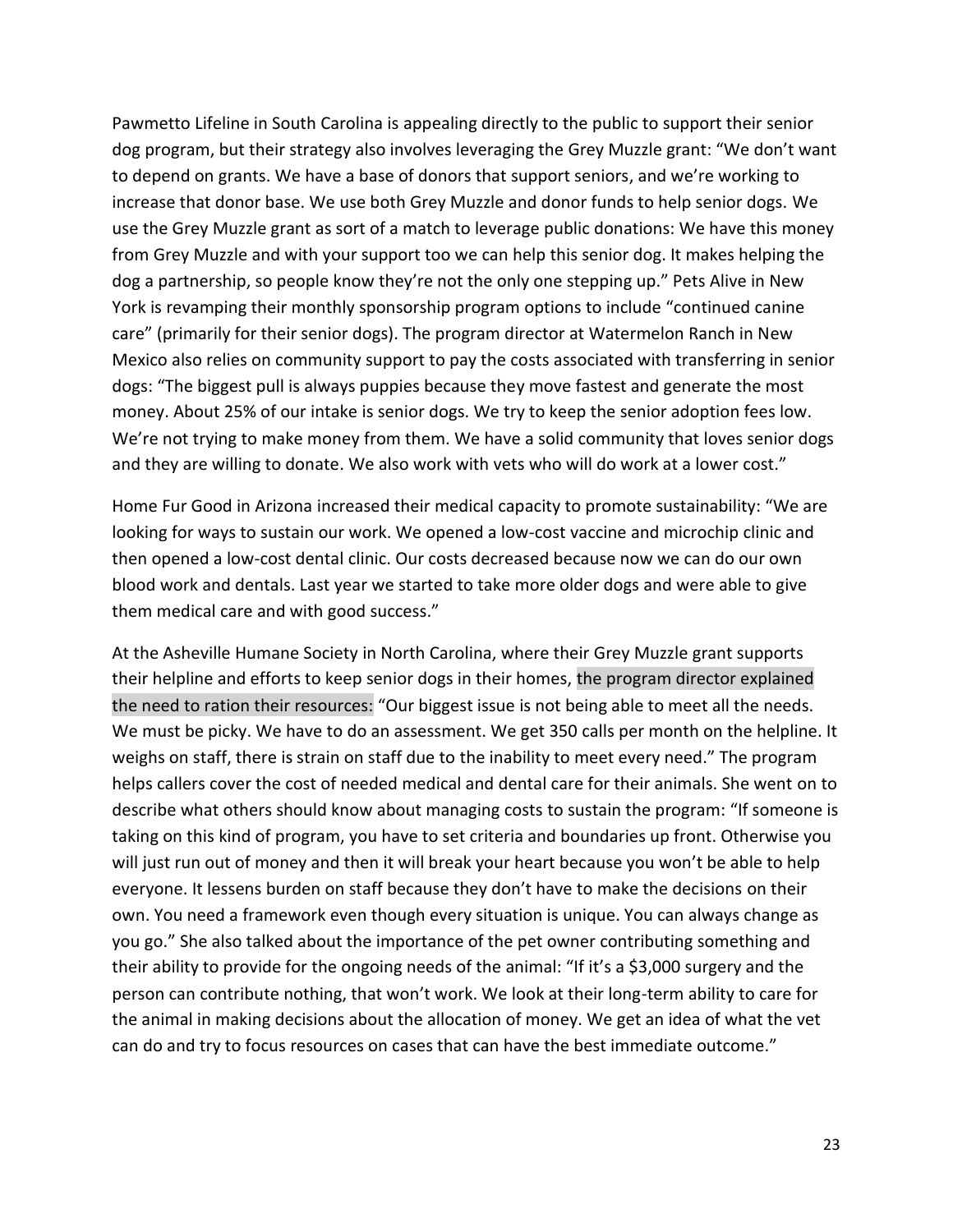Pawmetto Lifeline in South Carolina is appealing directly to the public to support their senior dog program, but their strategy also involves leveraging the Grey Muzzle grant: “We don’t want to depend on grants. We have a base of donors that support seniors, and we’re working to increase that donor base. We use both Grey Muzzle and donor funds to help senior dogs. We use the Grey Muzzle grant as sort of a match to leverage public donations: We have this money from Grey Muzzle and with your support too we can help this senior dog. It makes helping the dog a partnership, so people know they’re not the only one stepping up.” Pets Alive in New York is revamping their monthly sponsorship program options to include “continued canine care” (primarily for their senior dogs). The program director at Watermelon Ranch in New Mexico also relies on community support to pay the costs associated with transferring in senior dogs: “The biggest pull is always puppies because they move fastest and generate the most money. About 25% of our intake is senior dogs. We try to keep the senior adoption fees low. We’re not trying to make money from them. We have a solid community that loves senior dogs and they are willing to donate. We also work with vets who will do work at a lower cost.”

Home Fur Good in Arizona increased their medical capacity to promote sustainability: “We are looking for ways to sustain our work. We opened a low-cost vaccine and microchip clinic and then opened a low-cost dental clinic. Our costs decreased because now we can do our own blood work and dentals. Last year we started to take more older dogs and were able to give them medical care and with good success.”

At the Asheville Humane Society in North Carolina, where their Grey Muzzle grant supports their helpline and efforts to keep senior dogs in their homes, the program director explained the need to ration their resources: “Our biggest issue is not being able to meet all the needs. We must be picky. We have to do an assessment. We get 350 calls per month on the helpline. It weighs on staff, there is strain on staff due to the inability to meet every need.” The program helps callers cover the cost of needed medical and dental care for their animals. She went on to describe what others should know about managing costs to sustain the program: “If someone is taking on this kind of program, you have to set criteria and boundaries up front. Otherwise you will just run out of money and then it will break your heart because you won’t be able to help everyone. It lessens burden on staff because they don’t have to make the decisions on their own. You need a framework even though every situation is unique. You can always change as you go.” She also talked about the importance of the pet owner contributing something and their ability to provide for the ongoing needs of the animal: “If it’s a $3,000 surgery and the person can contribute nothing, that won’t work. We look at their long-term ability to care for the animal in making decisions about the allocation of money. We get an idea of what the vet can do and try to focus resources on cases that can have the best immediate outcome.”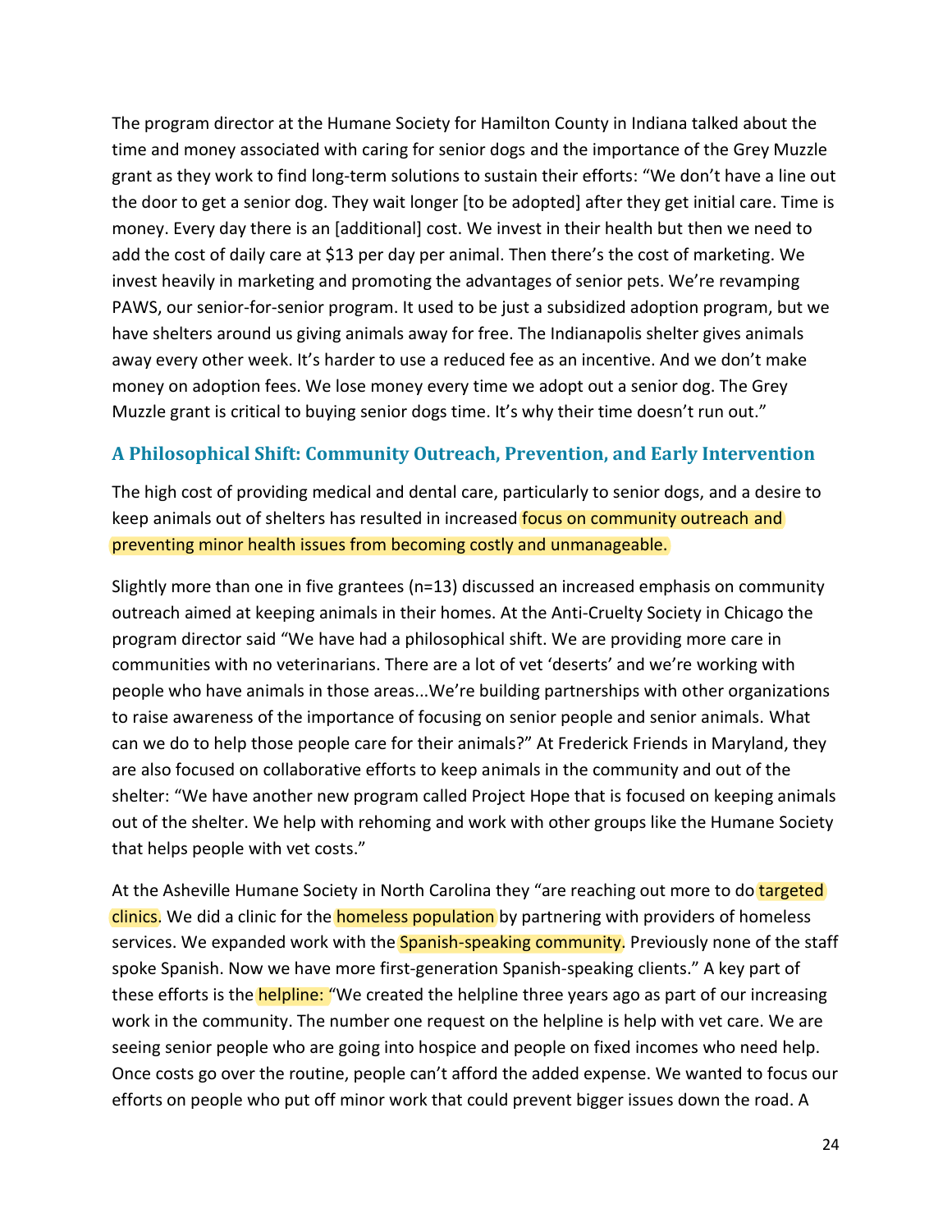The program director at the Humane Society for Hamilton County in Indiana talked about the time and money associated with caring for senior dogs and the importance of the Grey Muzzle grant as they work to find long-term solutions to sustain their efforts: "We don't have a line out the door to get a senior dog. They wait longer [to be adopted] after they get initial care. Time is money. Every day there is an [additional] cost. We invest in their health but then we need to add the cost of daily care at $13 per day per animal. Then there's the cost of marketing. We invest heavily in marketing and promoting the advantages of senior pets. We're revamping PAWS, our senior-for-senior program. It used to be just a subsidized adoption program, but we have shelters around us giving animals away for free. The Indianapolis shelter gives animals away every other week. It's harder to use a reduced fee as an incentive. And we don't make money on adoption fees. We lose money every time we adopt out a senior dog. The Grey Muzzle grant is critical to buying senior dogs time. It's why their time doesn't run out."

## A Philosophical Shift: Community Outreach, Prevention, and Early Intervention

The high cost of providing medical and dental care, particularly to senior dogs, and a desire to keep animals out of shelters has resulted in increased focus on community outreach and preventing minor health issues from becoming costly and unmanageable.

Slightly more than one in five grantees (n=13) discussed an increased emphasis on community outreach aimed at keeping animals in their homes. At the Anti-Cruelty Society in Chicago the program director said "We have had a philosophical shift. We are providing more care in communities with no veterinarians. There are a lot of vet 'deserts' and we're working with people who have animals in those areas...We're building partnerships with other organizations to raise awareness of the importance of focusing on senior people and senior animals. What can we do to help those people care for their animals?" At Frederick Friends in Maryland, they are also focused on collaborative efforts to keep animals in the community and out of the shelter: "We have another new program called Project Hope that is focused on keeping animals out of the shelter. We help with rehoming and work with other groups like the Humane Society that helps people with vet costs."

At the Asheville Humane Society in North Carolina they "are reaching out more to do targeted clinics. We did a clinic for the homeless population by partnering with providers of homeless services. We expanded work with the Spanish-speaking community. Previously none of the staff spoke Spanish. Now we have more first-generation Spanish-speaking clients." A key part of these efforts is the helpline: "We created the helpline three years ago as part of our increasing work in the community. The number one request on the helpline is help with vet care. We are seeing senior people who are going into hospice and people on fixed incomes who need help. Once costs go over the routine, people can't afford the added expense. We wanted to focus our efforts on people who put off minor work that could prevent bigger issues down the road. A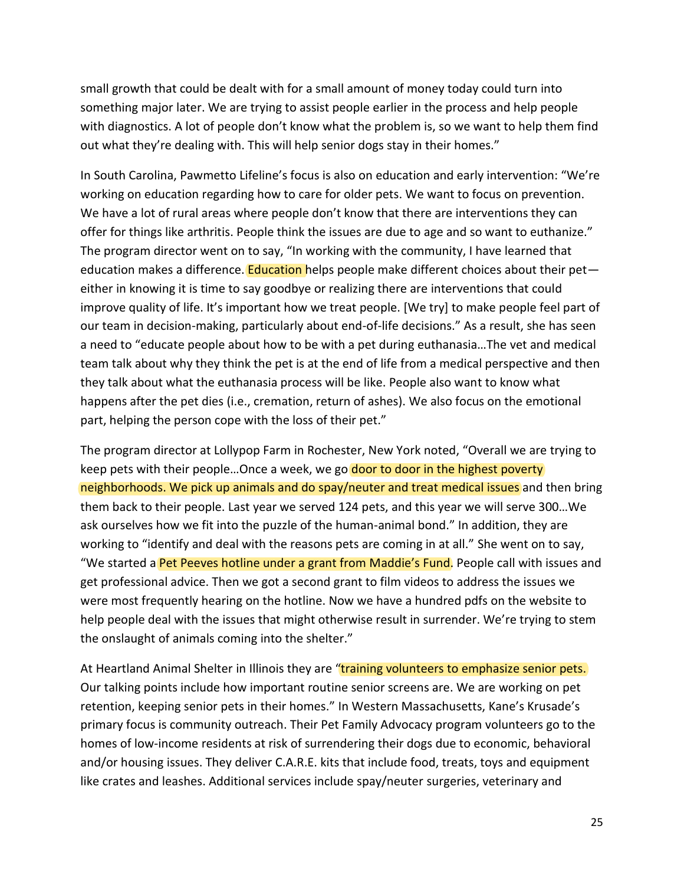small growth that could be dealt with for a small amount of money today could turn into something major later. We are trying to assist people earlier in the process and help people with diagnostics. A lot of people don't know what the problem is, so we want to help them find out what they're dealing with. This will help senior dogs stay in their homes."

In South Carolina, Pawmetto Lifeline's focus is also on education and early intervention: "We're working on education regarding how to care for older pets. We want to focus on prevention. We have a lot of rural areas where people don't know that there are interventions they can offer for things like arthritis. People think the issues are due to age and so want to euthanize." The program director went on to say, "In working with the community, I have learned that education makes a difference. Education helps people make different choices about their pet—either in knowing it is time to say goodbye or realizing there are interventions that could improve quality of life. It's important how we treat people. [We try] to make people feel part of our team in decision-making, particularly about end-of-life decisions." As a result, she has seen a need to "educate people about how to be with a pet during euthanasia…The vet and medical team talk about why they think the pet is at the end of life from a medical perspective and then they talk about what the euthanasia process will be like. People also want to know what happens after the pet dies (i.e., cremation, return of ashes). We also focus on the emotional part, helping the person cope with the loss of their pet."

The program director at Lollypop Farm in Rochester, New York noted, "Overall we are trying to keep pets with their people…Once a week, we go door to door in the highest poverty neighborhoods. We pick up animals and do spay/neuter and treat medical issues and then bring them back to their people. Last year we served 124 pets, and this year we will serve 300…We ask ourselves how we fit into the puzzle of the human-animal bond." In addition, they are working to "identify and deal with the reasons pets are coming in at all." She went on to say, "We started a Pet Peeves hotline under a grant from Maddie's Fund. People call with issues and get professional advice. Then we got a second grant to film videos to address the issues we were most frequently hearing on the hotline. Now we have a hundred pdfs on the website to help people deal with the issues that might otherwise result in surrender. We're trying to stem the onslaught of animals coming into the shelter."

At Heartland Animal Shelter in Illinois they are "training volunteers to emphasize senior pets. Our talking points include how important routine senior screens are. We are working on pet retention, keeping senior pets in their homes." In Western Massachusetts, Kane's Krusade's primary focus is community outreach. Their Pet Family Advocacy program volunteers go to the homes of low-income residents at risk of surrendering their dogs due to economic, behavioral and/or housing issues. They deliver C.A.R.E. kits that include food, treats, toys and equipment like crates and leashes. Additional services include spay/neuter surgeries, veterinary and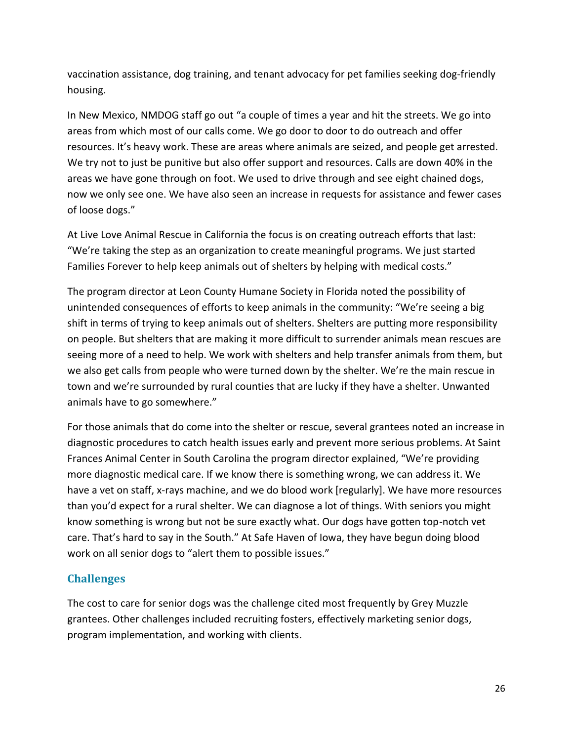vaccination assistance, dog training, and tenant advocacy for pet families seeking dog-friendly housing.

In New Mexico, NMDOG staff go out "a couple of times a year and hit the streets. We go into areas from which most of our calls come. We go door to door to do outreach and offer resources. It's heavy work. These are areas where animals are seized, and people get arrested. We try not to just be punitive but also offer support and resources. Calls are down 40% in the areas we have gone through on foot. We used to drive through and see eight chained dogs, now we only see one. We have also seen an increase in requests for assistance and fewer cases of loose dogs."

At Live Love Animal Rescue in California the focus is on creating outreach efforts that last: "We're taking the step as an organization to create meaningful programs. We just started Families Forever to help keep animals out of shelters by helping with medical costs."

The program director at Leon County Humane Society in Florida noted the possibility of unintended consequences of efforts to keep animals in the community: "We're seeing a big shift in terms of trying to keep animals out of shelters. Shelters are putting more responsibility on people. But shelters that are making it more difficult to surrender animals mean rescues are seeing more of a need to help. We work with shelters and help transfer animals from them, but we also get calls from people who were turned down by the shelter. We're the main rescue in town and we're surrounded by rural counties that are lucky if they have a shelter. Unwanted animals have to go somewhere."

For those animals that do come into the shelter or rescue, several grantees noted an increase in diagnostic procedures to catch health issues early and prevent more serious problems. At Saint Frances Animal Center in South Carolina the program director explained, "We're providing more diagnostic medical care. If we know there is something wrong, we can address it. We have a vet on staff, x-rays machine, and we do blood work [regularly]. We have more resources than you'd expect for a rural shelter. We can diagnose a lot of things. With seniors you might know something is wrong but not be sure exactly what. Our dogs have gotten top-notch vet care. That's hard to say in the South." At Safe Haven of Iowa, they have begun doing blood work on all senior dogs to "alert them to possible issues."

## Challenges

The cost to care for senior dogs was the challenge cited most frequently by Grey Muzzle grantees. Other challenges included recruiting fosters, effectively marketing senior dogs, program implementation, and working with clients.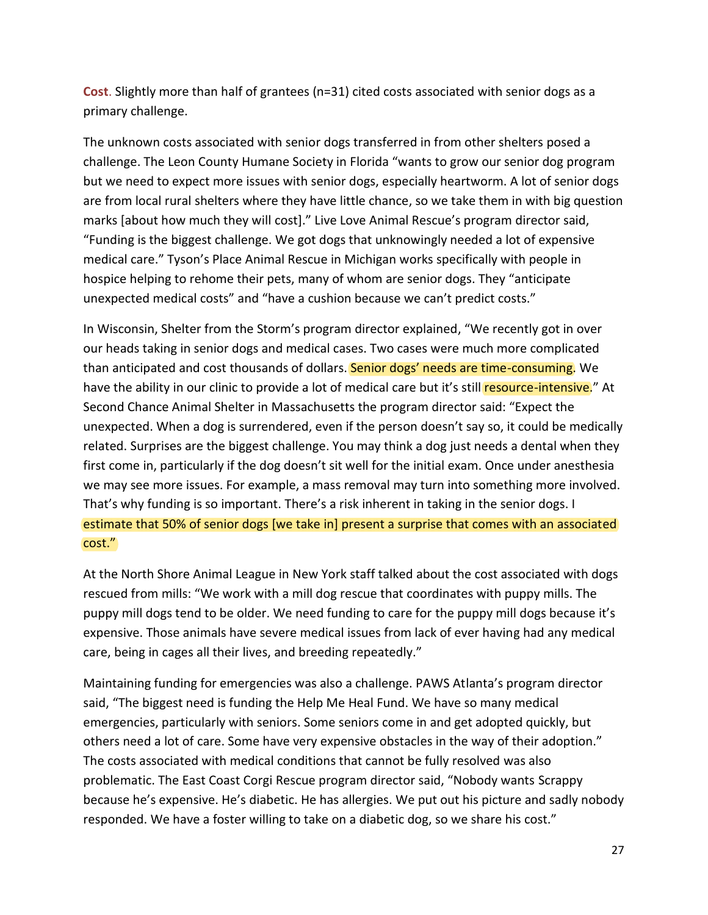**Cost.** Slightly more than half of grantees (n=31) cited costs associated with senior dogs as a primary challenge.

The unknown costs associated with senior dogs transferred in from other shelters posed a challenge. The Leon County Humane Society in Florida "wants to grow our senior dog program but we need to expect more issues with senior dogs, especially heartworm. A lot of senior dogs are from local rural shelters where they have little chance, so we take them in with big question marks [about how much they will cost]." Live Love Animal Rescue's program director said, "Funding is the biggest challenge. We got dogs that unknowingly needed a lot of expensive medical care." Tyson's Place Animal Rescue in Michigan works specifically with people in hospice helping to rehome their pets, many of whom are senior dogs. They "anticipate unexpected medical costs" and "have a cushion because we can't predict costs."

In Wisconsin, Shelter from the Storm's program director explained, "We recently got in over our heads taking in senior dogs and medical cases. Two cases were much more complicated than anticipated and cost thousands of dollars. Senior dogs' needs are time-consuming. We have the ability in our clinic to provide a lot of medical care but it's still resource-intensive." At Second Chance Animal Shelter in Massachusetts the program director said: "Expect the unexpected. When a dog is surrendered, even if the person doesn't say so, it could be medically related. Surprises are the biggest challenge. You may think a dog just needs a dental when they first come in, particularly if the dog doesn't sit well for the initial exam. Once under anesthesia we may see more issues. For example, a mass removal may turn into something more involved. That's why funding is so important. There's a risk inherent in taking in the senior dogs. I estimate that 50% of senior dogs [we take in] present a surprise that comes with an associated cost."

At the North Shore Animal League in New York staff talked about the cost associated with dogs rescued from mills: "We work with a mill dog rescue that coordinates with puppy mills. The puppy mill dogs tend to be older. We need funding to care for the puppy mill dogs because it's expensive. Those animals have severe medical issues from lack of ever having had any medical care, being in cages all their lives, and breeding repeatedly."

Maintaining funding for emergencies was also a challenge. PAWS Atlanta's program director said, "The biggest need is funding the Help Me Heal Fund. We have so many medical emergencies, particularly with seniors. Some seniors come in and get adopted quickly, but others need a lot of care. Some have very expensive obstacles in the way of their adoption." The costs associated with medical conditions that cannot be fully resolved was also problematic. The East Coast Corgi Rescue program director said, "Nobody wants Scrappy because he's expensive. He's diabetic. He has allergies. We put out his picture and sadly nobody responded. We have a foster willing to take on a diabetic dog, so we share his cost."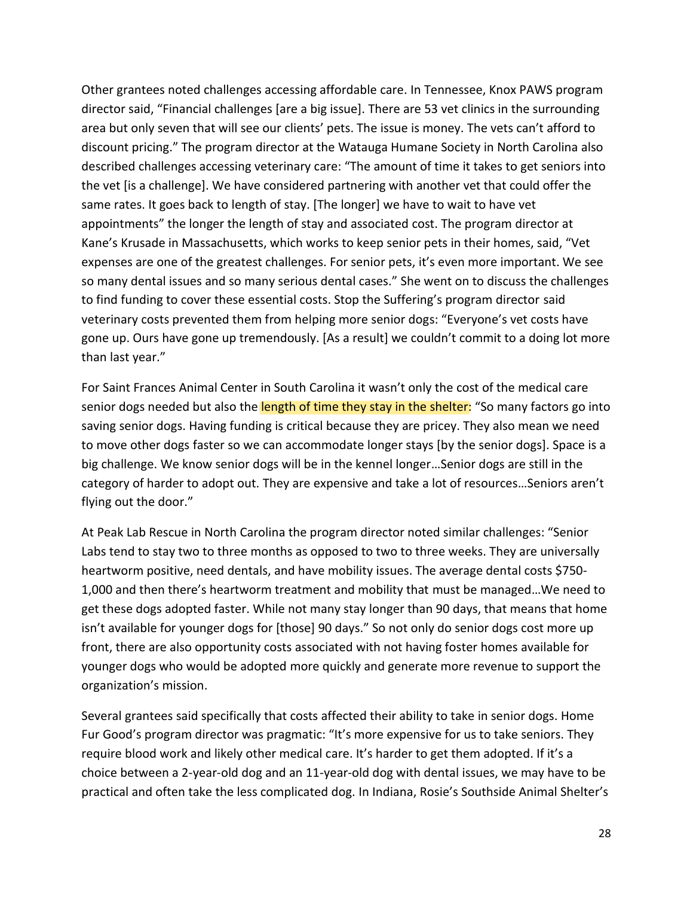Other grantees noted challenges accessing affordable care. In Tennessee, Knox PAWS program director said, "Financial challenges [are a big issue]. There are 53 vet clinics in the surrounding area but only seven that will see our clients' pets. The issue is money. The vets can't afford to discount pricing." The program director at the Watauga Humane Society in North Carolina also described challenges accessing veterinary care: "The amount of time it takes to get seniors into the vet [is a challenge]. We have considered partnering with another vet that could offer the same rates. It goes back to length of stay. [The longer] we have to wait to have vet appointments" the longer the length of stay and associated cost. The program director at Kane's Krusade in Massachusetts, which works to keep senior pets in their homes, said, "Vet expenses are one of the greatest challenges. For senior pets, it's even more important. We see so many dental issues and so many serious dental cases." She went on to discuss the challenges to find funding to cover these essential costs. Stop the Suffering's program director said veterinary costs prevented them from helping more senior dogs: "Everyone's vet costs have gone up. Ours have gone up tremendously. [As a result] we couldn't commit to a doing lot more than last year."

For Saint Frances Animal Center in South Carolina it wasn't only the cost of the medical care senior dogs needed but also the length of time they stay in the shelter: "So many factors go into saving senior dogs. Having funding is critical because they are pricey. They also mean we need to move other dogs faster so we can accommodate longer stays [by the senior dogs]. Space is a big challenge. We know senior dogs will be in the kennel longer…Senior dogs are still in the category of harder to adopt out. They are expensive and take a lot of resources…Seniors aren't flying out the door."

At Peak Lab Rescue in North Carolina the program director noted similar challenges: "Senior Labs tend to stay two to three months as opposed to two to three weeks. They are universally heartworm positive, need dentals, and have mobility issues. The average dental costs $750-1,000 and then there's heartworm treatment and mobility that must be managed…We need to get these dogs adopted faster. While not many stay longer than 90 days, that means that home isn't available for younger dogs for [those] 90 days." So not only do senior dogs cost more up front, there are also opportunity costs associated with not having foster homes available for younger dogs who would be adopted more quickly and generate more revenue to support the organization's mission.

Several grantees said specifically that costs affected their ability to take in senior dogs. Home Fur Good's program director was pragmatic: "It's more expensive for us to take seniors. They require blood work and likely other medical care. It's harder to get them adopted. If it's a choice between a 2-year-old dog and an 11-year-old dog with dental issues, we may have to be practical and often take the less complicated dog. In Indiana, Rosie's Southside Animal Shelter's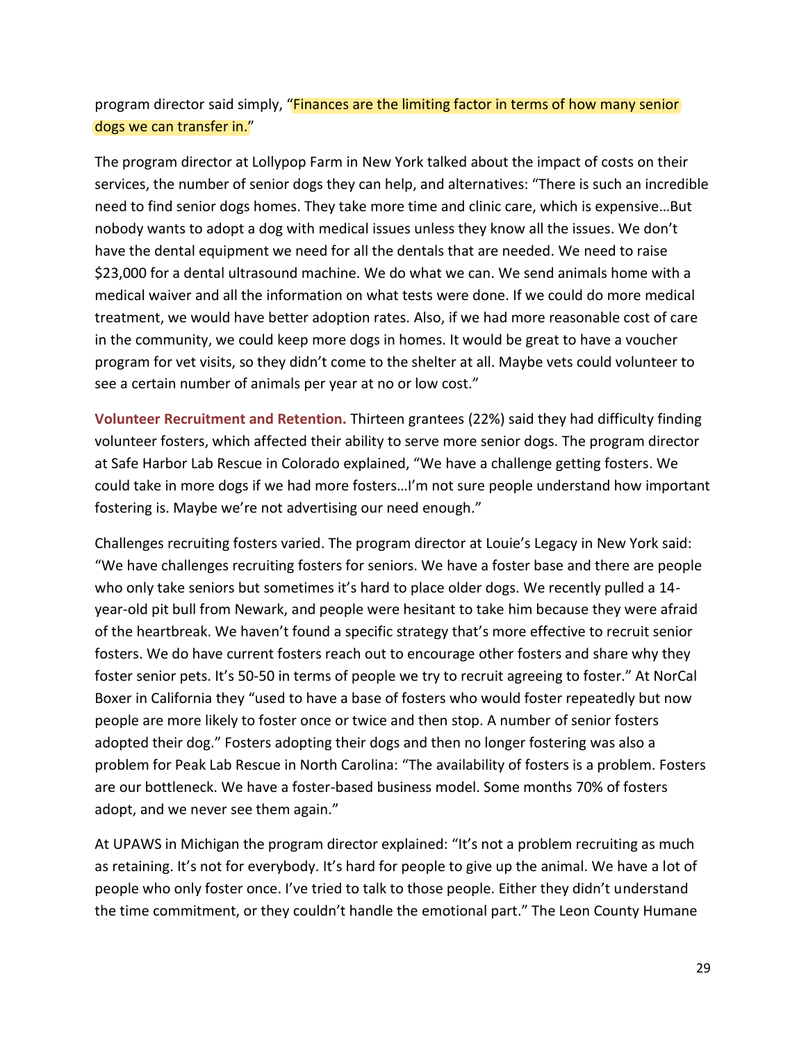program director said simply, "Finances are the limiting factor in terms of how many senior dogs we can transfer in."

The program director at Lollypop Farm in New York talked about the impact of costs on their services, the number of senior dogs they can help, and alternatives: "There is such an incredible need to find senior dogs homes. They take more time and clinic care, which is expensive…But nobody wants to adopt a dog with medical issues unless they know all the issues. We don't have the dental equipment we need for all the dentals that are needed. We need to raise $23,000 for a dental ultrasound machine. We do what we can. We send animals home with a medical waiver and all the information on what tests were done. If we could do more medical treatment, we would have better adoption rates. Also, if we had more reasonable cost of care in the community, we could keep more dogs in homes. It would be great to have a voucher program for vet visits, so they didn't come to the shelter at all. Maybe vets could volunteer to see a certain number of animals per year at no or low cost."

**Volunteer Recruitment and Retention.** Thirteen grantees (22%) said they had difficulty finding volunteer fosters, which affected their ability to serve more senior dogs. The program director at Safe Harbor Lab Rescue in Colorado explained, "We have a challenge getting fosters. We could take in more dogs if we had more fosters…I'm not sure people understand how important fostering is. Maybe we're not advertising our need enough."

Challenges recruiting fosters varied. The program director at Louie's Legacy in New York said: "We have challenges recruiting fosters for seniors. We have a foster base and there are people who only take seniors but sometimes it's hard to place older dogs. We recently pulled a 14-year-old pit bull from Newark, and people were hesitant to take him because they were afraid of the heartbreak. We haven't found a specific strategy that's more effective to recruit senior fosters. We do have current fosters reach out to encourage other fosters and share why they foster senior pets. It's 50-50 in terms of people we try to recruit agreeing to foster." At NorCal Boxer in California they "used to have a base of fosters who would foster repeatedly but now people are more likely to foster once or twice and then stop. A number of senior fosters adopted their dog." Fosters adopting their dogs and then no longer fostering was also a problem for Peak Lab Rescue in North Carolina: "The availability of fosters is a problem. Fosters are our bottleneck. We have a foster-based business model. Some months 70% of fosters adopt, and we never see them again."

At UPAWS in Michigan the program director explained: "It's not a problem recruiting as much as retaining. It's not for everybody. It's hard for people to give up the animal. We have a lot of people who only foster once. I've tried to talk to those people. Either they didn't understand the time commitment, or they couldn't handle the emotional part." The Leon County Humane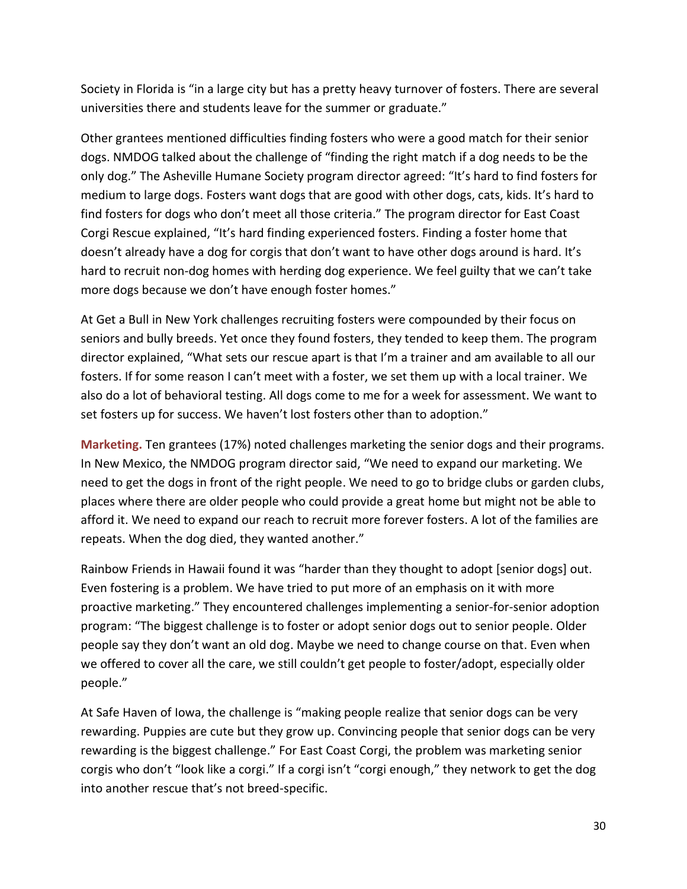Society in Florida is "in a large city but has a pretty heavy turnover of fosters. There are several universities there and students leave for the summer or graduate."

Other grantees mentioned difficulties finding fosters who were a good match for their senior dogs. NMDOG talked about the challenge of "finding the right match if a dog needs to be the only dog." The Asheville Humane Society program director agreed: "It's hard to find fosters for medium to large dogs. Fosters want dogs that are good with other dogs, cats, kids. It's hard to find fosters for dogs who don't meet all those criteria." The program director for East Coast Corgi Rescue explained, "It's hard finding experienced fosters. Finding a foster home that doesn't already have a dog for corgis that don't want to have other dogs around is hard. It's hard to recruit non-dog homes with herding dog experience. We feel guilty that we can't take more dogs because we don't have enough foster homes."

At Get a Bull in New York challenges recruiting fosters were compounded by their focus on seniors and bully breeds. Yet once they found fosters, they tended to keep them. The program director explained, "What sets our rescue apart is that I'm a trainer and am available to all our fosters. If for some reason I can't meet with a foster, we set them up with a local trainer. We also do a lot of behavioral testing. All dogs come to me for a week for assessment. We want to set fosters up for success. We haven't lost fosters other than to adoption."

**Marketing.** Ten grantees (17%) noted challenges marketing the senior dogs and their programs. In New Mexico, the NMDOG program director said, "We need to expand our marketing. We need to get the dogs in front of the right people. We need to go to bridge clubs or garden clubs, places where there are older people who could provide a great home but might not be able to afford it. We need to expand our reach to recruit more forever fosters. A lot of the families are repeats. When the dog died, they wanted another."

Rainbow Friends in Hawaii found it was "harder than they thought to adopt [senior dogs] out. Even fostering is a problem. We have tried to put more of an emphasis on it with more proactive marketing." They encountered challenges implementing a senior-for-senior adoption program: "The biggest challenge is to foster or adopt senior dogs out to senior people. Older people say they don't want an old dog. Maybe we need to change course on that. Even when we offered to cover all the care, we still couldn't get people to foster/adopt, especially older people."

At Safe Haven of Iowa, the challenge is "making people realize that senior dogs can be very rewarding. Puppies are cute but they grow up. Convincing people that senior dogs can be very rewarding is the biggest challenge." For East Coast Corgi, the problem was marketing senior corgis who don't "look like a corgi." If a corgi isn't "corgi enough," they network to get the dog into another rescue that's not breed-specific.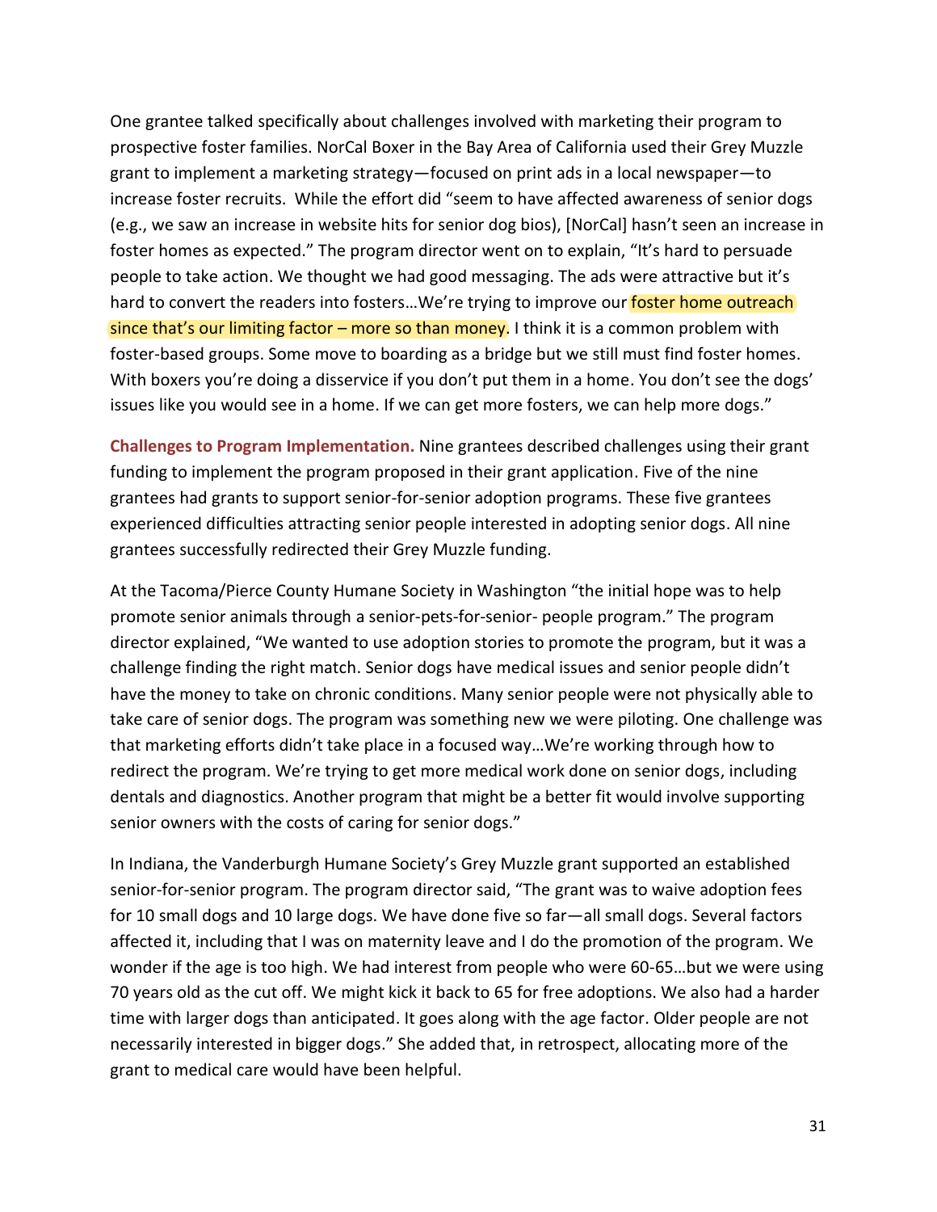One grantee talked specifically about challenges involved with marketing their program to prospective foster families. NorCal Boxer in the Bay Area of California used their Grey Muzzle grant to implement a marketing strategy—focused on print ads in a local newspaper—to increase foster recruits. While the effort did "seem to have affected awareness of senior dogs (e.g., we saw an increase in website hits for senior dog bios), [NorCal] hasn't seen an increase in foster homes as expected." The program director went on to explain, "It's hard to persuade people to take action. We thought we had good messaging. The ads were attractive but it's hard to convert the readers into fosters…We're trying to improve our foster home outreach since that's our limiting factor – more so than money. I think it is a common problem with foster-based groups. Some move to boarding as a bridge but we still must find foster homes. With boxers you're doing a disservice if you don't put them in a home. You don't see the dogs' issues like you would see in a home. If we can get more fosters, we can help more dogs."

**Challenges to Program Implementation.** Nine grantees described challenges using their grant funding to implement the program proposed in their grant application. Five of the nine grantees had grants to support senior-for-senior adoption programs. These five grantees experienced difficulties attracting senior people interested in adopting senior dogs. All nine grantees successfully redirected their Grey Muzzle funding.

At the Tacoma/Pierce County Humane Society in Washington "the initial hope was to help promote senior animals through a senior-pets-for-senior- people program." The program director explained, "We wanted to use adoption stories to promote the program, but it was a challenge finding the right match. Senior dogs have medical issues and senior people didn't have the money to take on chronic conditions. Many senior people were not physically able to take care of senior dogs. The program was something new we were piloting. One challenge was that marketing efforts didn't take place in a focused way…We're working through how to redirect the program. We're trying to get more medical work done on senior dogs, including dentals and diagnostics. Another program that might be a better fit would involve supporting senior owners with the costs of caring for senior dogs."

In Indiana, the Vanderburgh Humane Society's Grey Muzzle grant supported an established senior-for-senior program. The program director said, "The grant was to waive adoption fees for 10 small dogs and 10 large dogs. We have done five so far—all small dogs. Several factors affected it, including that I was on maternity leave and I do the promotion of the program. We wonder if the age is too high. We had interest from people who were 60-65…but we were using 70 years old as the cut off. We might kick it back to 65 for free adoptions. We also had a harder time with larger dogs than anticipated. It goes along with the age factor. Older people are not necessarily interested in bigger dogs." She added that, in retrospect, allocating more of the grant to medical care would have been helpful.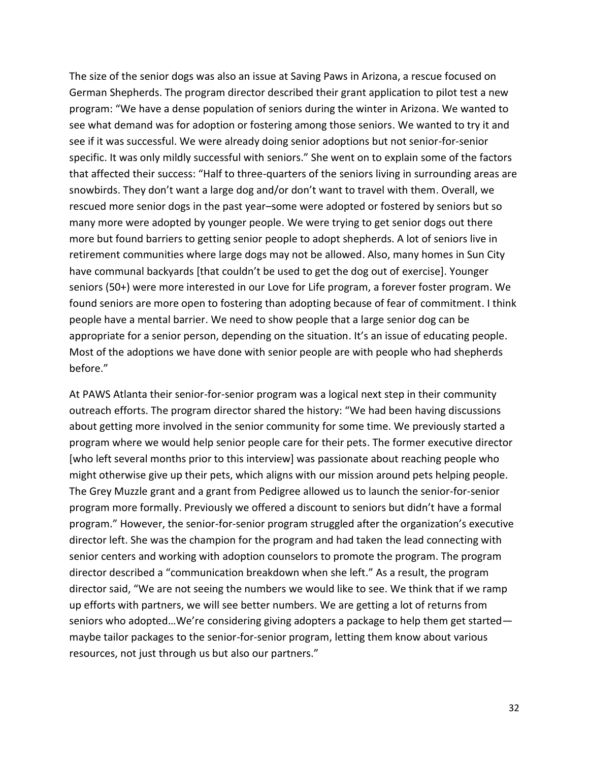The size of the senior dogs was also an issue at Saving Paws in Arizona, a rescue focused on German Shepherds. The program director described their grant application to pilot test a new program: "We have a dense population of seniors during the winter in Arizona. We wanted to see what demand was for adoption or fostering among those seniors. We wanted to try it and see if it was successful. We were already doing senior adoptions but not senior-for-senior specific. It was only mildly successful with seniors." She went on to explain some of the factors that affected their success: "Half to three-quarters of the seniors living in surrounding areas are snowbirds. They don't want a large dog and/or don't want to travel with them. Overall, we rescued more senior dogs in the past year–some were adopted or fostered by seniors but so many more were adopted by younger people. We were trying to get senior dogs out there more but found barriers to getting senior people to adopt shepherds. A lot of seniors live in retirement communities where large dogs may not be allowed. Also, many homes in Sun City have communal backyards [that couldn't be used to get the dog out of exercise]. Younger seniors (50+) were more interested in our Love for Life program, a forever foster program. We found seniors are more open to fostering than adopting because of fear of commitment. I think people have a mental barrier. We need to show people that a large senior dog can be appropriate for a senior person, depending on the situation. It's an issue of educating people. Most of the adoptions we have done with senior people are with people who had shepherds before."

At PAWS Atlanta their senior-for-senior program was a logical next step in their community outreach efforts. The program director shared the history: "We had been having discussions about getting more involved in the senior community for some time. We previously started a program where we would help senior people care for their pets. The former executive director [who left several months prior to this interview] was passionate about reaching people who might otherwise give up their pets, which aligns with our mission around pets helping people. The Grey Muzzle grant and a grant from Pedigree allowed us to launch the senior-for-senior program more formally. Previously we offered a discount to seniors but didn't have a formal program." However, the senior-for-senior program struggled after the organization's executive director left. She was the champion for the program and had taken the lead connecting with senior centers and working with adoption counselors to promote the program. The program director described a "communication breakdown when she left." As a result, the program director said, "We are not seeing the numbers we would like to see. We think that if we ramp up efforts with partners, we will see better numbers. We are getting a lot of returns from seniors who adopted…We're considering giving adopters a package to help them get started—maybe tailor packages to the senior-for-senior program, letting them know about various resources, not just through us but also our partners."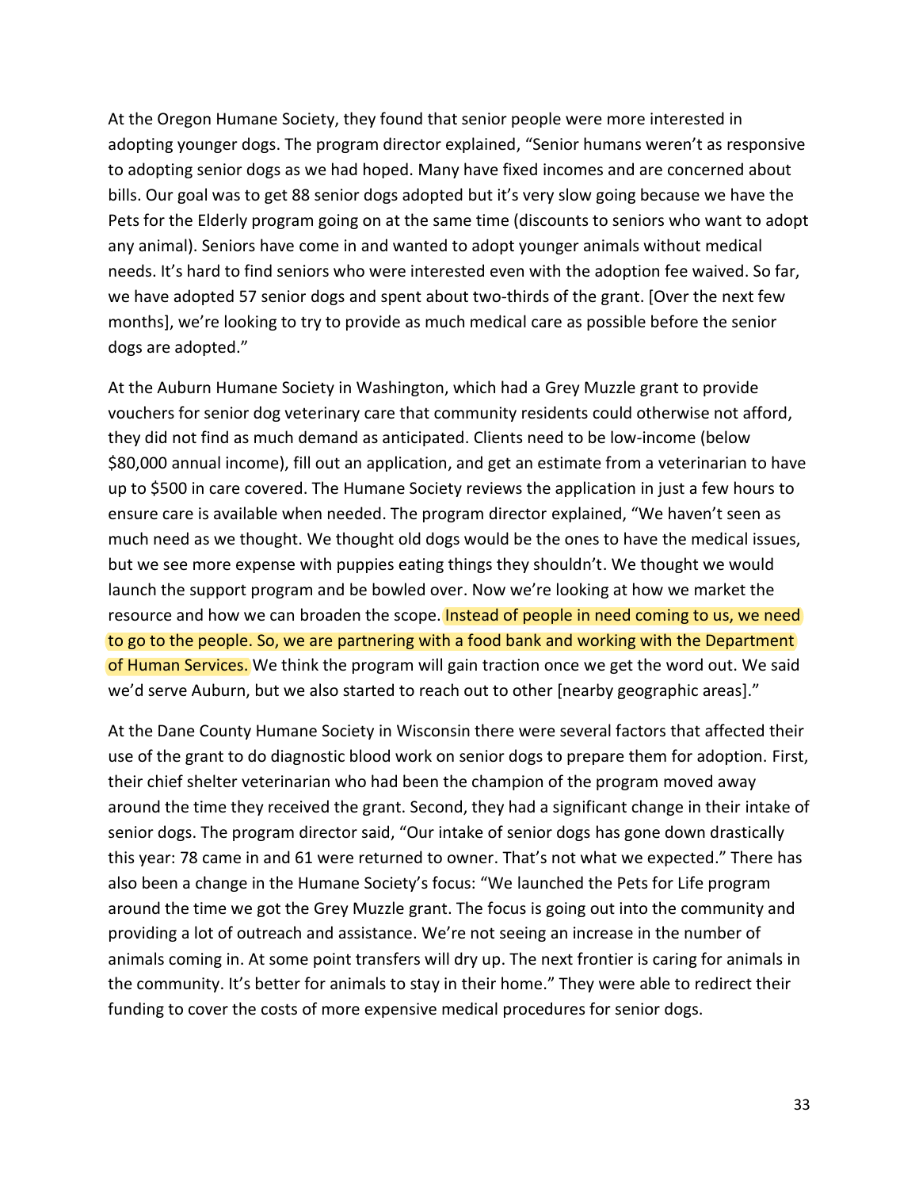At the Oregon Humane Society, they found that senior people were more interested in adopting younger dogs. The program director explained, "Senior humans weren't as responsive to adopting senior dogs as we had hoped. Many have fixed incomes and are concerned about bills. Our goal was to get 88 senior dogs adopted but it's very slow going because we have the Pets for the Elderly program going on at the same time (discounts to seniors who want to adopt any animal). Seniors have come in and wanted to adopt younger animals without medical needs. It's hard to find seniors who were interested even with the adoption fee waived. So far, we have adopted 57 senior dogs and spent about two-thirds of the grant. [Over the next few months], we're looking to try to provide as much medical care as possible before the senior dogs are adopted."

At the Auburn Humane Society in Washington, which had a Grey Muzzle grant to provide vouchers for senior dog veterinary care that community residents could otherwise not afford, they did not find as much demand as anticipated. Clients need to be low-income (below $80,000 annual income), fill out an application, and get an estimate from a veterinarian to have up to $500 in care covered. The Humane Society reviews the application in just a few hours to ensure care is available when needed. The program director explained, "We haven't seen as much need as we thought. We thought old dogs would be the ones to have the medical issues, but we see more expense with puppies eating things they shouldn't. We thought we would launch the support program and be bowled over. Now we're looking at how we market the resource and how we can broaden the scope. Instead of people in need coming to us, we need to go to the people. So, we are partnering with a food bank and working with the Department of Human Services. We think the program will gain traction once we get the word out. We said we'd serve Auburn, but we also started to reach out to other [nearby geographic areas]."

At the Dane County Humane Society in Wisconsin there were several factors that affected their use of the grant to do diagnostic blood work on senior dogs to prepare them for adoption. First, their chief shelter veterinarian who had been the champion of the program moved away around the time they received the grant. Second, they had a significant change in their intake of senior dogs. The program director said, "Our intake of senior dogs has gone down drastically this year: 78 came in and 61 were returned to owner. That's not what we expected." There has also been a change in the Humane Society's focus: "We launched the Pets for Life program around the time we got the Grey Muzzle grant. The focus is going out into the community and providing a lot of outreach and assistance. We're not seeing an increase in the number of animals coming in. At some point transfers will dry up. The next frontier is caring for animals in the community. It's better for animals to stay in their home." They were able to redirect their funding to cover the costs of more expensive medical procedures for senior dogs.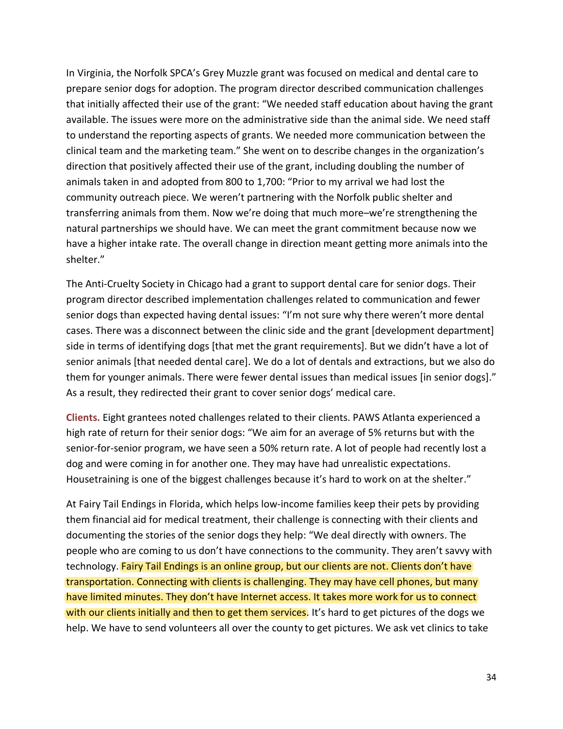In Virginia, the Norfolk SPCA's Grey Muzzle grant was focused on medical and dental care to prepare senior dogs for adoption. The program director described communication challenges that initially affected their use of the grant: "We needed staff education about having the grant available. The issues were more on the administrative side than the animal side. We need staff to understand the reporting aspects of grants. We needed more communication between the clinical team and the marketing team." She went on to describe changes in the organization's direction that positively affected their use of the grant, including doubling the number of animals taken in and adopted from 800 to 1,700: "Prior to my arrival we had lost the community outreach piece. We weren't partnering with the Norfolk public shelter and transferring animals from them. Now we're doing that much more–we're strengthening the natural partnerships we should have. We can meet the grant commitment because now we have a higher intake rate. The overall change in direction meant getting more animals into the shelter."

The Anti-Cruelty Society in Chicago had a grant to support dental care for senior dogs. Their program director described implementation challenges related to communication and fewer senior dogs than expected having dental issues: "I'm not sure why there weren't more dental cases. There was a disconnect between the clinic side and the grant [development department] side in terms of identifying dogs [that met the grant requirements]. But we didn't have a lot of senior animals [that needed dental care]. We do a lot of dentals and extractions, but we also do them for younger animals. There were fewer dental issues than medical issues [in senior dogs]." As a result, they redirected their grant to cover senior dogs' medical care.

**Clients.** Eight grantees noted challenges related to their clients. PAWS Atlanta experienced a high rate of return for their senior dogs: "We aim for an average of 5% returns but with the senior-for-senior program, we have seen a 50% return rate. A lot of people had recently lost a dog and were coming in for another one. They may have had unrealistic expectations. Housetraining is one of the biggest challenges because it's hard to work on at the shelter."

At Fairy Tail Endings in Florida, which helps low-income families keep their pets by providing them financial aid for medical treatment, their challenge is connecting with their clients and documenting the stories of the senior dogs they help: "We deal directly with owners. The people who are coming to us don't have connections to the community. They aren't savvy with technology. Fairy Tail Endings is an online group, but our clients are not. Clients don't have transportation. Connecting with clients is challenging. They may have cell phones, but many have limited minutes. They don't have Internet access. It takes more work for us to connect with our clients initially and then to get them services. It's hard to get pictures of the dogs we help. We have to send volunteers all over the county to get pictures. We ask vet clinics to take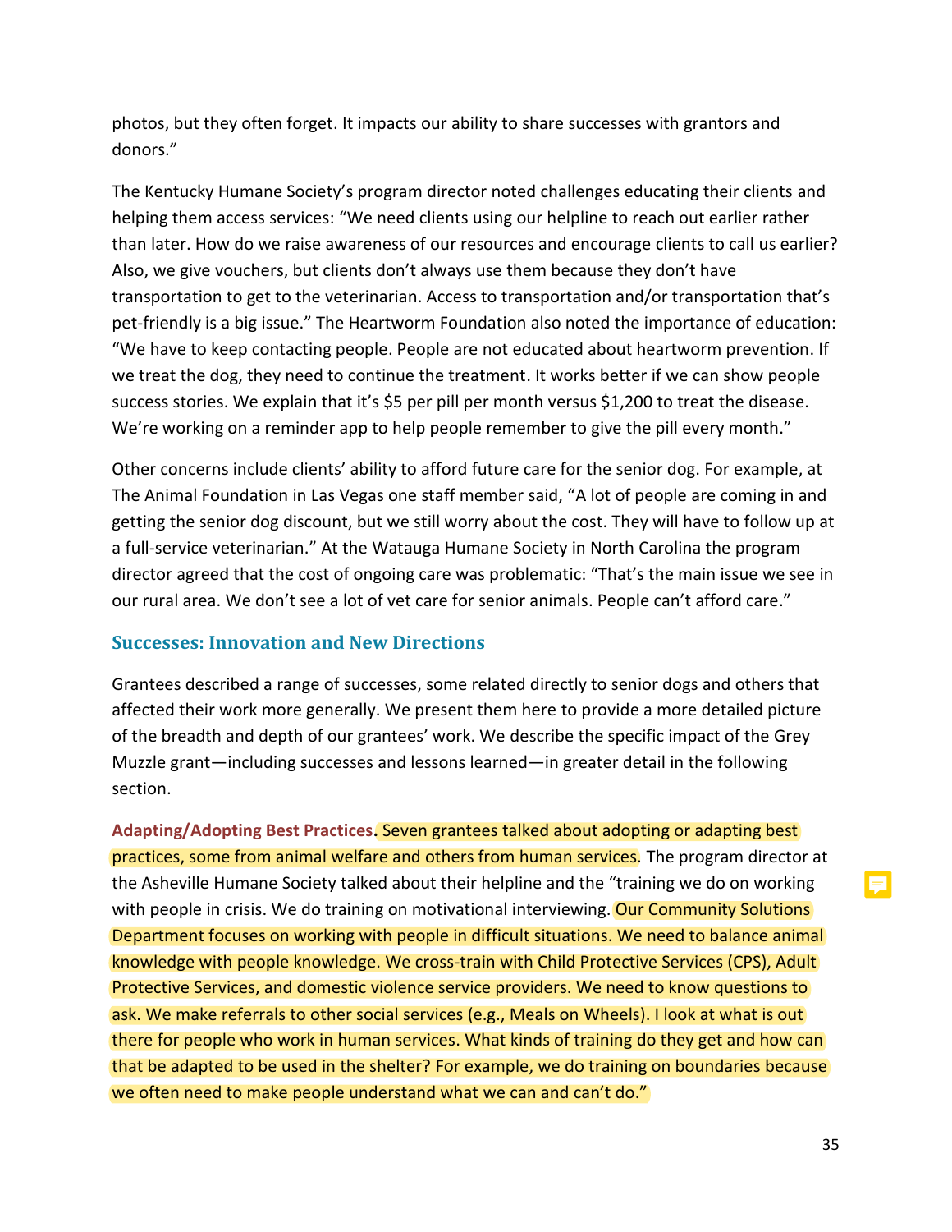photos, but they often forget. It impacts our ability to share successes with grantors and donors."

The Kentucky Humane Society's program director noted challenges educating their clients and helping them access services: "We need clients using our helpline to reach out earlier rather than later. How do we raise awareness of our resources and encourage clients to call us earlier? Also, we give vouchers, but clients don't always use them because they don't have transportation to get to the veterinarian. Access to transportation and/or transportation that's pet-friendly is a big issue." The Heartworm Foundation also noted the importance of education: "We have to keep contacting people. People are not educated about heartworm prevention. If we treat the dog, they need to continue the treatment. It works better if we can show people success stories. We explain that it's $5 per pill per month versus $1,200 to treat the disease. We're working on a reminder app to help people remember to give the pill every month."

Other concerns include clients' ability to afford future care for the senior dog. For example, at The Animal Foundation in Las Vegas one staff member said, "A lot of people are coming in and getting the senior dog discount, but we still worry about the cost. They will have to follow up at a full-service veterinarian." At the Watauga Humane Society in North Carolina the program director agreed that the cost of ongoing care was problematic: "That's the main issue we see in our rural area. We don't see a lot of vet care for senior animals. People can't afford care."

### Successes: Innovation and New Directions

Grantees described a range of successes, some related directly to senior dogs and others that affected their work more generally. We present them here to provide a more detailed picture of the breadth and depth of our grantees' work. We describe the specific impact of the Grey Muzzle grant—including successes and lessons learned—in greater detail in the following section.

**Adapting/Adopting Best Practices.** Seven grantees talked about adopting or adapting best practices, some from animal welfare and others from human services. The program director at the Asheville Humane Society talked about their helpline and the "training we do on working with people in crisis. We do training on motivational interviewing. Our Community Solutions Department focuses on working with people in difficult situations. We need to balance animal knowledge with people knowledge. We cross-train with Child Protective Services (CPS), Adult Protective Services, and domestic violence service providers. We need to know questions to ask. We make referrals to other social services (e.g., Meals on Wheels). I look at what is out there for people who work in human services. What kinds of training do they get and how can that be adapted to be used in the shelter? For example, we do training on boundaries because we often need to make people understand what we can and can't do."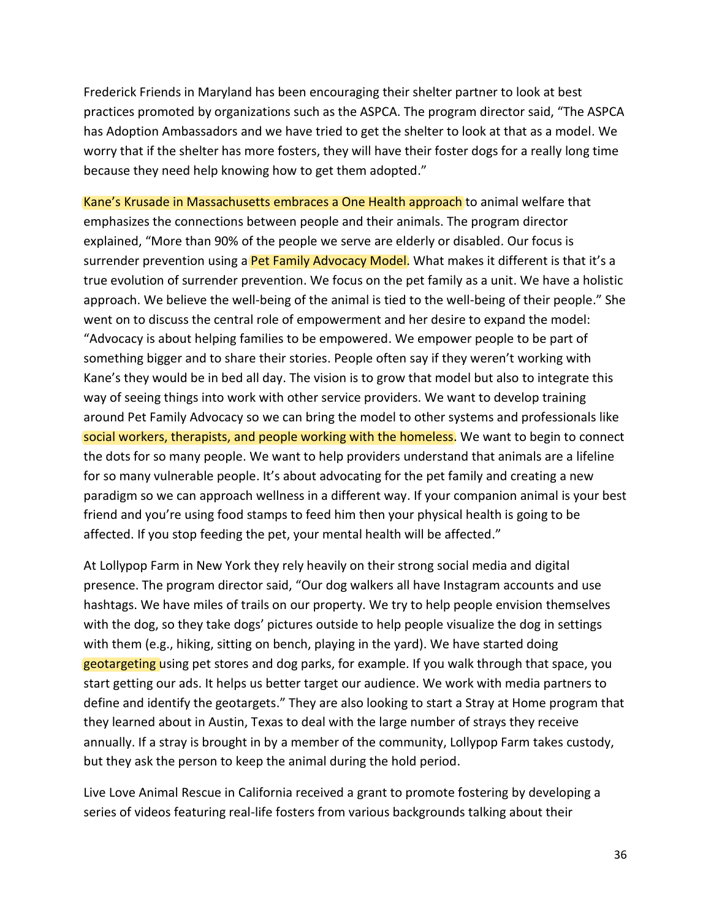Frederick Friends in Maryland has been encouraging their shelter partner to look at best practices promoted by organizations such as the ASPCA. The program director said, "The ASPCA has Adoption Ambassadors and we have tried to get the shelter to look at that as a model. We worry that if the shelter has more fosters, they will have their foster dogs for a really long time because they need help knowing how to get them adopted."

Kane's Krusade in Massachusetts embraces a One Health approach to animal welfare that emphasizes the connections between people and their animals. The program director explained, "More than 90% of the people we serve are elderly or disabled. Our focus is surrender prevention using a Pet Family Advocacy Model. What makes it different is that it's a true evolution of surrender prevention. We focus on the pet family as a unit. We have a holistic approach. We believe the well-being of the animal is tied to the well-being of their people." She went on to discuss the central role of empowerment and her desire to expand the model: "Advocacy is about helping families to be empowered. We empower people to be part of something bigger and to share their stories. People often say if they weren't working with Kane's they would be in bed all day. The vision is to grow that model but also to integrate this way of seeing things into work with other service providers. We want to develop training around Pet Family Advocacy so we can bring the model to other systems and professionals like social workers, therapists, and people working with the homeless. We want to begin to connect the dots for so many people. We want to help providers understand that animals are a lifeline for so many vulnerable people. It's about advocating for the pet family and creating a new paradigm so we can approach wellness in a different way. If your companion animal is your best friend and you're using food stamps to feed him then your physical health is going to be affected. If you stop feeding the pet, your mental health will be affected."

At Lollypop Farm in New York they rely heavily on their strong social media and digital presence. The program director said, "Our dog walkers all have Instagram accounts and use hashtags. We have miles of trails on our property. We try to help people envision themselves with the dog, so they take dogs' pictures outside to help people visualize the dog in settings with them (e.g., hiking, sitting on bench, playing in the yard). We have started doing geotargeting using pet stores and dog parks, for example. If you walk through that space, you start getting our ads. It helps us better target our audience. We work with media partners to define and identify the geotargets." They are also looking to start a Stray at Home program that they learned about in Austin, Texas to deal with the large number of strays they receive annually. If a stray is brought in by a member of the community, Lollypop Farm takes custody, but they ask the person to keep the animal during the hold period.

Live Love Animal Rescue in California received a grant to promote fostering by developing a series of videos featuring real-life fosters from various backgrounds talking about their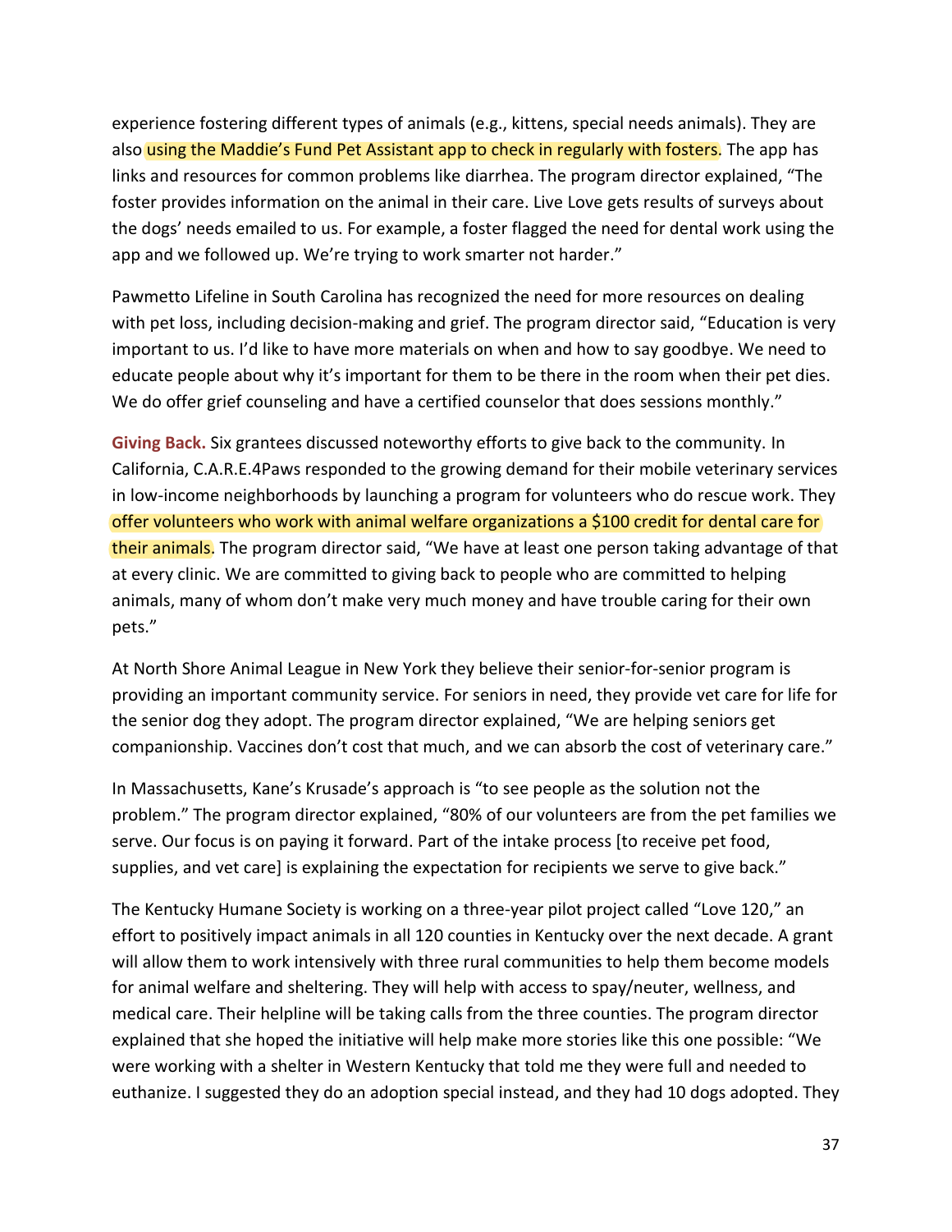experience fostering different types of animals (e.g., kittens, special needs animals). They are also using the Maddie's Fund Pet Assistant app to check in regularly with fosters. The app has links and resources for common problems like diarrhea. The program director explained, "The foster provides information on the animal in their care. Live Love gets results of surveys about the dogs' needs emailed to us. For example, a foster flagged the need for dental work using the app and we followed up. We're trying to work smarter not harder."

Pawmetto Lifeline in South Carolina has recognized the need for more resources on dealing with pet loss, including decision-making and grief. The program director said, "Education is very important to us. I'd like to have more materials on when and how to say goodbye. We need to educate people about why it's important for them to be there in the room when their pet dies. We do offer grief counseling and have a certified counselor that does sessions monthly."

**Giving Back.** Six grantees discussed noteworthy efforts to give back to the community. In California, C.A.R.E.4Paws responded to the growing demand for their mobile veterinary services in low-income neighborhoods by launching a program for volunteers who do rescue work. They offer volunteers who work with animal welfare organizations a $100 credit for dental care for their animals. The program director said, "We have at least one person taking advantage of that at every clinic. We are committed to giving back to people who are committed to helping animals, many of whom don't make very much money and have trouble caring for their own pets."

At North Shore Animal League in New York they believe their senior-for-senior program is providing an important community service. For seniors in need, they provide vet care for life for the senior dog they adopt. The program director explained, "We are helping seniors get companionship. Vaccines don't cost that much, and we can absorb the cost of veterinary care."

In Massachusetts, Kane's Krusade's approach is "to see people as the solution not the problem." The program director explained, "80% of our volunteers are from the pet families we serve. Our focus is on paying it forward. Part of the intake process [to receive pet food, supplies, and vet care] is explaining the expectation for recipients we serve to give back."

The Kentucky Humane Society is working on a three-year pilot project called "Love 120," an effort to positively impact animals in all 120 counties in Kentucky over the next decade. A grant will allow them to work intensively with three rural communities to help them become models for animal welfare and sheltering. They will help with access to spay/neuter, wellness, and medical care. Their helpline will be taking calls from the three counties. The program director explained that she hoped the initiative will help make more stories like this one possible: "We were working with a shelter in Western Kentucky that told me they were full and needed to euthanize. I suggested they do an adoption special instead, and they had 10 dogs adopted. They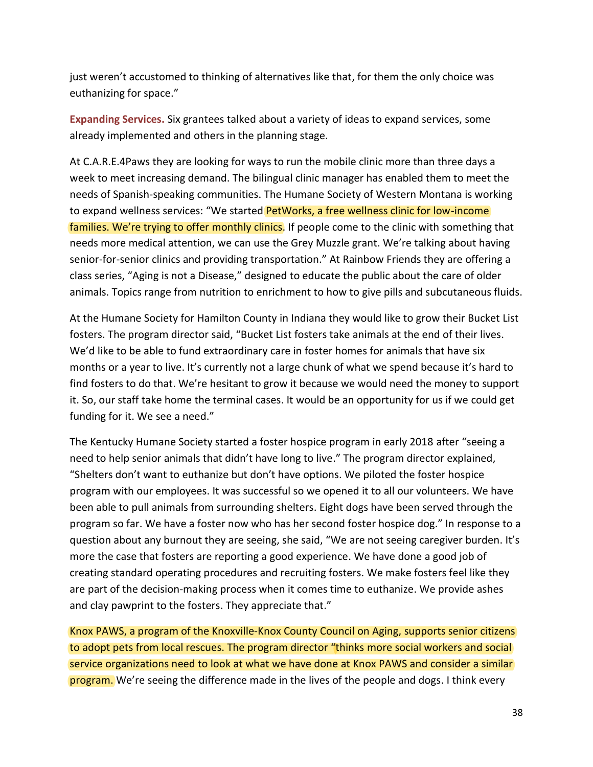just weren't accustomed to thinking of alternatives like that, for them the only choice was euthanizing for space."

**Expanding Services.** Six grantees talked about a variety of ideas to expand services, some already implemented and others in the planning stage.

At C.A.R.E.4Paws they are looking for ways to run the mobile clinic more than three days a week to meet increasing demand. The bilingual clinic manager has enabled them to meet the needs of Spanish-speaking communities. The Humane Society of Western Montana is working to expand wellness services: "We started PetWorks, a free wellness clinic for low-income families. We're trying to offer monthly clinics. If people come to the clinic with something that needs more medical attention, we can use the Grey Muzzle grant. We're talking about having senior-for-senior clinics and providing transportation." At Rainbow Friends they are offering a class series, "Aging is not a Disease," designed to educate the public about the care of older animals. Topics range from nutrition to enrichment to how to give pills and subcutaneous fluids.

At the Humane Society for Hamilton County in Indiana they would like to grow their Bucket List fosters. The program director said, "Bucket List fosters take animals at the end of their lives. We'd like to be able to fund extraordinary care in foster homes for animals that have six months or a year to live. It's currently not a large chunk of what we spend because it's hard to find fosters to do that. We're hesitant to grow it because we would need the money to support it. So, our staff take home the terminal cases. It would be an opportunity for us if we could get funding for it. We see a need."

The Kentucky Humane Society started a foster hospice program in early 2018 after "seeing a need to help senior animals that didn't have long to live." The program director explained, "Shelters don't want to euthanize but don't have options. We piloted the foster hospice program with our employees. It was successful so we opened it to all our volunteers. We have been able to pull animals from surrounding shelters. Eight dogs have been served through the program so far. We have a foster now who has her second foster hospice dog." In response to a question about any burnout they are seeing, she said, "We are not seeing caregiver burden. It's more the case that fosters are reporting a good experience. We have done a good job of creating standard operating procedures and recruiting fosters. We make fosters feel like they are part of the decision-making process when it comes time to euthanize. We provide ashes and clay pawprint to the fosters. They appreciate that."

Knox PAWS, a program of the Knoxville-Knox County Council on Aging, supports senior citizens to adopt pets from local rescues. The program director "thinks more social workers and social service organizations need to look at what we have done at Knox PAWS and consider a similar program. We're seeing the difference made in the lives of the people and dogs. I think every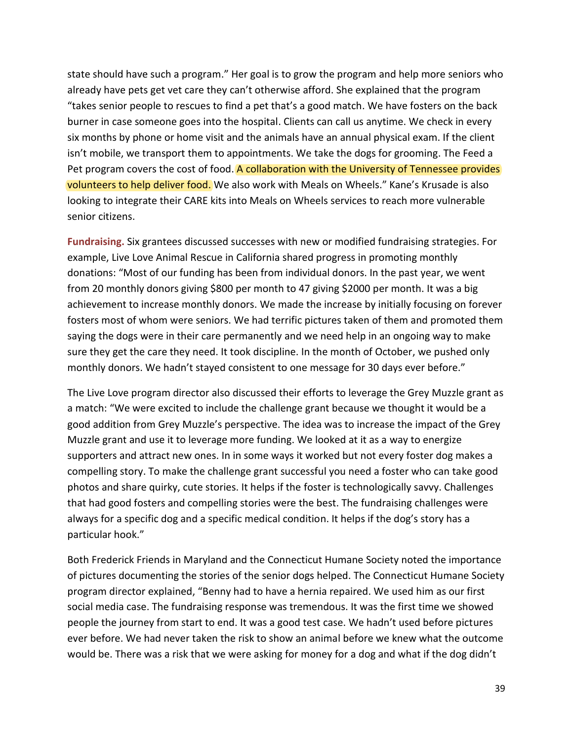state should have such a program." Her goal is to grow the program and help more seniors who already have pets get vet care they can't otherwise afford. She explained that the program "takes senior people to rescues to find a pet that's a good match. We have fosters on the back burner in case someone goes into the hospital. Clients can call us anytime. We check in every six months by phone or home visit and the animals have an annual physical exam. If the client isn't mobile, we transport them to appointments. We take the dogs for grooming. The Feed a Pet program covers the cost of food. A collaboration with the University of Tennessee provides volunteers to help deliver food. We also work with Meals on Wheels." Kane's Krusade is also looking to integrate their CARE kits into Meals on Wheels services to reach more vulnerable senior citizens.

**Fundraising.** Six grantees discussed successes with new or modified fundraising strategies. For example, Live Love Animal Rescue in California shared progress in promoting monthly donations: "Most of our funding has been from individual donors. In the past year, we went from 20 monthly donors giving $800 per month to 47 giving $2000 per month. It was a big achievement to increase monthly donors. We made the increase by initially focusing on forever fosters most of whom were seniors. We had terrific pictures taken of them and promoted them saying the dogs were in their care permanently and we need help in an ongoing way to make sure they get the care they need. It took discipline. In the month of October, we pushed only monthly donors. We hadn't stayed consistent to one message for 30 days ever before."

The Live Love program director also discussed their efforts to leverage the Grey Muzzle grant as a match: "We were excited to include the challenge grant because we thought it would be a good addition from Grey Muzzle's perspective. The idea was to increase the impact of the Grey Muzzle grant and use it to leverage more funding. We looked at it as a way to energize supporters and attract new ones. In in some ways it worked but not every foster dog makes a compelling story. To make the challenge grant successful you need a foster who can take good photos and share quirky, cute stories. It helps if the foster is technologically savvy. Challenges that had good fosters and compelling stories were the best. The fundraising challenges were always for a specific dog and a specific medical condition. It helps if the dog's story has a particular hook."

Both Frederick Friends in Maryland and the Connecticut Humane Society noted the importance of pictures documenting the stories of the senior dogs helped. The Connecticut Humane Society program director explained, "Benny had to have a hernia repaired. We used him as our first social media case. The fundraising response was tremendous. It was the first time we showed people the journey from start to end. It was a good test case. We hadn't used before pictures ever before. We had never taken the risk to show an animal before we knew what the outcome would be. There was a risk that we were asking for money for a dog and what if the dog didn't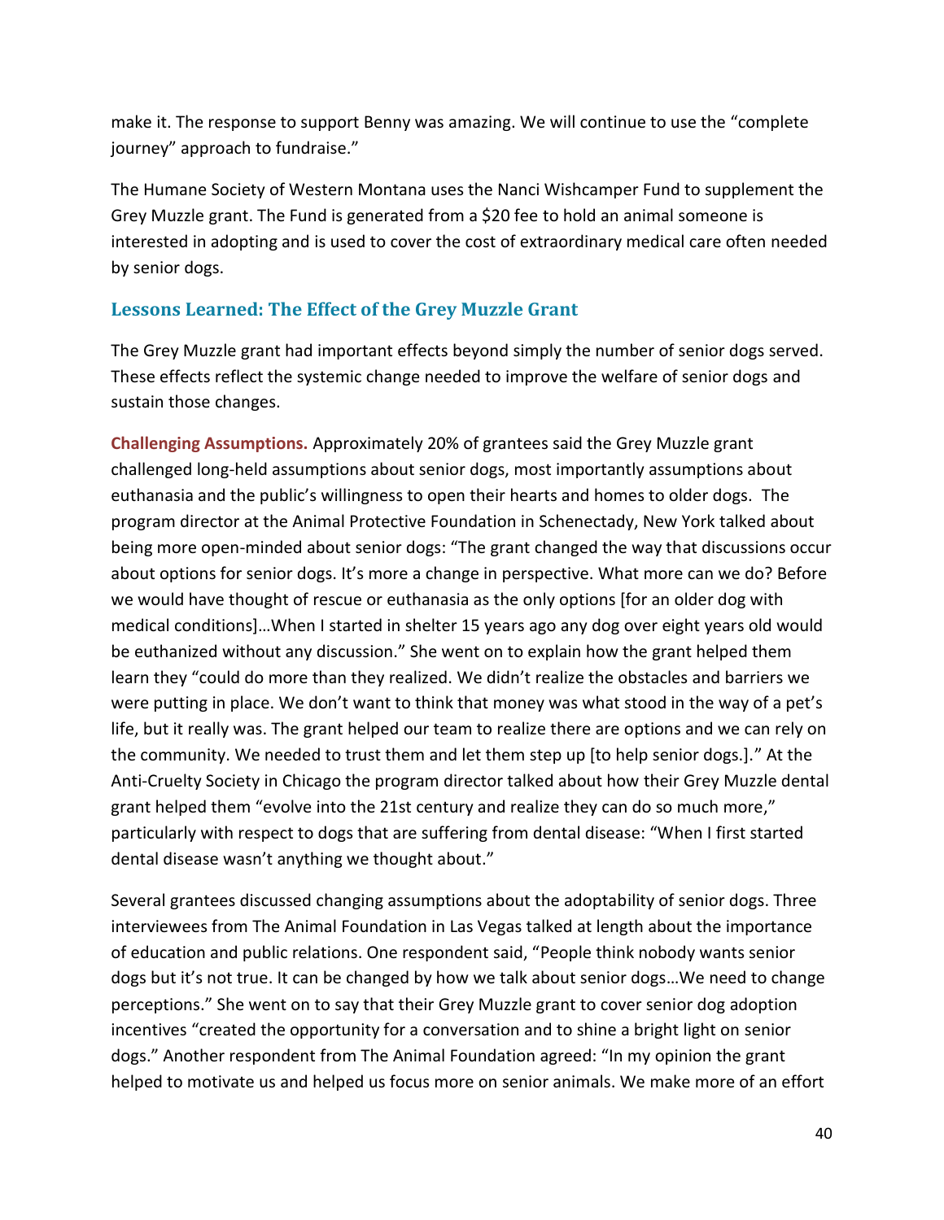make it. The response to support Benny was amazing. We will continue to use the "complete journey" approach to fundraise."

The Humane Society of Western Montana uses the Nanci Wishcamper Fund to supplement the Grey Muzzle grant. The Fund is generated from a $20 fee to hold an animal someone is interested in adopting and is used to cover the cost of extraordinary medical care often needed by senior dogs.

## Lessons Learned: The Effect of the Grey Muzzle Grant

The Grey Muzzle grant had important effects beyond simply the number of senior dogs served. These effects reflect the systemic change needed to improve the welfare of senior dogs and sustain those changes.

**Challenging Assumptions.** Approximately 20% of grantees said the Grey Muzzle grant challenged long-held assumptions about senior dogs, most importantly assumptions about euthanasia and the public's willingness to open their hearts and homes to older dogs. The program director at the Animal Protective Foundation in Schenectady, New York talked about being more open-minded about senior dogs: "The grant changed the way that discussions occur about options for senior dogs. It's more a change in perspective. What more can we do? Before we would have thought of rescue or euthanasia as the only options [for an older dog with medical conditions]…When I started in shelter 15 years ago any dog over eight years old would be euthanized without any discussion." She went on to explain how the grant helped them learn they "could do more than they realized. We didn't realize the obstacles and barriers we were putting in place. We don't want to think that money was what stood in the way of a pet's life, but it really was. The grant helped our team to realize there are options and we can rely on the community. We needed to trust them and let them step up [to help senior dogs.]." At the Anti-Cruelty Society in Chicago the program director talked about how their Grey Muzzle dental grant helped them "evolve into the 21st century and realize they can do so much more," particularly with respect to dogs that are suffering from dental disease: "When I first started dental disease wasn't anything we thought about."

Several grantees discussed changing assumptions about the adoptability of senior dogs. Three interviewees from The Animal Foundation in Las Vegas talked at length about the importance of education and public relations. One respondent said, "People think nobody wants senior dogs but it's not true. It can be changed by how we talk about senior dogs…We need to change perceptions." She went on to say that their Grey Muzzle grant to cover senior dog adoption incentives "created the opportunity for a conversation and to shine a bright light on senior dogs." Another respondent from The Animal Foundation agreed: "In my opinion the grant helped to motivate us and helped us focus more on senior animals. We make more of an effort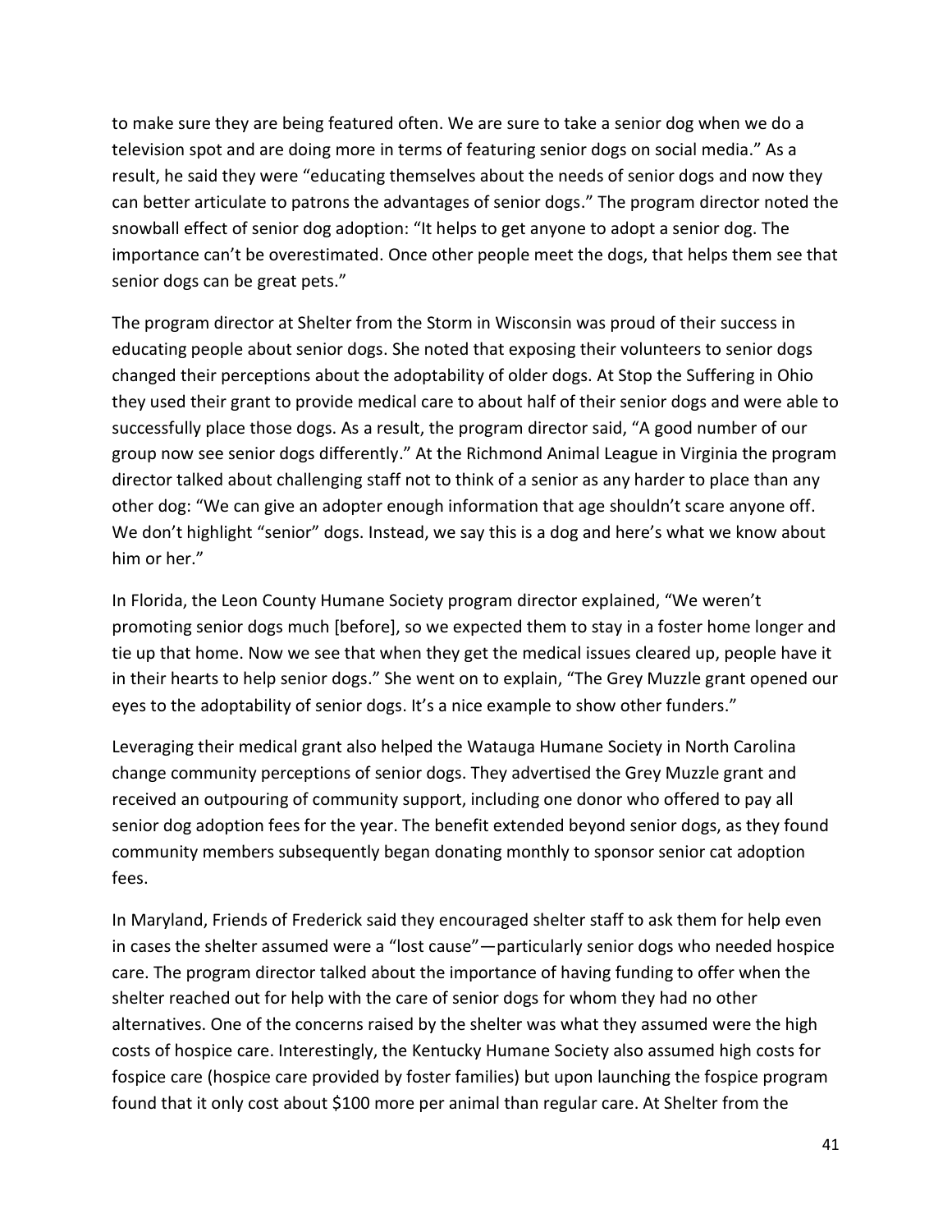to make sure they are being featured often. We are sure to take a senior dog when we do a television spot and are doing more in terms of featuring senior dogs on social media." As a result, he said they were "educating themselves about the needs of senior dogs and now they can better articulate to patrons the advantages of senior dogs." The program director noted the snowball effect of senior dog adoption: "It helps to get anyone to adopt a senior dog. The importance can't be overestimated. Once other people meet the dogs, that helps them see that senior dogs can be great pets."

The program director at Shelter from the Storm in Wisconsin was proud of their success in educating people about senior dogs. She noted that exposing their volunteers to senior dogs changed their perceptions about the adoptability of older dogs. At Stop the Suffering in Ohio they used their grant to provide medical care to about half of their senior dogs and were able to successfully place those dogs. As a result, the program director said, "A good number of our group now see senior dogs differently." At the Richmond Animal League in Virginia the program director talked about challenging staff not to think of a senior as any harder to place than any other dog: "We can give an adopter enough information that age shouldn't scare anyone off. We don't highlight "senior" dogs. Instead, we say this is a dog and here's what we know about him or her."

In Florida, the Leon County Humane Society program director explained, "We weren't promoting senior dogs much [before], so we expected them to stay in a foster home longer and tie up that home. Now we see that when they get the medical issues cleared up, people have it in their hearts to help senior dogs." She went on to explain, "The Grey Muzzle grant opened our eyes to the adoptability of senior dogs. It's a nice example to show other funders."

Leveraging their medical grant also helped the Watauga Humane Society in North Carolina change community perceptions of senior dogs. They advertised the Grey Muzzle grant and received an outpouring of community support, including one donor who offered to pay all senior dog adoption fees for the year. The benefit extended beyond senior dogs, as they found community members subsequently began donating monthly to sponsor senior cat adoption fees.

In Maryland, Friends of Frederick said they encouraged shelter staff to ask them for help even in cases the shelter assumed were a "lost cause"—particularly senior dogs who needed hospice care. The program director talked about the importance of having funding to offer when the shelter reached out for help with the care of senior dogs for whom they had no other alternatives. One of the concerns raised by the shelter was what they assumed were the high costs of hospice care. Interestingly, the Kentucky Humane Society also assumed high costs for fospice care (hospice care provided by foster families) but upon launching the fospice program found that it only cost about $100 more per animal than regular care. At Shelter from the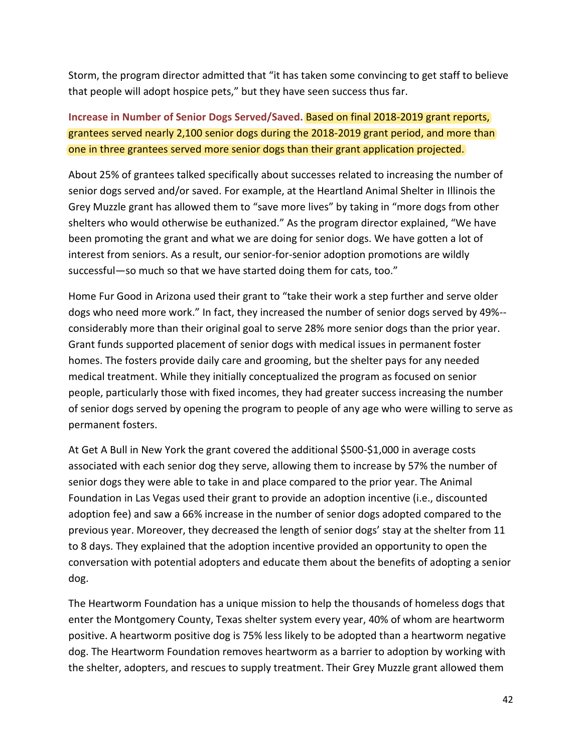Storm, the program director admitted that "it has taken some convincing to get staff to believe that people will adopt hospice pets," but they have seen success thus far.

**Increase in Number of Senior Dogs Served/Saved.** Based on final 2018-2019 grant reports, grantees served nearly 2,100 senior dogs during the 2018-2019 grant period, and more than one in three grantees served more senior dogs than their grant application projected.

About 25% of grantees talked specifically about successes related to increasing the number of senior dogs served and/or saved. For example, at the Heartland Animal Shelter in Illinois the Grey Muzzle grant has allowed them to "save more lives" by taking in "more dogs from other shelters who would otherwise be euthanized." As the program director explained, "We have been promoting the grant and what we are doing for senior dogs. We have gotten a lot of interest from seniors. As a result, our senior-for-senior adoption promotions are wildly successful—so much so that we have started doing them for cats, too."

Home Fur Good in Arizona used their grant to "take their work a step further and serve older dogs who need more work." In fact, they increased the number of senior dogs served by 49%--considerably more than their original goal to serve 28% more senior dogs than the prior year. Grant funds supported placement of senior dogs with medical issues in permanent foster homes. The fosters provide daily care and grooming, but the shelter pays for any needed medical treatment. While they initially conceptualized the program as focused on senior people, particularly those with fixed incomes, they had greater success increasing the number of senior dogs served by opening the program to people of any age who were willing to serve as permanent fosters.

At Get A Bull in New York the grant covered the additional $500-$1,000 in average costs associated with each senior dog they serve, allowing them to increase by 57% the number of senior dogs they were able to take in and place compared to the prior year. The Animal Foundation in Las Vegas used their grant to provide an adoption incentive (i.e., discounted adoption fee) and saw a 66% increase in the number of senior dogs adopted compared to the previous year. Moreover, they decreased the length of senior dogs' stay at the shelter from 11 to 8 days. They explained that the adoption incentive provided an opportunity to open the conversation with potential adopters and educate them about the benefits of adopting a senior dog.

The Heartworm Foundation has a unique mission to help the thousands of homeless dogs that enter the Montgomery County, Texas shelter system every year, 40% of whom are heartworm positive. A heartworm positive dog is 75% less likely to be adopted than a heartworm negative dog. The Heartworm Foundation removes heartworm as a barrier to adoption by working with the shelter, adopters, and rescues to supply treatment. Their Grey Muzzle grant allowed them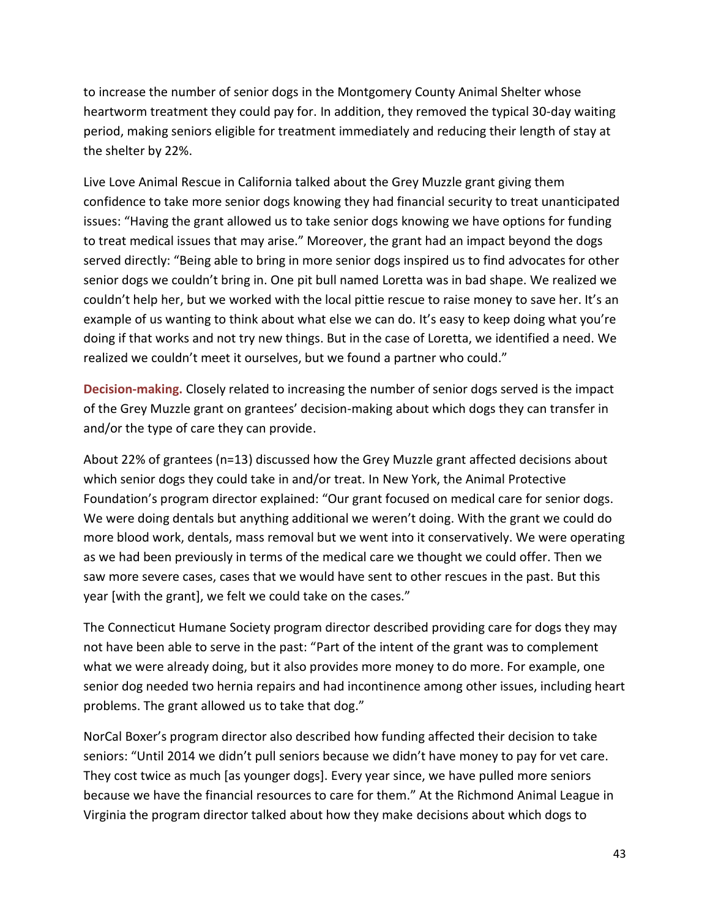to increase the number of senior dogs in the Montgomery County Animal Shelter whose heartworm treatment they could pay for. In addition, they removed the typical 30-day waiting period, making seniors eligible for treatment immediately and reducing their length of stay at the shelter by 22%.

Live Love Animal Rescue in California talked about the Grey Muzzle grant giving them confidence to take more senior dogs knowing they had financial security to treat unanticipated issues: "Having the grant allowed us to take senior dogs knowing we have options for funding to treat medical issues that may arise." Moreover, the grant had an impact beyond the dogs served directly: "Being able to bring in more senior dogs inspired us to find advocates for other senior dogs we couldn't bring in. One pit bull named Loretta was in bad shape. We realized we couldn't help her, but we worked with the local pittie rescue to raise money to save her. It's an example of us wanting to think about what else we can do. It's easy to keep doing what you're doing if that works and not try new things. But in the case of Loretta, we identified a need. We realized we couldn't meet it ourselves, but we found a partner who could."

**Decision-making.** Closely related to increasing the number of senior dogs served is the impact of the Grey Muzzle grant on grantees' decision-making about which dogs they can transfer in and/or the type of care they can provide.

About 22% of grantees (n=13) discussed how the Grey Muzzle grant affected decisions about which senior dogs they could take in and/or treat. In New York, the Animal Protective Foundation's program director explained: "Our grant focused on medical care for senior dogs. We were doing dentals but anything additional we weren't doing. With the grant we could do more blood work, dentals, mass removal but we went into it conservatively. We were operating as we had been previously in terms of the medical care we thought we could offer. Then we saw more severe cases, cases that we would have sent to other rescues in the past. But this year [with the grant], we felt we could take on the cases."

The Connecticut Humane Society program director described providing care for dogs they may not have been able to serve in the past: "Part of the intent of the grant was to complement what we were already doing, but it also provides more money to do more. For example, one senior dog needed two hernia repairs and had incontinence among other issues, including heart problems. The grant allowed us to take that dog."

NorCal Boxer's program director also described how funding affected their decision to take seniors: "Until 2014 we didn't pull seniors because we didn't have money to pay for vet care. They cost twice as much [as younger dogs]. Every year since, we have pulled more seniors because we have the financial resources to care for them." At the Richmond Animal League in Virginia the program director talked about how they make decisions about which dogs to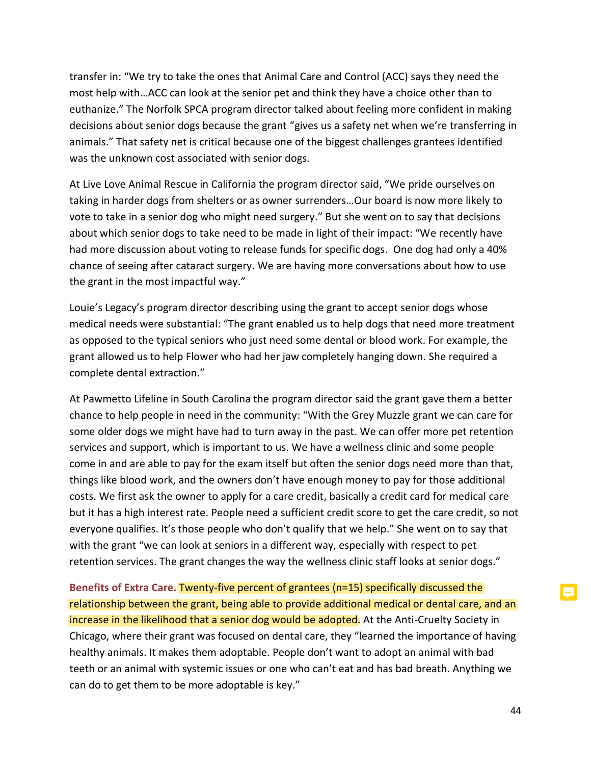transfer in: "We try to take the ones that Animal Care and Control (ACC) says they need the most help with…ACC can look at the senior pet and think they have a choice other than to euthanize." The Norfolk SPCA program director talked about feeling more confident in making decisions about senior dogs because the grant "gives us a safety net when we're transferring in animals." That safety net is critical because one of the biggest challenges grantees identified was the unknown cost associated with senior dogs.

At Live Love Animal Rescue in California the program director said, "We pride ourselves on taking in harder dogs from shelters or as owner surrenders…Our board is now more likely to vote to take in a senior dog who might need surgery." But she went on to say that decisions about which senior dogs to take need to be made in light of their impact: "We recently have had more discussion about voting to release funds for specific dogs. One dog had only a 40% chance of seeing after cataract surgery. We are having more conversations about how to use the grant in the most impactful way."

Louie's Legacy's program director describing using the grant to accept senior dogs whose medical needs were substantial: "The grant enabled us to help dogs that need more treatment as opposed to the typical seniors who just need some dental or blood work. For example, the grant allowed us to help Flower who had her jaw completely hanging down. She required a complete dental extraction."

At Pawmetto Lifeline in South Carolina the program director said the grant gave them a better chance to help people in need in the community: "With the Grey Muzzle grant we can care for some older dogs we might have had to turn away in the past. We can offer more pet retention services and support, which is important to us. We have a wellness clinic and some people come in and are able to pay for the exam itself but often the senior dogs need more than that, things like blood work, and the owners don't have enough money to pay for those additional costs. We first ask the owner to apply for a care credit, basically a credit card for medical care but it has a high interest rate. People need a sufficient credit score to get the care credit, so not everyone qualifies. It's those people who don't qualify that we help." She went on to say that with the grant "we can look at seniors in a different way, especially with respect to pet retention services. The grant changes the way the wellness clinic staff looks at senior dogs."

**Benefits of Extra Care.** Twenty-five percent of grantees (n=15) specifically discussed the relationship between the grant, being able to provide additional medical or dental care, and an increase in the likelihood that a senior dog would be adopted. At the Anti-Cruelty Society in Chicago, where their grant was focused on dental care, they "learned the importance of having healthy animals. It makes them adoptable. People don't want to adopt an animal with bad teeth or an animal with systemic issues or one who can't eat and has bad breath. Anything we can do to get them to be more adoptable is key."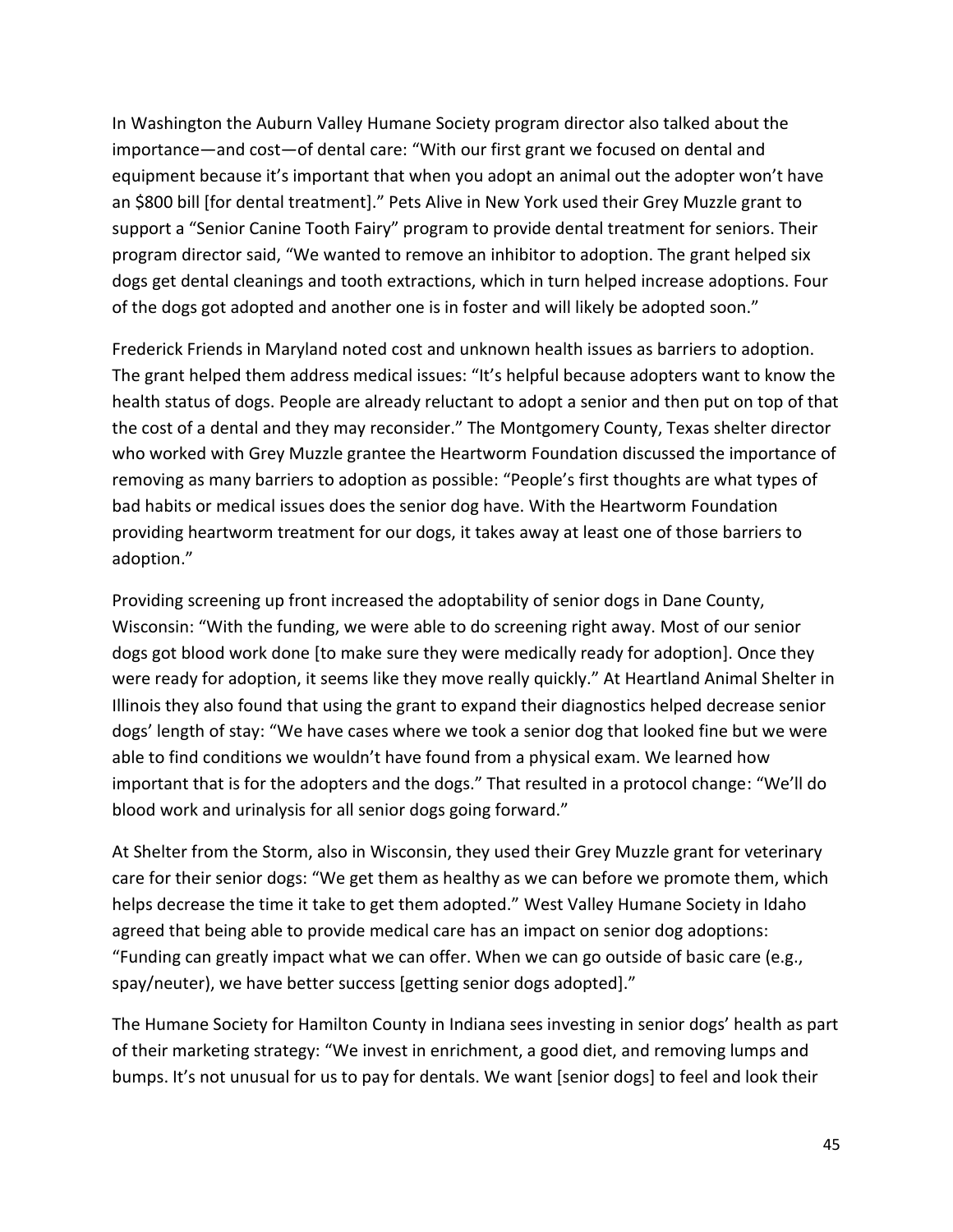In Washington the Auburn Valley Humane Society program director also talked about the importance—and cost—of dental care: "With our first grant we focused on dental and equipment because it's important that when you adopt an animal out the adopter won't have an $800 bill [for dental treatment]." Pets Alive in New York used their Grey Muzzle grant to support a "Senior Canine Tooth Fairy" program to provide dental treatment for seniors. Their program director said, "We wanted to remove an inhibitor to adoption. The grant helped six dogs get dental cleanings and tooth extractions, which in turn helped increase adoptions. Four of the dogs got adopted and another one is in foster and will likely be adopted soon."

Frederick Friends in Maryland noted cost and unknown health issues as barriers to adoption. The grant helped them address medical issues: "It's helpful because adopters want to know the health status of dogs. People are already reluctant to adopt a senior and then put on top of that the cost of a dental and they may reconsider." The Montgomery County, Texas shelter director who worked with Grey Muzzle grantee the Heartworm Foundation discussed the importance of removing as many barriers to adoption as possible: "People's first thoughts are what types of bad habits or medical issues does the senior dog have. With the Heartworm Foundation providing heartworm treatment for our dogs, it takes away at least one of those barriers to adoption."

Providing screening up front increased the adoptability of senior dogs in Dane County, Wisconsin: "With the funding, we were able to do screening right away. Most of our senior dogs got blood work done [to make sure they were medically ready for adoption]. Once they were ready for adoption, it seems like they move really quickly." At Heartland Animal Shelter in Illinois they also found that using the grant to expand their diagnostics helped decrease senior dogs' length of stay: "We have cases where we took a senior dog that looked fine but we were able to find conditions we wouldn't have found from a physical exam. We learned how important that is for the adopters and the dogs." That resulted in a protocol change: "We'll do blood work and urinalysis for all senior dogs going forward."

At Shelter from the Storm, also in Wisconsin, they used their Grey Muzzle grant for veterinary care for their senior dogs: "We get them as healthy as we can before we promote them, which helps decrease the time it take to get them adopted." West Valley Humane Society in Idaho agreed that being able to provide medical care has an impact on senior dog adoptions: "Funding can greatly impact what we can offer. When we can go outside of basic care (e.g., spay/neuter), we have better success [getting senior dogs adopted]."

The Humane Society for Hamilton County in Indiana sees investing in senior dogs' health as part of their marketing strategy: "We invest in enrichment, a good diet, and removing lumps and bumps. It's not unusual for us to pay for dentals. We want [senior dogs] to feel and look their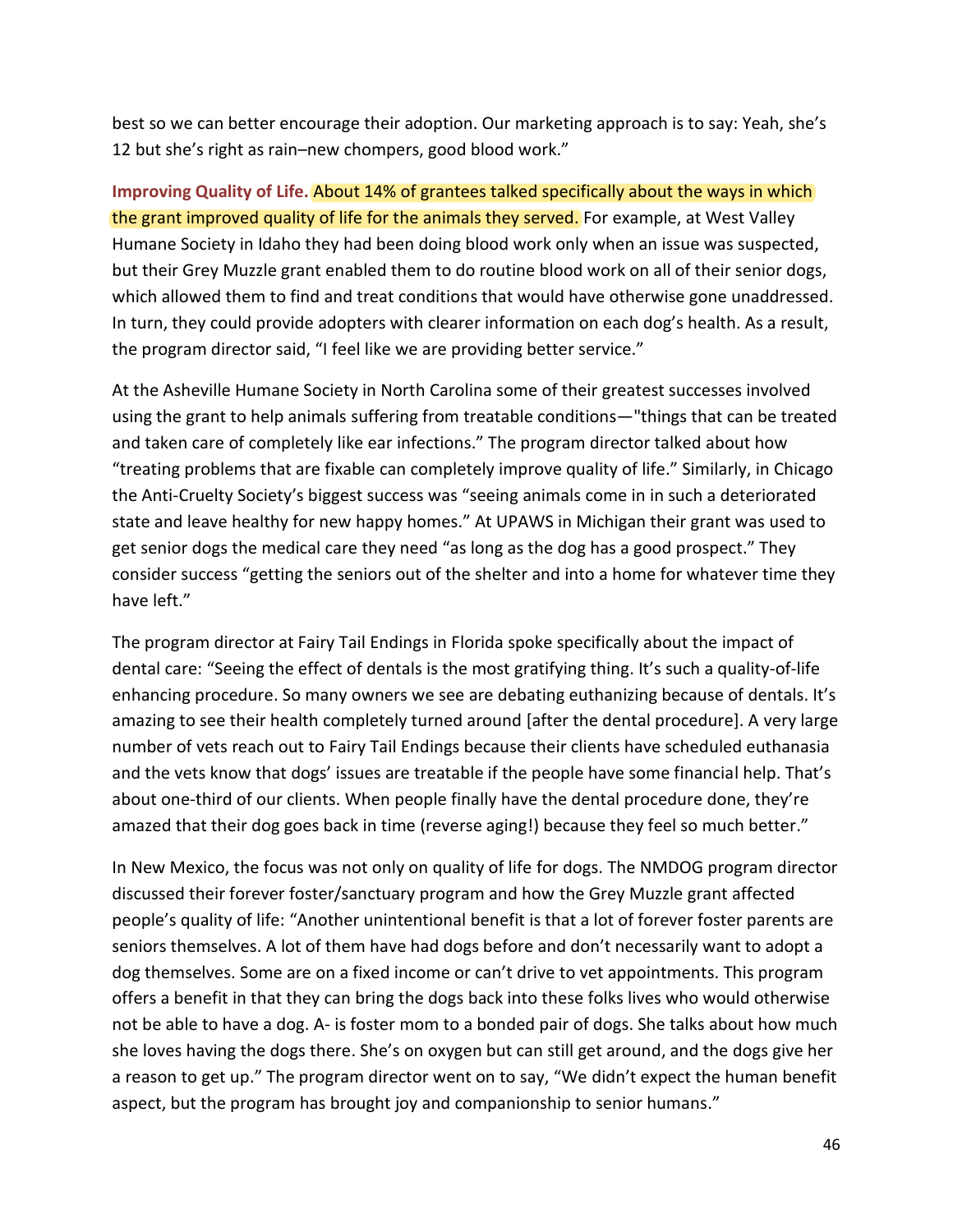best so we can better encourage their adoption. Our marketing approach is to say: Yeah, she's 12 but she's right as rain–new chompers, good blood work."

**Improving Quality of Life.** About 14% of grantees talked specifically about the ways in which the grant improved quality of life for the animals they served. For example, at West Valley Humane Society in Idaho they had been doing blood work only when an issue was suspected, but their Grey Muzzle grant enabled them to do routine blood work on all of their senior dogs, which allowed them to find and treat conditions that would have otherwise gone unaddressed. In turn, they could provide adopters with clearer information on each dog's health. As a result, the program director said, "I feel like we are providing better service."

At the Asheville Humane Society in North Carolina some of their greatest successes involved using the grant to help animals suffering from treatable conditions—"things that can be treated and taken care of completely like ear infections." The program director talked about how "treating problems that are fixable can completely improve quality of life." Similarly, in Chicago the Anti-Cruelty Society's biggest success was "seeing animals come in in such a deteriorated state and leave healthy for new happy homes." At UPAWS in Michigan their grant was used to get senior dogs the medical care they need "as long as the dog has a good prospect." They consider success "getting the seniors out of the shelter and into a home for whatever time they have left."

The program director at Fairy Tail Endings in Florida spoke specifically about the impact of dental care: "Seeing the effect of dentals is the most gratifying thing. It's such a quality-of-life enhancing procedure. So many owners we see are debating euthanizing because of dentals. It's amazing to see their health completely turned around [after the dental procedure]. A very large number of vets reach out to Fairy Tail Endings because their clients have scheduled euthanasia and the vets know that dogs' issues are treatable if the people have some financial help. That's about one-third of our clients. When people finally have the dental procedure done, they're amazed that their dog goes back in time (reverse aging!) because they feel so much better."

In New Mexico, the focus was not only on quality of life for dogs. The NMDOG program director discussed their forever foster/sanctuary program and how the Grey Muzzle grant affected people's quality of life: "Another unintentional benefit is that a lot of forever foster parents are seniors themselves. A lot of them have had dogs before and don't necessarily want to adopt a dog themselves. Some are on a fixed income or can't drive to vet appointments. This program offers a benefit in that they can bring the dogs back into these folks lives who would otherwise not be able to have a dog. A- is foster mom to a bonded pair of dogs. She talks about how much she loves having the dogs there. She's on oxygen but can still get around, and the dogs give her a reason to get up." The program director went on to say, "We didn't expect the human benefit aspect, but the program has brought joy and companionship to senior humans."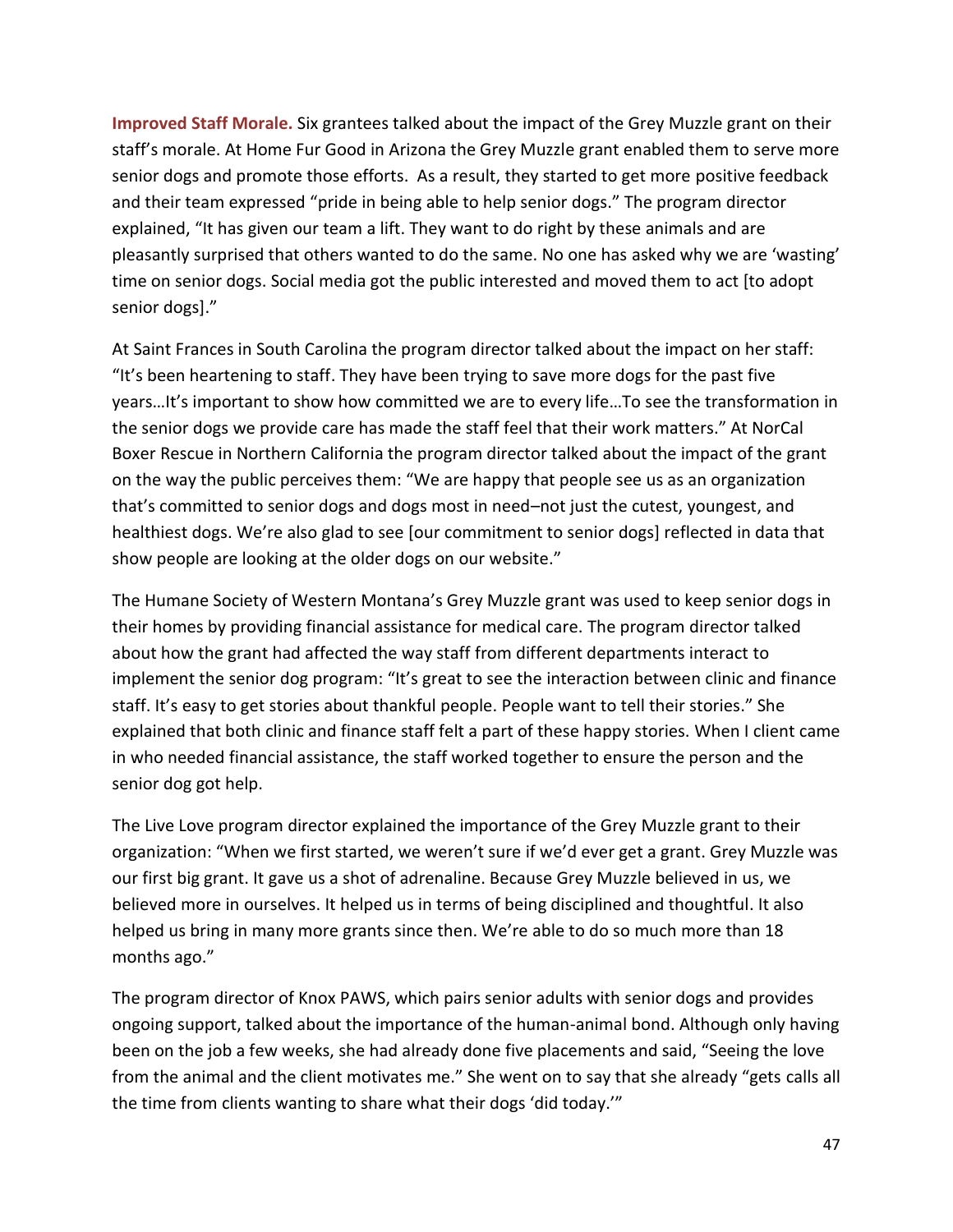**Improved Staff Morale.** Six grantees talked about the impact of the Grey Muzzle grant on their staff's morale. At Home Fur Good in Arizona the Grey Muzzle grant enabled them to serve more senior dogs and promote those efforts. As a result, they started to get more positive feedback and their team expressed "pride in being able to help senior dogs." The program director explained, "It has given our team a lift. They want to do right by these animals and are pleasantly surprised that others wanted to do the same. No one has asked why we are 'wasting' time on senior dogs. Social media got the public interested and moved them to act [to adopt senior dogs]."

At Saint Frances in South Carolina the program director talked about the impact on her staff: "It's been heartening to staff. They have been trying to save more dogs for the past five years…It's important to show how committed we are to every life…To see the transformation in the senior dogs we provide care has made the staff feel that their work matters." At NorCal Boxer Rescue in Northern California the program director talked about the impact of the grant on the way the public perceives them: "We are happy that people see us as an organization that's committed to senior dogs and dogs most in need–not just the cutest, youngest, and healthiest dogs. We're also glad to see [our commitment to senior dogs] reflected in data that show people are looking at the older dogs on our website."

The Humane Society of Western Montana's Grey Muzzle grant was used to keep senior dogs in their homes by providing financial assistance for medical care. The program director talked about how the grant had affected the way staff from different departments interact to implement the senior dog program: "It's great to see the interaction between clinic and finance staff. It's easy to get stories about thankful people. People want to tell their stories." She explained that both clinic and finance staff felt a part of these happy stories. When I client came in who needed financial assistance, the staff worked together to ensure the person and the senior dog got help.

The Live Love program director explained the importance of the Grey Muzzle grant to their organization: "When we first started, we weren't sure if we'd ever get a grant. Grey Muzzle was our first big grant. It gave us a shot of adrenaline. Because Grey Muzzle believed in us, we believed more in ourselves. It helped us in terms of being disciplined and thoughtful. It also helped us bring in many more grants since then. We're able to do so much more than 18 months ago."

The program director of Knox PAWS, which pairs senior adults with senior dogs and provides ongoing support, talked about the importance of the human-animal bond. Although only having been on the job a few weeks, she had already done five placements and said, "Seeing the love from the animal and the client motivates me." She went on to say that she already "gets calls all the time from clients wanting to share what their dogs 'did today.'"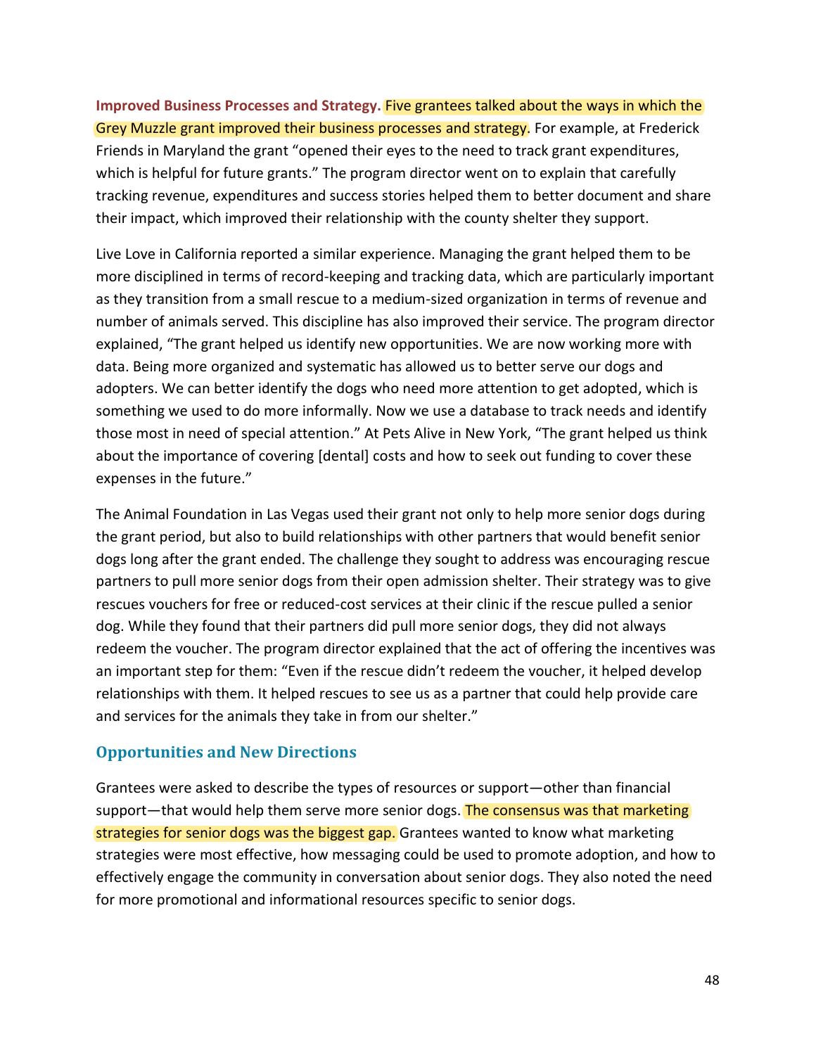**Improved Business Processes and Strategy.** Five grantees talked about the ways in which the Grey Muzzle grant improved their business processes and strategy. For example, at Frederick Friends in Maryland the grant "opened their eyes to the need to track grant expenditures, which is helpful for future grants." The program director went on to explain that carefully tracking revenue, expenditures and success stories helped them to better document and share their impact, which improved their relationship with the county shelter they support.

Live Love in California reported a similar experience. Managing the grant helped them to be more disciplined in terms of record-keeping and tracking data, which are particularly important as they transition from a small rescue to a medium-sized organization in terms of revenue and number of animals served. This discipline has also improved their service. The program director explained, "The grant helped us identify new opportunities. We are now working more with data. Being more organized and systematic has allowed us to better serve our dogs and adopters. We can better identify the dogs who need more attention to get adopted, which is something we used to do more informally. Now we use a database to track needs and identify those most in need of special attention." At Pets Alive in New York, "The grant helped us think about the importance of covering [dental] costs and how to seek out funding to cover these expenses in the future."

The Animal Foundation in Las Vegas used their grant not only to help more senior dogs during the grant period, but also to build relationships with other partners that would benefit senior dogs long after the grant ended. The challenge they sought to address was encouraging rescue partners to pull more senior dogs from their open admission shelter. Their strategy was to give rescues vouchers for free or reduced-cost services at their clinic if the rescue pulled a senior dog. While they found that their partners did pull more senior dogs, they did not always redeem the voucher. The program director explained that the act of offering the incentives was an important step for them: "Even if the rescue didn't redeem the voucher, it helped develop relationships with them. It helped rescues to see us as a partner that could help provide care and services for the animals they take in from our shelter."

## Opportunities and New Directions

Grantees were asked to describe the types of resources or support—other than financial support—that would help them serve more senior dogs. The consensus was that marketing strategies for senior dogs was the biggest gap. Grantees wanted to know what marketing strategies were most effective, how messaging could be used to promote adoption, and how to effectively engage the community in conversation about senior dogs. They also noted the need for more promotional and informational resources specific to senior dogs.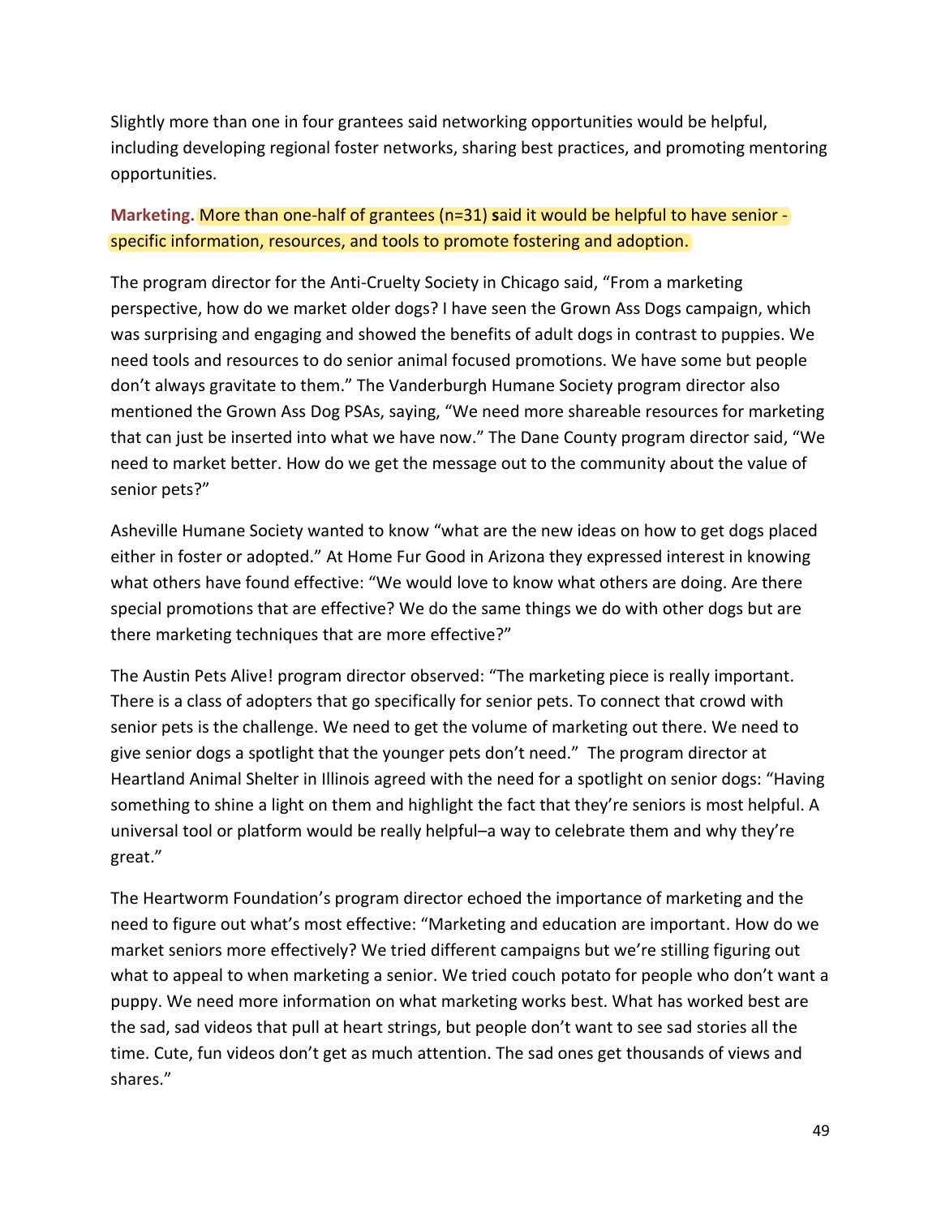Slightly more than one in four grantees said networking opportunities would be helpful, including developing regional foster networks, sharing best practices, and promoting mentoring opportunities.

**Marketing.** More than one-half of grantees (n=31) **s**aid it would be helpful to have senior - specific information, resources, and tools to promote fostering and adoption.

The program director for the Anti-Cruelty Society in Chicago said, "From a marketing perspective, how do we market older dogs? I have seen the Grown Ass Dogs campaign, which was surprising and engaging and showed the benefits of adult dogs in contrast to puppies. We need tools and resources to do senior animal focused promotions. We have some but people don't always gravitate to them." The Vanderburgh Humane Society program director also mentioned the Grown Ass Dog PSAs, saying, "We need more shareable resources for marketing that can just be inserted into what we have now." The Dane County program director said, "We need to market better. How do we get the message out to the community about the value of senior pets?"

Asheville Humane Society wanted to know "what are the new ideas on how to get dogs placed either in foster or adopted." At Home Fur Good in Arizona they expressed interest in knowing what others have found effective: "We would love to know what others are doing. Are there special promotions that are effective? We do the same things we do with other dogs but are there marketing techniques that are more effective?"

The Austin Pets Alive! program director observed: "The marketing piece is really important. There is a class of adopters that go specifically for senior pets. To connect that crowd with senior pets is the challenge. We need to get the volume of marketing out there. We need to give senior dogs a spotlight that the younger pets don't need." The program director at Heartland Animal Shelter in Illinois agreed with the need for a spotlight on senior dogs: "Having something to shine a light on them and highlight the fact that they're seniors is most helpful. A universal tool or platform would be really helpful–a way to celebrate them and why they're great."

The Heartworm Foundation's program director echoed the importance of marketing and the need to figure out what's most effective: "Marketing and education are important. How do we market seniors more effectively? We tried different campaigns but we're stilling figuring out what to appeal to when marketing a senior. We tried couch potato for people who don't want a puppy. We need more information on what marketing works best. What has worked best are the sad, sad videos that pull at heart strings, but people don't want to see sad stories all the time. Cute, fun videos don't get as much attention. The sad ones get thousands of views and shares."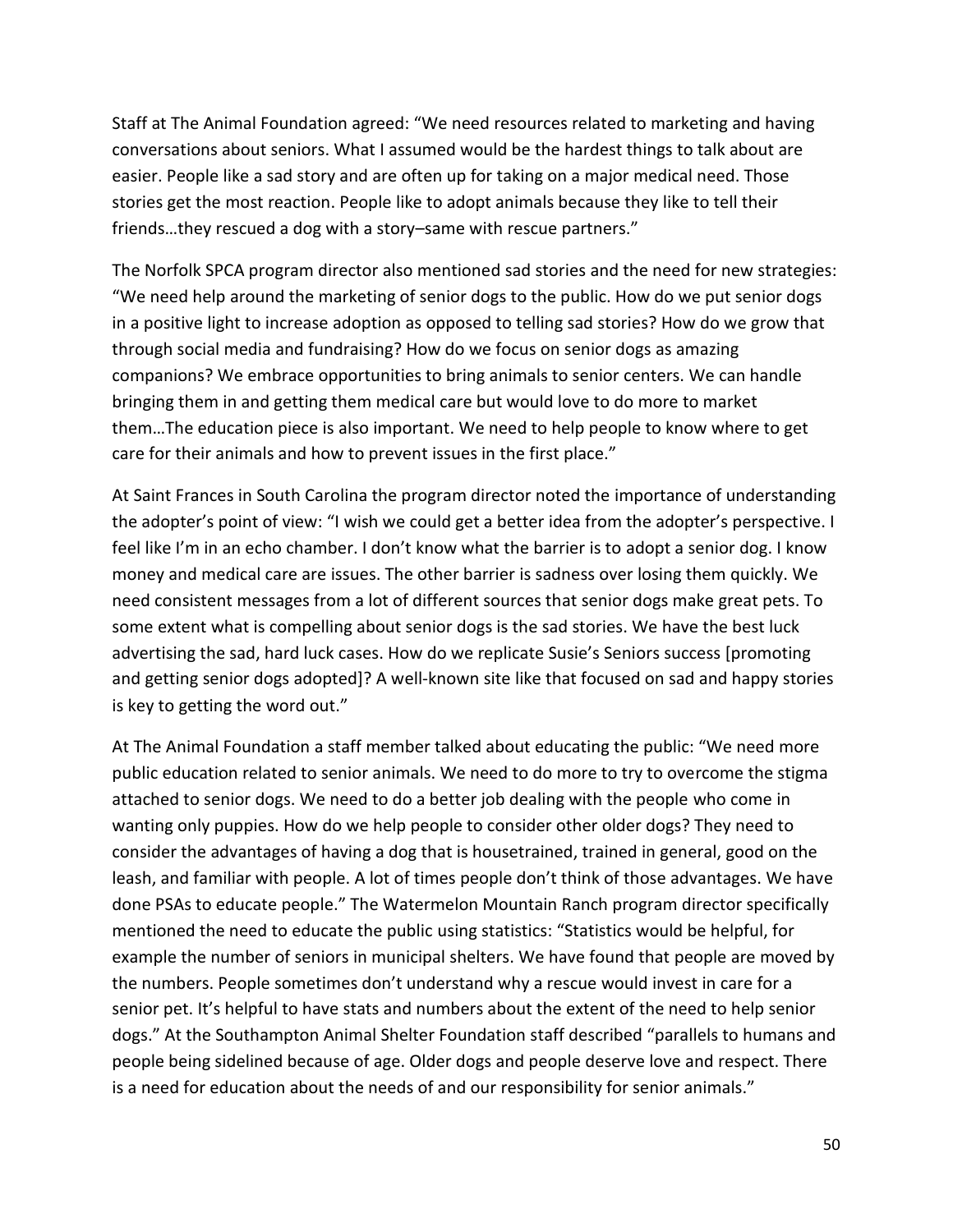Staff at The Animal Foundation agreed: “We need resources related to marketing and having conversations about seniors. What I assumed would be the hardest things to talk about are easier. People like a sad story and are often up for taking on a major medical need. Those stories get the most reaction. People like to adopt animals because they like to tell their friends…they rescued a dog with a story–same with rescue partners.”

The Norfolk SPCA program director also mentioned sad stories and the need for new strategies: “We need help around the marketing of senior dogs to the public. How do we put senior dogs in a positive light to increase adoption as opposed to telling sad stories? How do we grow that through social media and fundraising? How do we focus on senior dogs as amazing companions? We embrace opportunities to bring animals to senior centers. We can handle bringing them in and getting them medical care but would love to do more to market them…The education piece is also important. We need to help people to know where to get care for their animals and how to prevent issues in the first place.”

At Saint Frances in South Carolina the program director noted the importance of understanding the adopter's point of view: “I wish we could get a better idea from the adopter's perspective. I feel like I'm in an echo chamber. I don't know what the barrier is to adopt a senior dog. I know money and medical care are issues. The other barrier is sadness over losing them quickly. We need consistent messages from a lot of different sources that senior dogs make great pets. To some extent what is compelling about senior dogs is the sad stories. We have the best luck advertising the sad, hard luck cases. How do we replicate Susie's Seniors success [promoting and getting senior dogs adopted]? A well-known site like that focused on sad and happy stories is key to getting the word out.”

At The Animal Foundation a staff member talked about educating the public: “We need more public education related to senior animals. We need to do more to try to overcome the stigma attached to senior dogs. We need to do a better job dealing with the people who come in wanting only puppies. How do we help people to consider other older dogs? They need to consider the advantages of having a dog that is housetrained, trained in general, good on the leash, and familiar with people. A lot of times people don't think of those advantages. We have done PSAs to educate people.” The Watermelon Mountain Ranch program director specifically mentioned the need to educate the public using statistics: “Statistics would be helpful, for example the number of seniors in municipal shelters. We have found that people are moved by the numbers. People sometimes don't understand why a rescue would invest in care for a senior pet. It's helpful to have stats and numbers about the extent of the need to help senior dogs.” At the Southampton Animal Shelter Foundation staff described “parallels to humans and people being sidelined because of age. Older dogs and people deserve love and respect. There is a need for education about the needs of and our responsibility for senior animals.”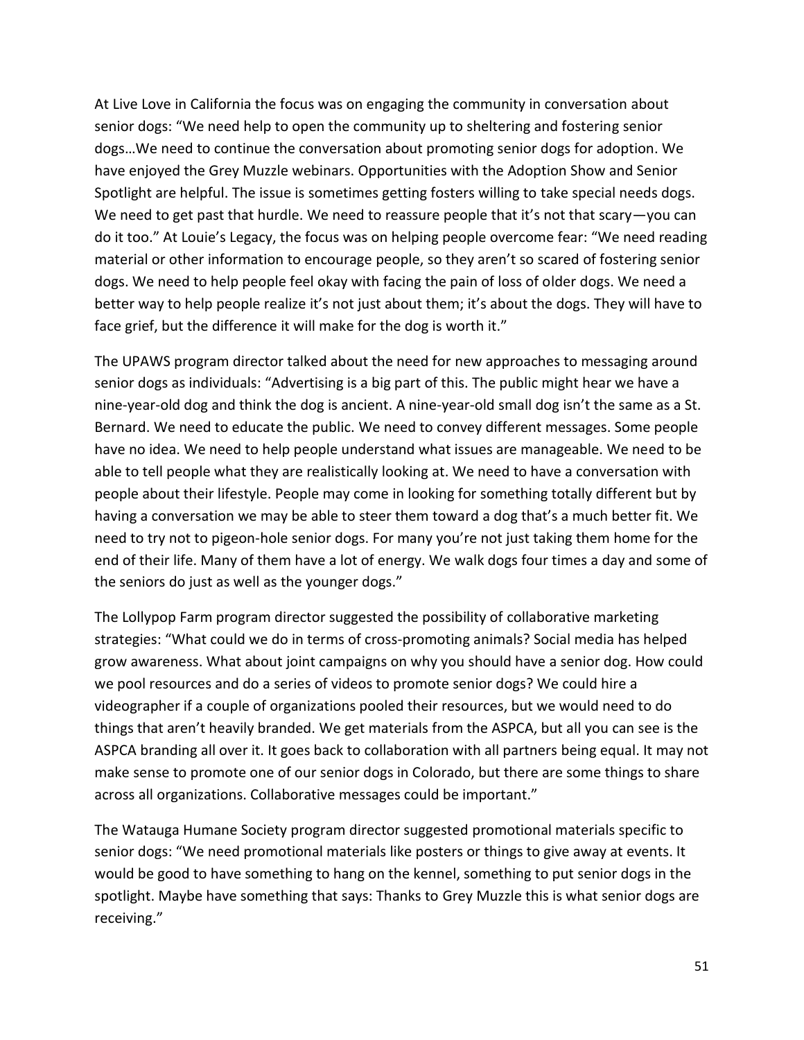At Live Love in California the focus was on engaging the community in conversation about senior dogs: "We need help to open the community up to sheltering and fostering senior dogs…We need to continue the conversation about promoting senior dogs for adoption. We have enjoyed the Grey Muzzle webinars. Opportunities with the Adoption Show and Senior Spotlight are helpful. The issue is sometimes getting fosters willing to take special needs dogs. We need to get past that hurdle. We need to reassure people that it's not that scary—you can do it too." At Louie's Legacy, the focus was on helping people overcome fear: "We need reading material or other information to encourage people, so they aren't so scared of fostering senior dogs. We need to help people feel okay with facing the pain of loss of older dogs. We need a better way to help people realize it's not just about them; it's about the dogs. They will have to face grief, but the difference it will make for the dog is worth it."

The UPAWS program director talked about the need for new approaches to messaging around senior dogs as individuals: "Advertising is a big part of this. The public might hear we have a nine-year-old dog and think the dog is ancient. A nine-year-old small dog isn't the same as a St. Bernard. We need to educate the public. We need to convey different messages. Some people have no idea. We need to help people understand what issues are manageable. We need to be able to tell people what they are realistically looking at. We need to have a conversation with people about their lifestyle. People may come in looking for something totally different but by having a conversation we may be able to steer them toward a dog that's a much better fit. We need to try not to pigeon-hole senior dogs. For many you're not just taking them home for the end of their life. Many of them have a lot of energy. We walk dogs four times a day and some of the seniors do just as well as the younger dogs."

The Lollypop Farm program director suggested the possibility of collaborative marketing strategies: "What could we do in terms of cross-promoting animals? Social media has helped grow awareness. What about joint campaigns on why you should have a senior dog. How could we pool resources and do a series of videos to promote senior dogs? We could hire a videographer if a couple of organizations pooled their resources, but we would need to do things that aren't heavily branded. We get materials from the ASPCA, but all you can see is the ASPCA branding all over it. It goes back to collaboration with all partners being equal. It may not make sense to promote one of our senior dogs in Colorado, but there are some things to share across all organizations. Collaborative messages could be important."

The Watauga Humane Society program director suggested promotional materials specific to senior dogs: "We need promotional materials like posters or things to give away at events. It would be good to have something to hang on the kennel, something to put senior dogs in the spotlight. Maybe have something that says: Thanks to Grey Muzzle this is what senior dogs are receiving."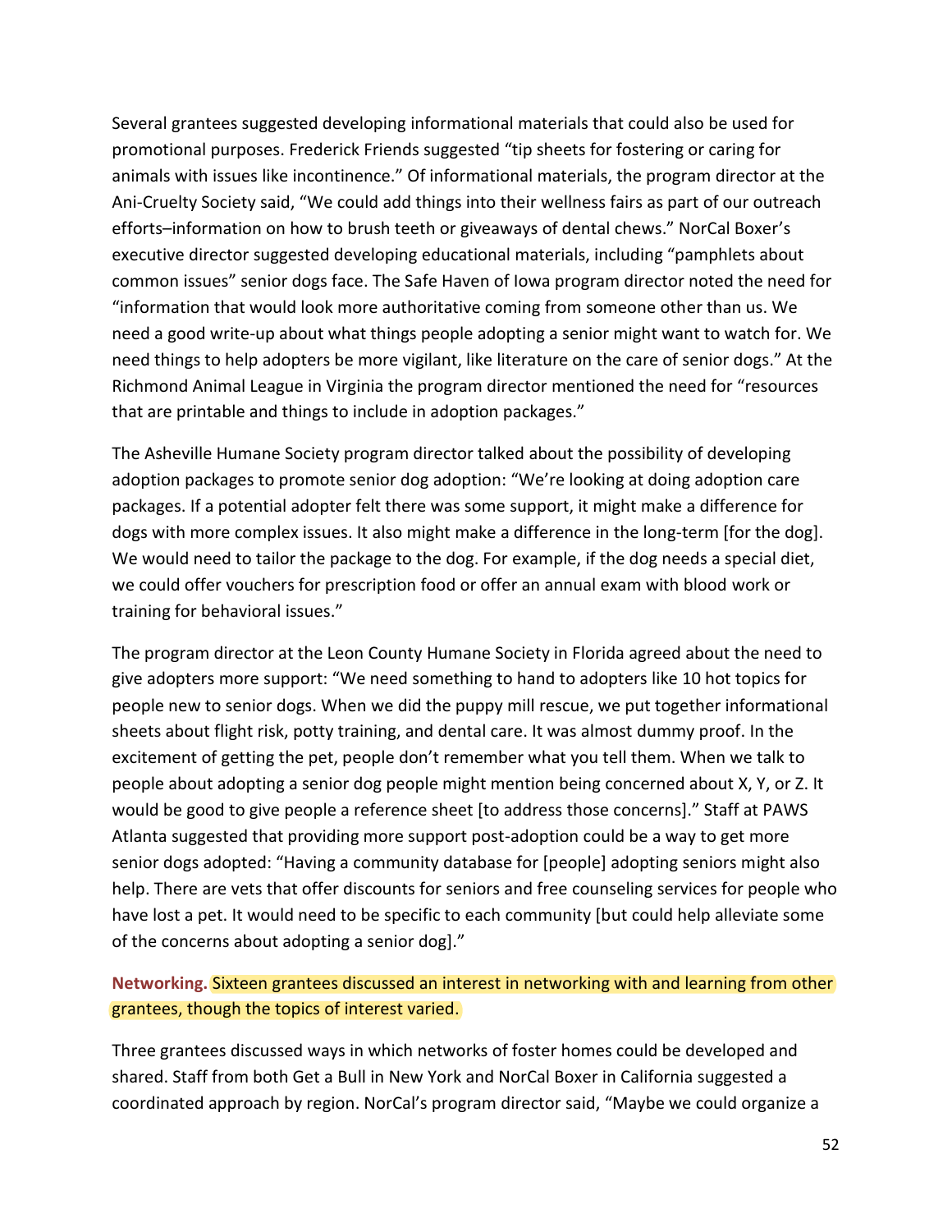Several grantees suggested developing informational materials that could also be used for promotional purposes. Frederick Friends suggested "tip sheets for fostering or caring for animals with issues like incontinence." Of informational materials, the program director at the Ani-Cruelty Society said, "We could add things into their wellness fairs as part of our outreach efforts–information on how to brush teeth or giveaways of dental chews." NorCal Boxer's executive director suggested developing educational materials, including "pamphlets about common issues" senior dogs face. The Safe Haven of Iowa program director noted the need for "information that would look more authoritative coming from someone other than us. We need a good write-up about what things people adopting a senior might want to watch for. We need things to help adopters be more vigilant, like literature on the care of senior dogs." At the Richmond Animal League in Virginia the program director mentioned the need for "resources that are printable and things to include in adoption packages."

The Asheville Humane Society program director talked about the possibility of developing adoption packages to promote senior dog adoption: "We're looking at doing adoption care packages. If a potential adopter felt there was some support, it might make a difference for dogs with more complex issues. It also might make a difference in the long-term [for the dog]. We would need to tailor the package to the dog. For example, if the dog needs a special diet, we could offer vouchers for prescription food or offer an annual exam with blood work or training for behavioral issues."

The program director at the Leon County Humane Society in Florida agreed about the need to give adopters more support: "We need something to hand to adopters like 10 hot topics for people new to senior dogs. When we did the puppy mill rescue, we put together informational sheets about flight risk, potty training, and dental care. It was almost dummy proof. In the excitement of getting the pet, people don't remember what you tell them. When we talk to people about adopting a senior dog people might mention being concerned about X, Y, or Z. It would be good to give people a reference sheet [to address those concerns]." Staff at PAWS Atlanta suggested that providing more support post-adoption could be a way to get more senior dogs adopted: "Having a community database for [people] adopting seniors might also help. There are vets that offer discounts for seniors and free counseling services for people who have lost a pet. It would need to be specific to each community [but could help alleviate some of the concerns about adopting a senior dog]."

**Networking.** Sixteen grantees discussed an interest in networking with and learning from other grantees, though the topics of interest varied.

Three grantees discussed ways in which networks of foster homes could be developed and shared. Staff from both Get a Bull in New York and NorCal Boxer in California suggested a coordinated approach by region. NorCal's program director said, "Maybe we could organize a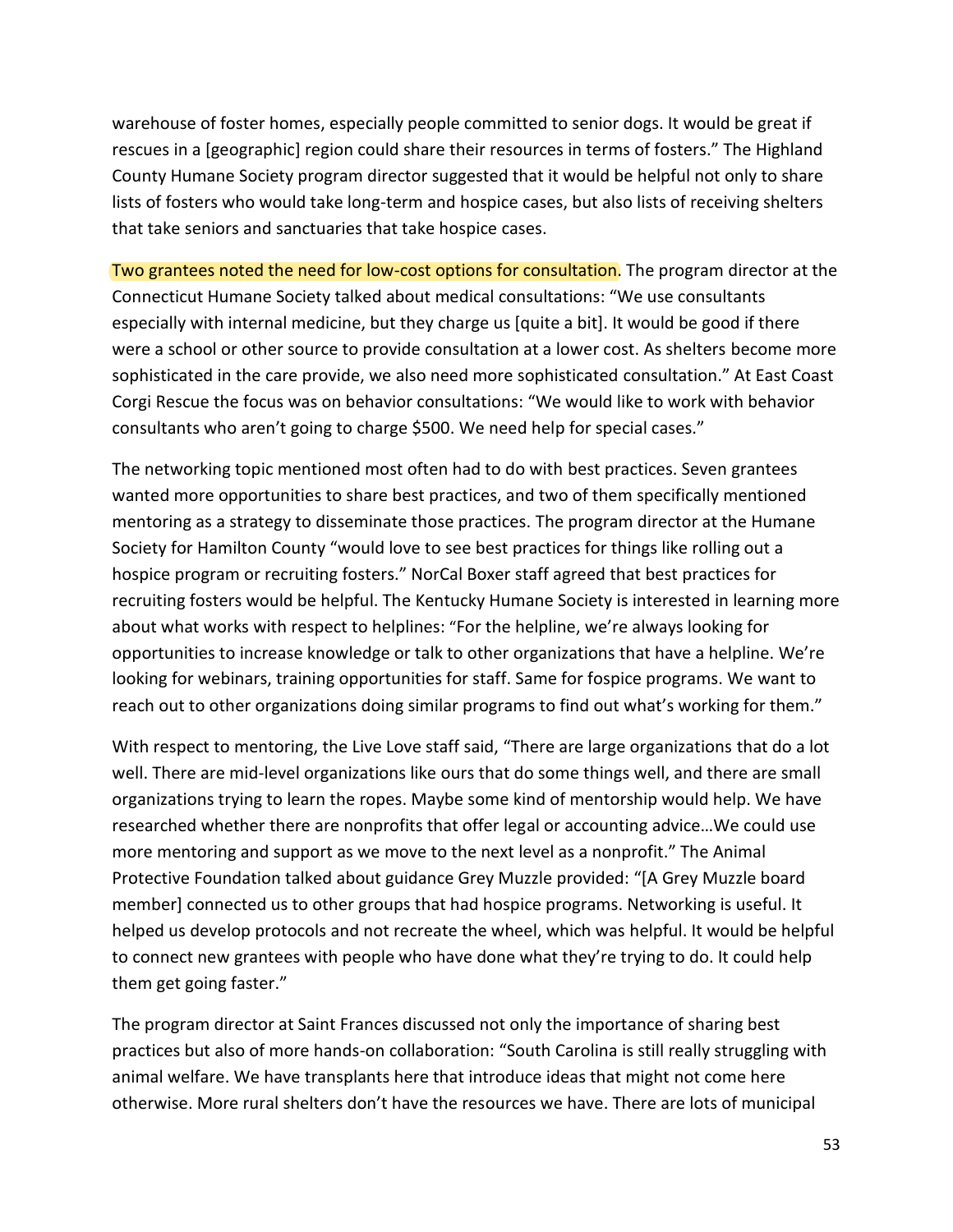warehouse of foster homes, especially people committed to senior dogs. It would be great if rescues in a [geographic] region could share their resources in terms of fosters." The Highland County Humane Society program director suggested that it would be helpful not only to share lists of fosters who would take long-term and hospice cases, but also lists of receiving shelters that take seniors and sanctuaries that take hospice cases.

Two grantees noted the need for low-cost options for consultation. The program director at the Connecticut Humane Society talked about medical consultations: "We use consultants especially with internal medicine, but they charge us [quite a bit]. It would be good if there were a school or other source to provide consultation at a lower cost. As shelters become more sophisticated in the care provide, we also need more sophisticated consultation." At East Coast Corgi Rescue the focus was on behavior consultations: "We would like to work with behavior consultants who aren't going to charge $500. We need help for special cases."

The networking topic mentioned most often had to do with best practices. Seven grantees wanted more opportunities to share best practices, and two of them specifically mentioned mentoring as a strategy to disseminate those practices. The program director at the Humane Society for Hamilton County "would love to see best practices for things like rolling out a hospice program or recruiting fosters." NorCal Boxer staff agreed that best practices for recruiting fosters would be helpful. The Kentucky Humane Society is interested in learning more about what works with respect to helplines: "For the helpline, we're always looking for opportunities to increase knowledge or talk to other organizations that have a helpline. We're looking for webinars, training opportunities for staff. Same for fospice programs. We want to reach out to other organizations doing similar programs to find out what's working for them."

With respect to mentoring, the Live Love staff said, "There are large organizations that do a lot well. There are mid-level organizations like ours that do some things well, and there are small organizations trying to learn the ropes. Maybe some kind of mentorship would help. We have researched whether there are nonprofits that offer legal or accounting advice…We could use more mentoring and support as we move to the next level as a nonprofit." The Animal Protective Foundation talked about guidance Grey Muzzle provided: "[A Grey Muzzle board member] connected us to other groups that had hospice programs. Networking is useful. It helped us develop protocols and not recreate the wheel, which was helpful. It would be helpful to connect new grantees with people who have done what they're trying to do. It could help them get going faster."

The program director at Saint Frances discussed not only the importance of sharing best practices but also of more hands-on collaboration: "South Carolina is still really struggling with animal welfare. We have transplants here that introduce ideas that might not come here otherwise. More rural shelters don't have the resources we have. There are lots of municipal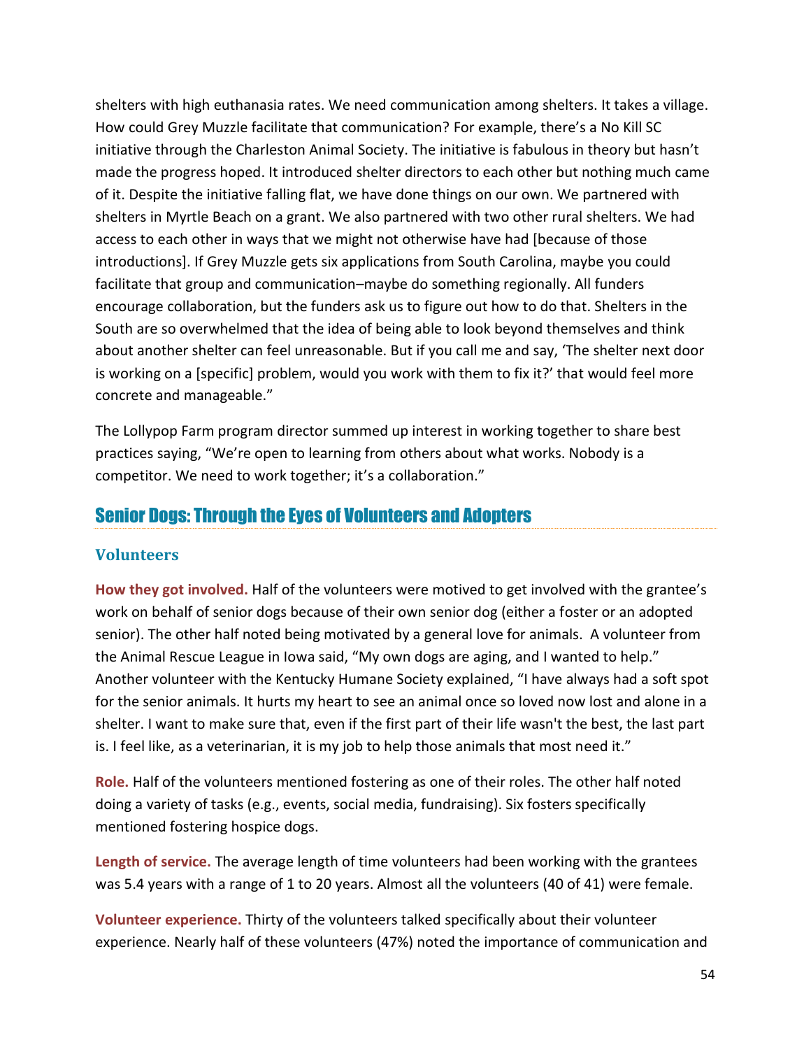shelters with high euthanasia rates. We need communication among shelters. It takes a village. How could Grey Muzzle facilitate that communication? For example, there's a No Kill SC initiative through the Charleston Animal Society. The initiative is fabulous in theory but hasn't made the progress hoped. It introduced shelter directors to each other but nothing much came of it. Despite the initiative falling flat, we have done things on our own. We partnered with shelters in Myrtle Beach on a grant. We also partnered with two other rural shelters. We had access to each other in ways that we might not otherwise have had [because of those introductions]. If Grey Muzzle gets six applications from South Carolina, maybe you could facilitate that group and communication–maybe do something regionally. All funders encourage collaboration, but the funders ask us to figure out how to do that. Shelters in the South are so overwhelmed that the idea of being able to look beyond themselves and think about another shelter can feel unreasonable. But if you call me and say, 'The shelter next door is working on a [specific] problem, would you work with them to fix it?' that would feel more concrete and manageable."

The Lollypop Farm program director summed up interest in working together to share best practices saying, "We're open to learning from others about what works. Nobody is a competitor. We need to work together; it's a collaboration."

## Senior Dogs: Through the Eyes of Volunteers and Adopters

### Volunteers

**How they got involved.** Half of the volunteers were motived to get involved with the grantee's work on behalf of senior dogs because of their own senior dog (either a foster or an adopted senior). The other half noted being motivated by a general love for animals. A volunteer from the Animal Rescue League in Iowa said, "My own dogs are aging, and I wanted to help." Another volunteer with the Kentucky Humane Society explained, "I have always had a soft spot for the senior animals. It hurts my heart to see an animal once so loved now lost and alone in a shelter. I want to make sure that, even if the first part of their life wasn't the best, the last part is. I feel like, as a veterinarian, it is my job to help those animals that most need it."

**Role.** Half of the volunteers mentioned fostering as one of their roles. The other half noted doing a variety of tasks (e.g., events, social media, fundraising). Six fosters specifically mentioned fostering hospice dogs.

**Length of service.** The average length of time volunteers had been working with the grantees was 5.4 years with a range of 1 to 20 years. Almost all the volunteers (40 of 41) were female.

**Volunteer experience.** Thirty of the volunteers talked specifically about their volunteer experience. Nearly half of these volunteers (47%) noted the importance of communication and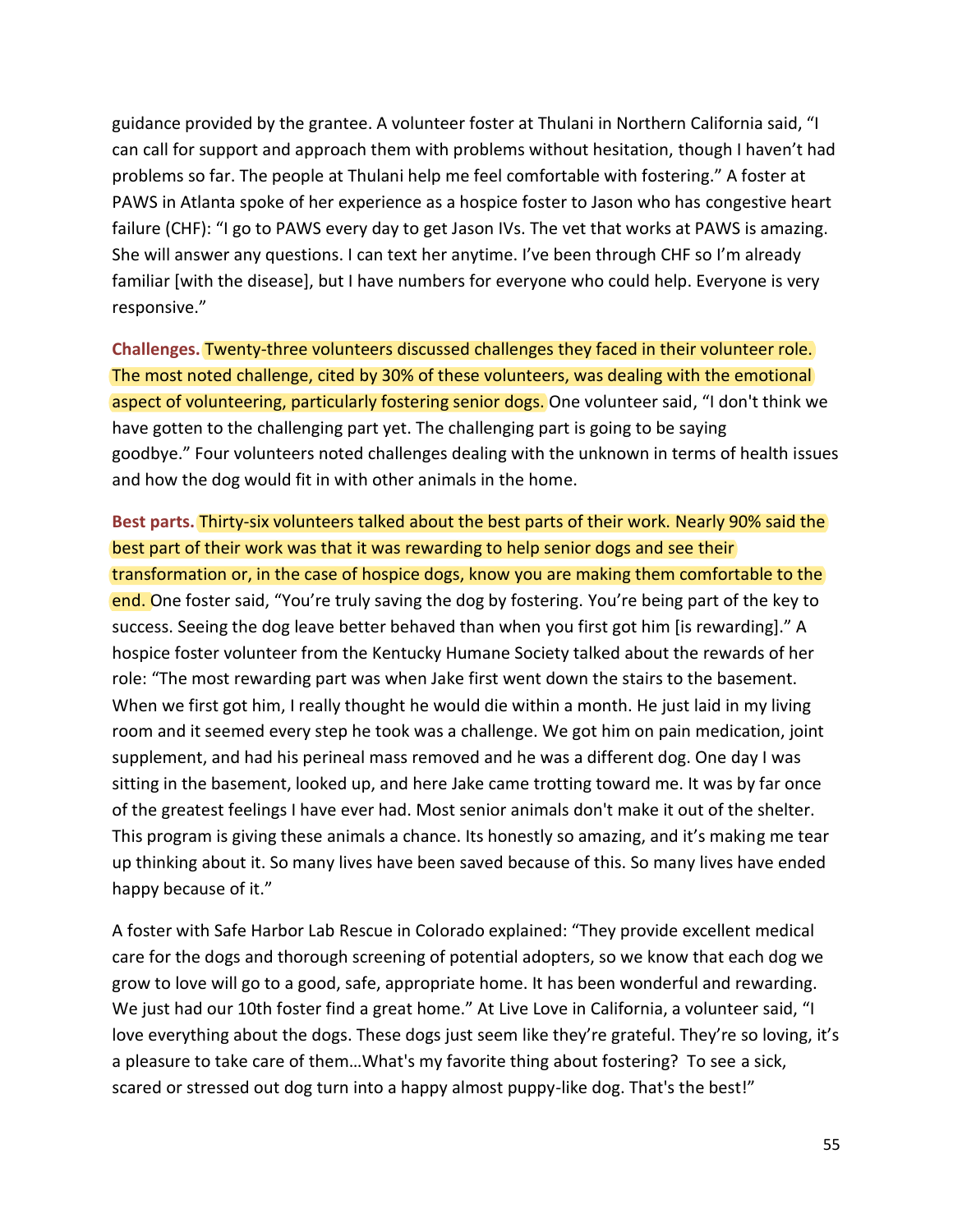guidance provided by the grantee. A volunteer foster at Thulani in Northern California said, "I can call for support and approach them with problems without hesitation, though I haven't had problems so far. The people at Thulani help me feel comfortable with fostering." A foster at PAWS in Atlanta spoke of her experience as a hospice foster to Jason who has congestive heart failure (CHF): "I go to PAWS every day to get Jason IVs. The vet that works at PAWS is amazing. She will answer any questions. I can text her anytime. I've been through CHF so I'm already familiar [with the disease], but I have numbers for everyone who could help. Everyone is very responsive."

**Challenges.** Twenty-three volunteers discussed challenges they faced in their volunteer role. The most noted challenge, cited by 30% of these volunteers, was dealing with the emotional aspect of volunteering, particularly fostering senior dogs. One volunteer said, "I don't think we have gotten to the challenging part yet. The challenging part is going to be saying goodbye." Four volunteers noted challenges dealing with the unknown in terms of health issues and how the dog would fit in with other animals in the home.

**Best parts.** Thirty-six volunteers talked about the best parts of their work. Nearly 90% said the best part of their work was that it was rewarding to help senior dogs and see their transformation or, in the case of hospice dogs, know you are making them comfortable to the end. One foster said, "You're truly saving the dog by fostering. You're being part of the key to success. Seeing the dog leave better behaved than when you first got him [is rewarding]." A hospice foster volunteer from the Kentucky Humane Society talked about the rewards of her role: "The most rewarding part was when Jake first went down the stairs to the basement. When we first got him, I really thought he would die within a month. He just laid in my living room and it seemed every step he took was a challenge. We got him on pain medication, joint supplement, and had his perineal mass removed and he was a different dog. One day I was sitting in the basement, looked up, and here Jake came trotting toward me. It was by far once of the greatest feelings I have ever had. Most senior animals don't make it out of the shelter. This program is giving these animals a chance. Its honestly so amazing, and it's making me tear up thinking about it. So many lives have been saved because of this. So many lives have ended happy because of it."

A foster with Safe Harbor Lab Rescue in Colorado explained: "They provide excellent medical care for the dogs and thorough screening of potential adopters, so we know that each dog we grow to love will go to a good, safe, appropriate home. It has been wonderful and rewarding. We just had our 10th foster find a great home." At Live Love in California, a volunteer said, "I love everything about the dogs. These dogs just seem like they're grateful. They're so loving, it's a pleasure to take care of them…What's my favorite thing about fostering? To see a sick, scared or stressed out dog turn into a happy almost puppy-like dog. That's the best!"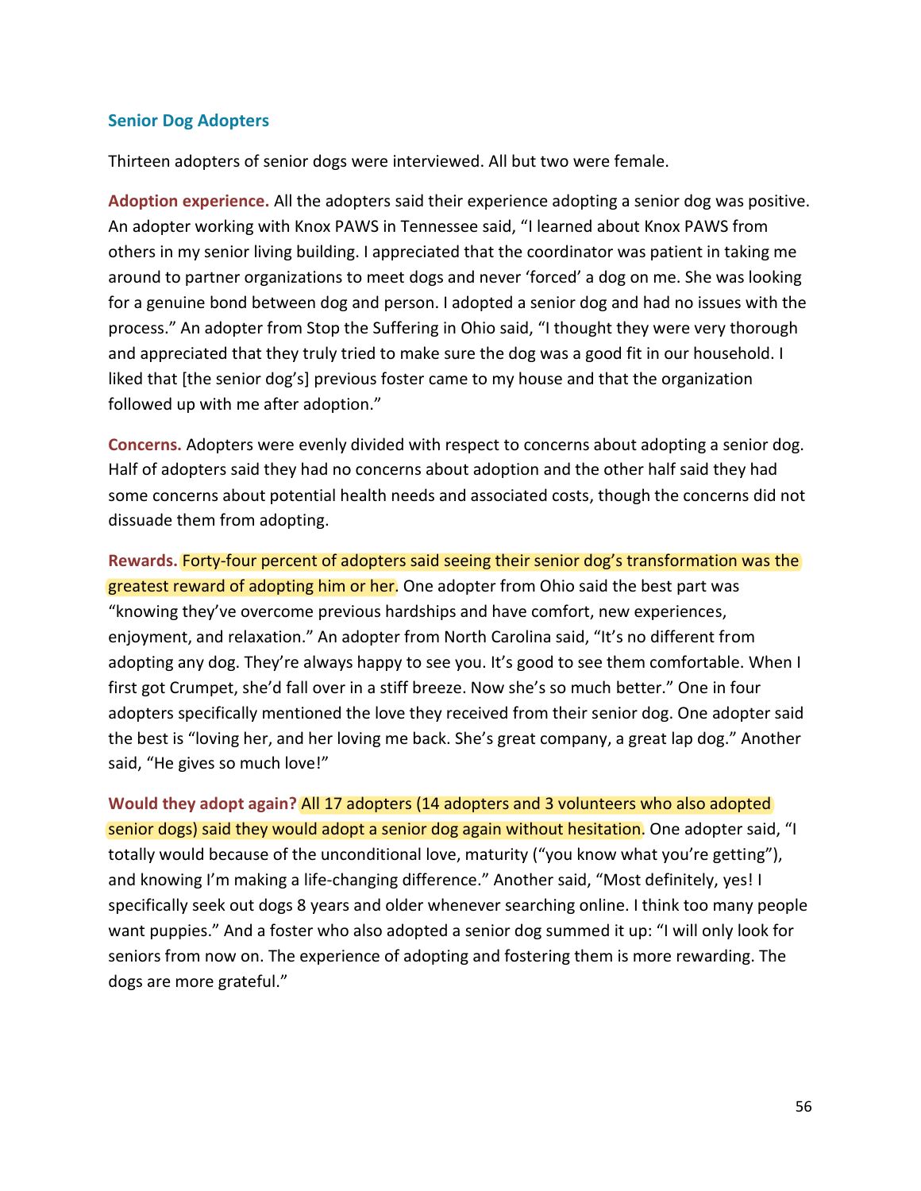### Senior Dog Adopters

Thirteen adopters of senior dogs were interviewed. All but two were female.

**Adoption experience.** All the adopters said their experience adopting a senior dog was positive. An adopter working with Knox PAWS in Tennessee said, "I learned about Knox PAWS from others in my senior living building. I appreciated that the coordinator was patient in taking me around to partner organizations to meet dogs and never 'forced' a dog on me. She was looking for a genuine bond between dog and person. I adopted a senior dog and had no issues with the process." An adopter from Stop the Suffering in Ohio said, "I thought they were very thorough and appreciated that they truly tried to make sure the dog was a good fit in our household. I liked that [the senior dog's] previous foster came to my house and that the organization followed up with me after adoption."

**Concerns.** Adopters were evenly divided with respect to concerns about adopting a senior dog. Half of adopters said they had no concerns about adoption and the other half said they had some concerns about potential health needs and associated costs, though the concerns did not dissuade them from adopting.

**Rewards.** Forty-four percent of adopters said seeing their senior dog's transformation was the greatest reward of adopting him or her. One adopter from Ohio said the best part was "knowing they've overcome previous hardships and have comfort, new experiences, enjoyment, and relaxation." An adopter from North Carolina said, "It's no different from adopting any dog. They're always happy to see you. It's good to see them comfortable. When I first got Crumpet, she'd fall over in a stiff breeze. Now she's so much better." One in four adopters specifically mentioned the love they received from their senior dog. One adopter said the best is "loving her, and her loving me back. She's great company, a great lap dog." Another said, "He gives so much love!"

**Would they adopt again?** All 17 adopters (14 adopters and 3 volunteers who also adopted senior dogs) said they would adopt a senior dog again without hesitation. One adopter said, "I totally would because of the unconditional love, maturity ("you know what you're getting"), and knowing I'm making a life-changing difference." Another said, "Most definitely, yes! I specifically seek out dogs 8 years and older whenever searching online. I think too many people want puppies." And a foster who also adopted a senior dog summed it up: "I will only look for seniors from now on. The experience of adopting and fostering them is more rewarding. The dogs are more grateful."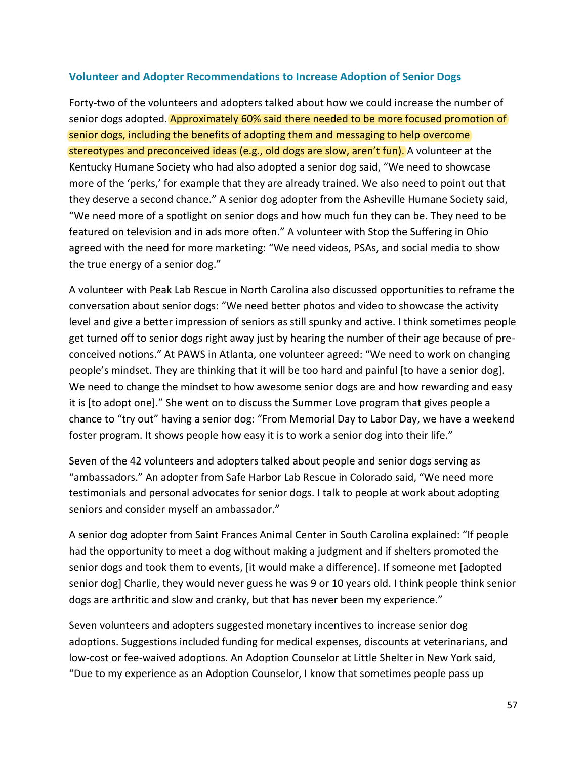### Volunteer and Adopter Recommendations to Increase Adoption of Senior Dogs

Forty-two of the volunteers and adopters talked about how we could increase the number of senior dogs adopted. Approximately 60% said there needed to be more focused promotion of senior dogs, including the benefits of adopting them and messaging to help overcome stereotypes and preconceived ideas (e.g., old dogs are slow, aren't fun). A volunteer at the Kentucky Humane Society who had also adopted a senior dog said, "We need to showcase more of the 'perks,' for example that they are already trained. We also need to point out that they deserve a second chance." A senior dog adopter from the Asheville Humane Society said, "We need more of a spotlight on senior dogs and how much fun they can be. They need to be featured on television and in ads more often." A volunteer with Stop the Suffering in Ohio agreed with the need for more marketing: "We need videos, PSAs, and social media to show the true energy of a senior dog."

A volunteer with Peak Lab Rescue in North Carolina also discussed opportunities to reframe the conversation about senior dogs: "We need better photos and video to showcase the activity level and give a better impression of seniors as still spunky and active. I think sometimes people get turned off to senior dogs right away just by hearing the number of their age because of pre-conceived notions." At PAWS in Atlanta, one volunteer agreed: "We need to work on changing people's mindset. They are thinking that it will be too hard and painful [to have a senior dog]. We need to change the mindset to how awesome senior dogs are and how rewarding and easy it is [to adopt one]." She went on to discuss the Summer Love program that gives people a chance to "try out" having a senior dog: "From Memorial Day to Labor Day, we have a weekend foster program. It shows people how easy it is to work a senior dog into their life."

Seven of the 42 volunteers and adopters talked about people and senior dogs serving as "ambassadors." An adopter from Safe Harbor Lab Rescue in Colorado said, "We need more testimonials and personal advocates for senior dogs. I talk to people at work about adopting seniors and consider myself an ambassador."

A senior dog adopter from Saint Frances Animal Center in South Carolina explained: "If people had the opportunity to meet a dog without making a judgment and if shelters promoted the senior dogs and took them to events, [it would make a difference]. If someone met [adopted senior dog] Charlie, they would never guess he was 9 or 10 years old. I think people think senior dogs are arthritic and slow and cranky, but that has never been my experience."

Seven volunteers and adopters suggested monetary incentives to increase senior dog adoptions. Suggestions included funding for medical expenses, discounts at veterinarians, and low-cost or fee-waived adoptions. An Adoption Counselor at Little Shelter in New York said, "Due to my experience as an Adoption Counselor, I know that sometimes people pass up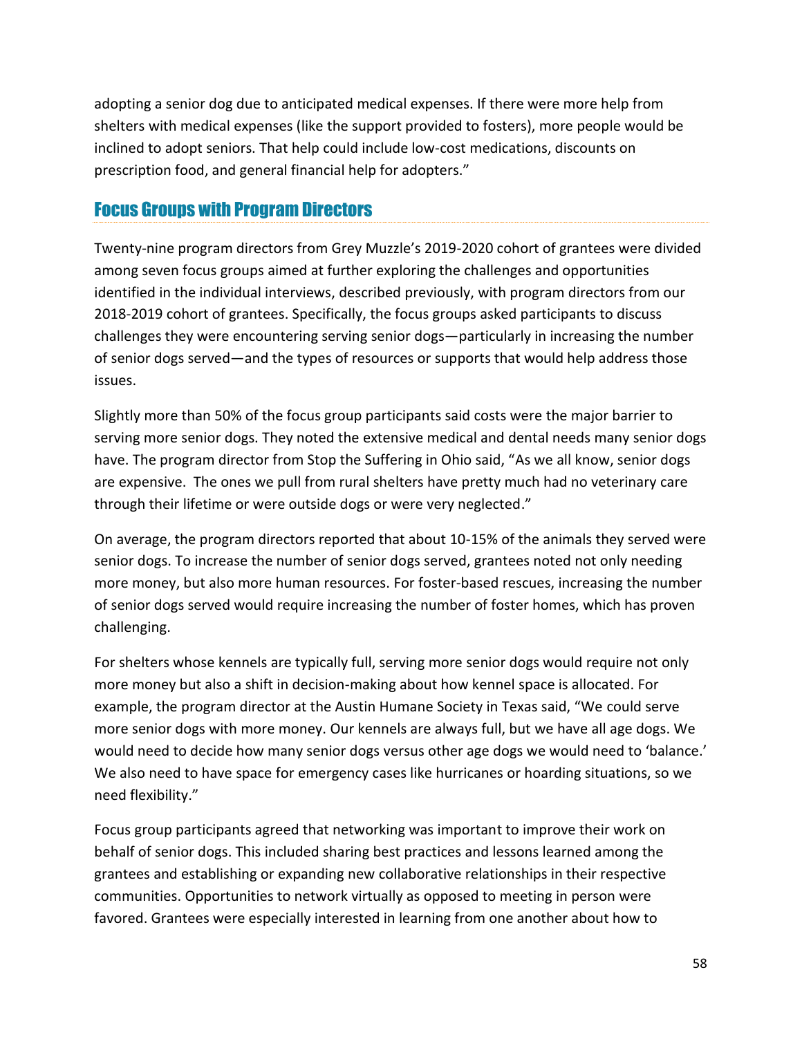adopting a senior dog due to anticipated medical expenses. If there were more help from shelters with medical expenses (like the support provided to fosters), more people would be inclined to adopt seniors. That help could include low-cost medications, discounts on prescription food, and general financial help for adopters."

## Focus Groups with Program Directors

Twenty-nine program directors from Grey Muzzle's 2019-2020 cohort of grantees were divided among seven focus groups aimed at further exploring the challenges and opportunities identified in the individual interviews, described previously, with program directors from our 2018-2019 cohort of grantees. Specifically, the focus groups asked participants to discuss challenges they were encountering serving senior dogs—particularly in increasing the number of senior dogs served—and the types of resources or supports that would help address those issues.

Slightly more than 50% of the focus group participants said costs were the major barrier to serving more senior dogs. They noted the extensive medical and dental needs many senior dogs have. The program director from Stop the Suffering in Ohio said, "As we all know, senior dogs are expensive. The ones we pull from rural shelters have pretty much had no veterinary care through their lifetime or were outside dogs or were very neglected."

On average, the program directors reported that about 10-15% of the animals they served were senior dogs. To increase the number of senior dogs served, grantees noted not only needing more money, but also more human resources. For foster-based rescues, increasing the number of senior dogs served would require increasing the number of foster homes, which has proven challenging.

For shelters whose kennels are typically full, serving more senior dogs would require not only more money but also a shift in decision-making about how kennel space is allocated. For example, the program director at the Austin Humane Society in Texas said, "We could serve more senior dogs with more money. Our kennels are always full, but we have all age dogs. We would need to decide how many senior dogs versus other age dogs we would need to 'balance.' We also need to have space for emergency cases like hurricanes or hoarding situations, so we need flexibility."

Focus group participants agreed that networking was important to improve their work on behalf of senior dogs. This included sharing best practices and lessons learned among the grantees and establishing or expanding new collaborative relationships in their respective communities. Opportunities to network virtually as opposed to meeting in person were favored. Grantees were especially interested in learning from one another about how to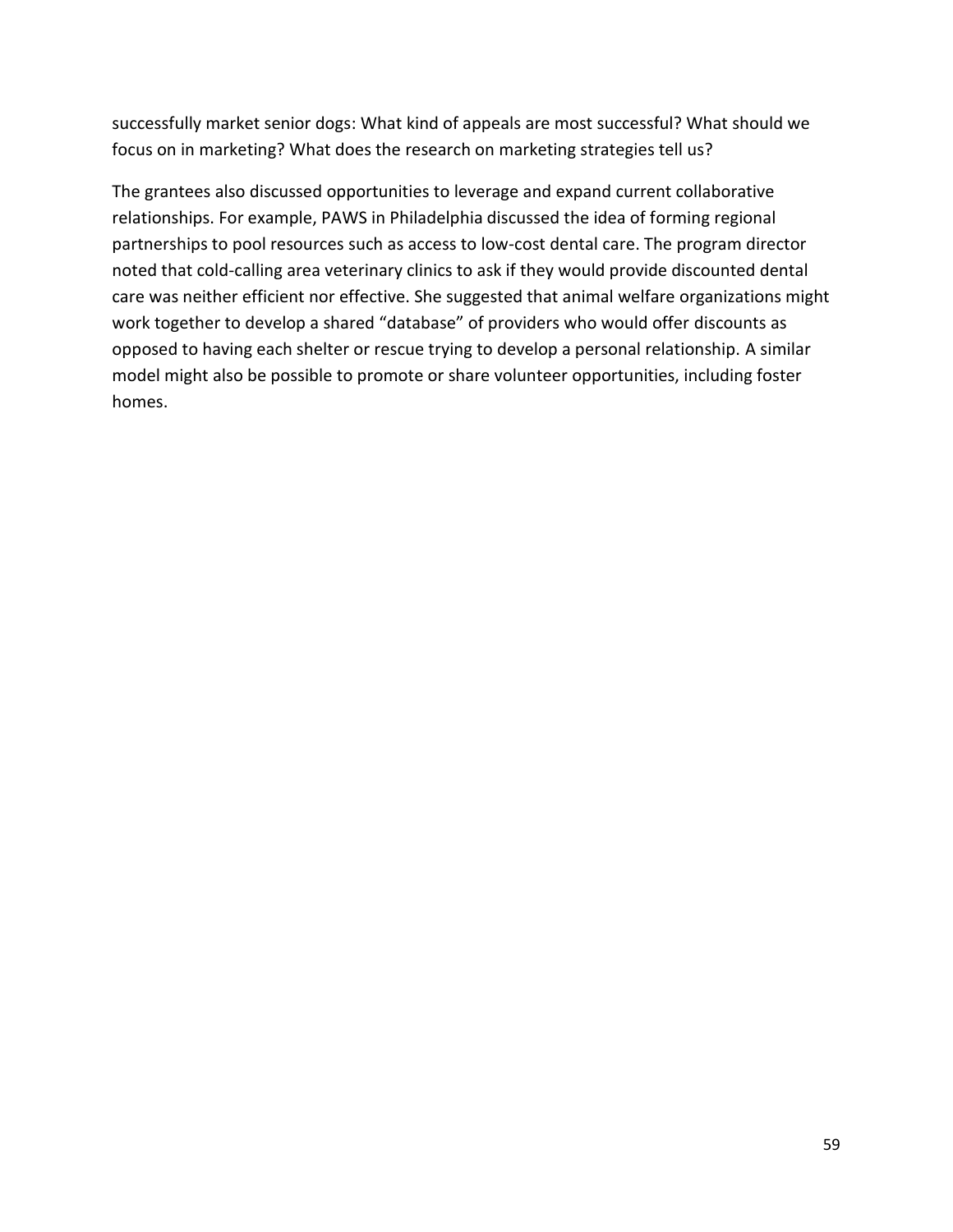successfully market senior dogs: What kind of appeals are most successful? What should we focus on in marketing? What does the research on marketing strategies tell us?

The grantees also discussed opportunities to leverage and expand current collaborative relationships. For example, PAWS in Philadelphia discussed the idea of forming regional partnerships to pool resources such as access to low-cost dental care. The program director noted that cold-calling area veterinary clinics to ask if they would provide discounted dental care was neither efficient nor effective. She suggested that animal welfare organizations might work together to develop a shared "database" of providers who would offer discounts as opposed to having each shelter or rescue trying to develop a personal relationship. A similar model might also be possible to promote or share volunteer opportunities, including foster homes.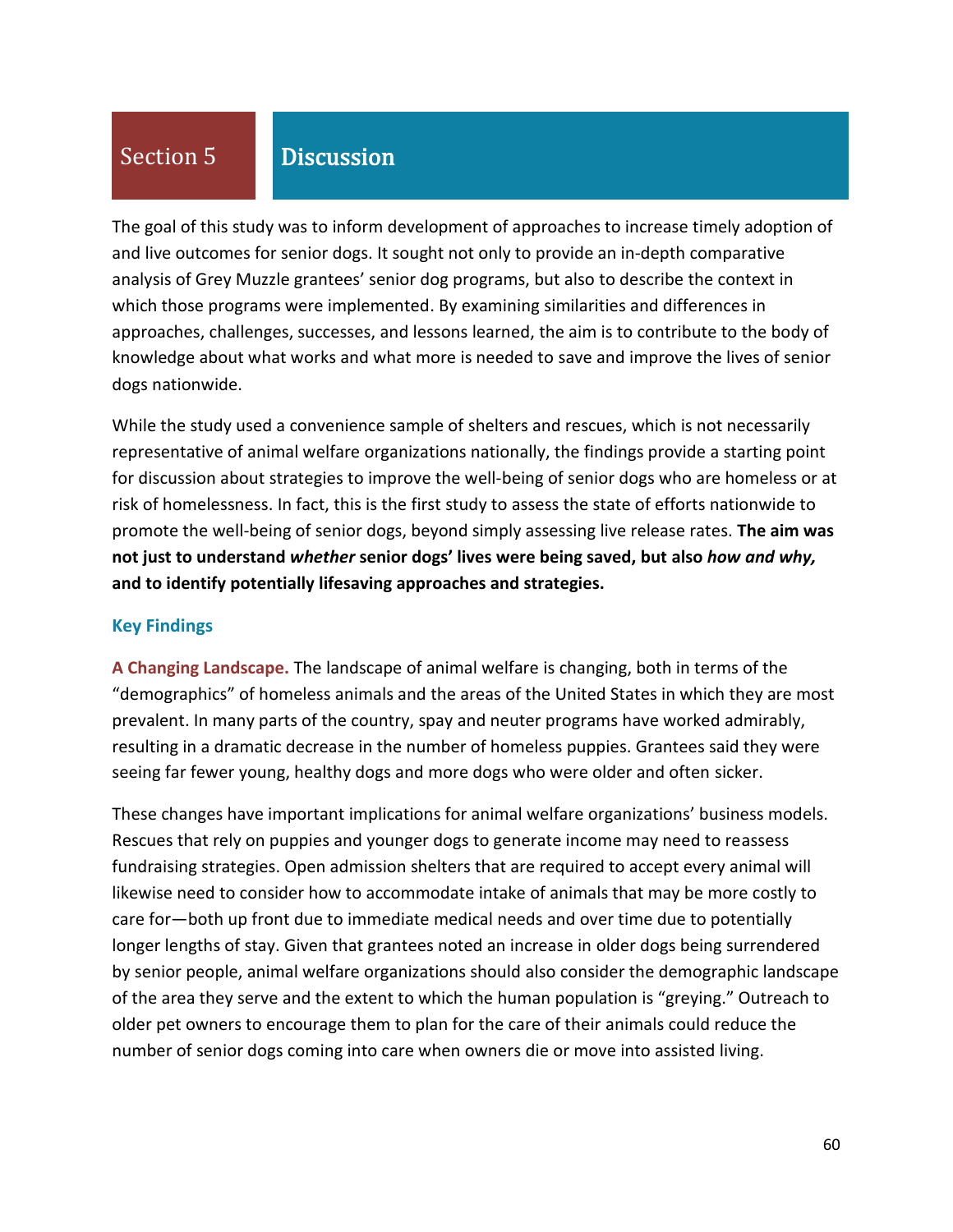# Section 5 Discussion

The goal of this study was to inform development of approaches to increase timely adoption of and live outcomes for senior dogs. It sought not only to provide an in-depth comparative analysis of Grey Muzzle grantees' senior dog programs, but also to describe the context in which those programs were implemented. By examining similarities and differences in approaches, challenges, successes, and lessons learned, the aim is to contribute to the body of knowledge about what works and what more is needed to save and improve the lives of senior dogs nationwide.

While the study used a convenience sample of shelters and rescues, which is not necessarily representative of animal welfare organizations nationally, the findings provide a starting point for discussion about strategies to improve the well-being of senior dogs who are homeless or at risk of homelessness. In fact, this is the first study to assess the state of efforts nationwide to promote the well-being of senior dogs, beyond simply assessing live release rates. **The aim was not just to understand *whether* senior dogs' lives were being saved, but also *how and why,* and to identify potentially lifesaving approaches and strategies.**

## Key Findings

**A Changing Landscape.** The landscape of animal welfare is changing, both in terms of the "demographics" of homeless animals and the areas of the United States in which they are most prevalent. In many parts of the country, spay and neuter programs have worked admirably, resulting in a dramatic decrease in the number of homeless puppies. Grantees said they were seeing far fewer young, healthy dogs and more dogs who were older and often sicker.

These changes have important implications for animal welfare organizations' business models. Rescues that rely on puppies and younger dogs to generate income may need to reassess fundraising strategies. Open admission shelters that are required to accept every animal will likewise need to consider how to accommodate intake of animals that may be more costly to care for—both up front due to immediate medical needs and over time due to potentially longer lengths of stay. Given that grantees noted an increase in older dogs being surrendered by senior people, animal welfare organizations should also consider the demographic landscape of the area they serve and the extent to which the human population is "greying." Outreach to older pet owners to encourage them to plan for the care of their animals could reduce the number of senior dogs coming into care when owners die or move into assisted living.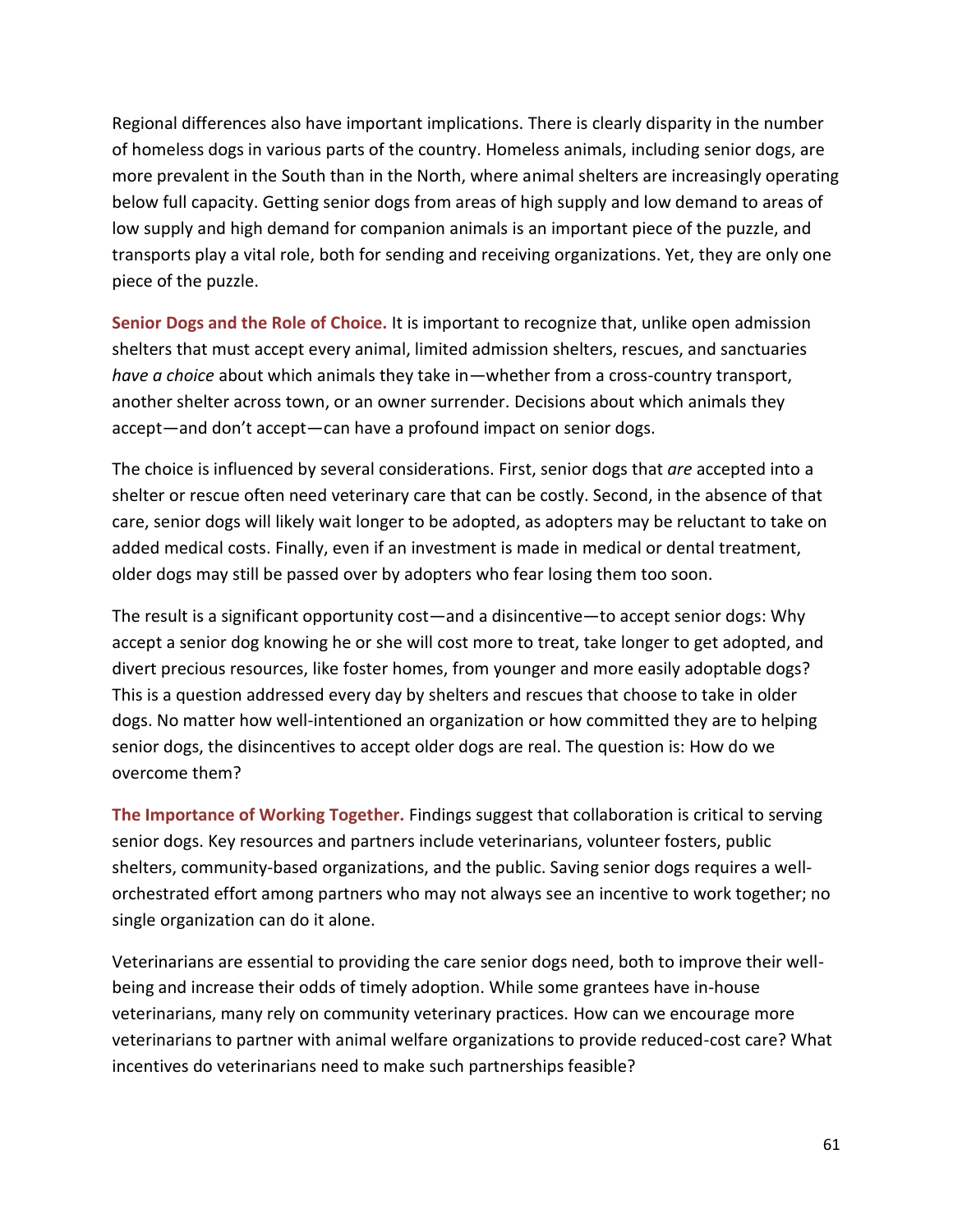Regional differences also have important implications. There is clearly disparity in the number of homeless dogs in various parts of the country. Homeless animals, including senior dogs, are more prevalent in the South than in the North, where animal shelters are increasingly operating below full capacity. Getting senior dogs from areas of high supply and low demand to areas of low supply and high demand for companion animals is an important piece of the puzzle, and transports play a vital role, both for sending and receiving organizations. Yet, they are only one piece of the puzzle.

**Senior Dogs and the Role of Choice.** It is important to recognize that, unlike open admission shelters that must accept every animal, limited admission shelters, rescues, and sanctuaries *have a choice* about which animals they take in—whether from a cross-country transport, another shelter across town, or an owner surrender. Decisions about which animals they accept—and don't accept—can have a profound impact on senior dogs.

The choice is influenced by several considerations. First, senior dogs that *are* accepted into a shelter or rescue often need veterinary care that can be costly. Second, in the absence of that care, senior dogs will likely wait longer to be adopted, as adopters may be reluctant to take on added medical costs. Finally, even if an investment is made in medical or dental treatment, older dogs may still be passed over by adopters who fear losing them too soon.

The result is a significant opportunity cost—and a disincentive—to accept senior dogs: Why accept a senior dog knowing he or she will cost more to treat, take longer to get adopted, and divert precious resources, like foster homes, from younger and more easily adoptable dogs? This is a question addressed every day by shelters and rescues that choose to take in older dogs. No matter how well-intentioned an organization or how committed they are to helping senior dogs, the disincentives to accept older dogs are real. The question is: How do we overcome them?

**The Importance of Working Together.** Findings suggest that collaboration is critical to serving senior dogs. Key resources and partners include veterinarians, volunteer fosters, public shelters, community-based organizations, and the public. Saving senior dogs requires a well-orchestrated effort among partners who may not always see an incentive to work together; no single organization can do it alone.

Veterinarians are essential to providing the care senior dogs need, both to improve their well-being and increase their odds of timely adoption. While some grantees have in-house veterinarians, many rely on community veterinary practices. How can we encourage more veterinarians to partner with animal welfare organizations to provide reduced-cost care? What incentives do veterinarians need to make such partnerships feasible?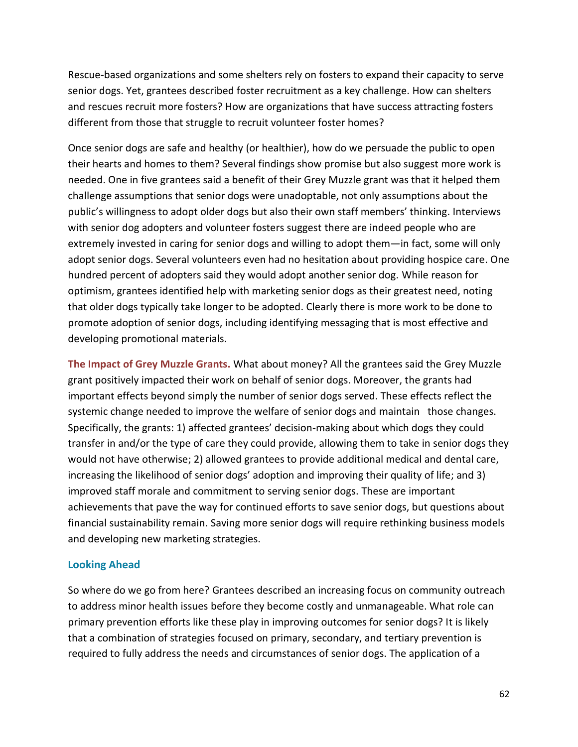Rescue-based organizations and some shelters rely on fosters to expand their capacity to serve senior dogs. Yet, grantees described foster recruitment as a key challenge. How can shelters and rescues recruit more fosters? How are organizations that have success attracting fosters different from those that struggle to recruit volunteer foster homes?

Once senior dogs are safe and healthy (or healthier), how do we persuade the public to open their hearts and homes to them? Several findings show promise but also suggest more work is needed. One in five grantees said a benefit of their Grey Muzzle grant was that it helped them challenge assumptions that senior dogs were unadoptable, not only assumptions about the public's willingness to adopt older dogs but also their own staff members' thinking. Interviews with senior dog adopters and volunteer fosters suggest there are indeed people who are extremely invested in caring for senior dogs and willing to adopt them—in fact, some will only adopt senior dogs. Several volunteers even had no hesitation about providing hospice care. One hundred percent of adopters said they would adopt another senior dog. While reason for optimism, grantees identified help with marketing senior dogs as their greatest need, noting that older dogs typically take longer to be adopted. Clearly there is more work to be done to promote adoption of senior dogs, including identifying messaging that is most effective and developing promotional materials.

**The Impact of Grey Muzzle Grants.** What about money? All the grantees said the Grey Muzzle grant positively impacted their work on behalf of senior dogs. Moreover, the grants had important effects beyond simply the number of senior dogs served. These effects reflect the systemic change needed to improve the welfare of senior dogs and maintain those changes. Specifically, the grants: 1) affected grantees' decision-making about which dogs they could transfer in and/or the type of care they could provide, allowing them to take in senior dogs they would not have otherwise; 2) allowed grantees to provide additional medical and dental care, increasing the likelihood of senior dogs' adoption and improving their quality of life; and 3) improved staff morale and commitment to serving senior dogs. These are important achievements that pave the way for continued efforts to save senior dogs, but questions about financial sustainability remain. Saving more senior dogs will require rethinking business models and developing new marketing strategies.

## Looking Ahead

So where do we go from here? Grantees described an increasing focus on community outreach to address minor health issues before they become costly and unmanageable. What role can primary prevention efforts like these play in improving outcomes for senior dogs? It is likely that a combination of strategies focused on primary, secondary, and tertiary prevention is required to fully address the needs and circumstances of senior dogs. The application of a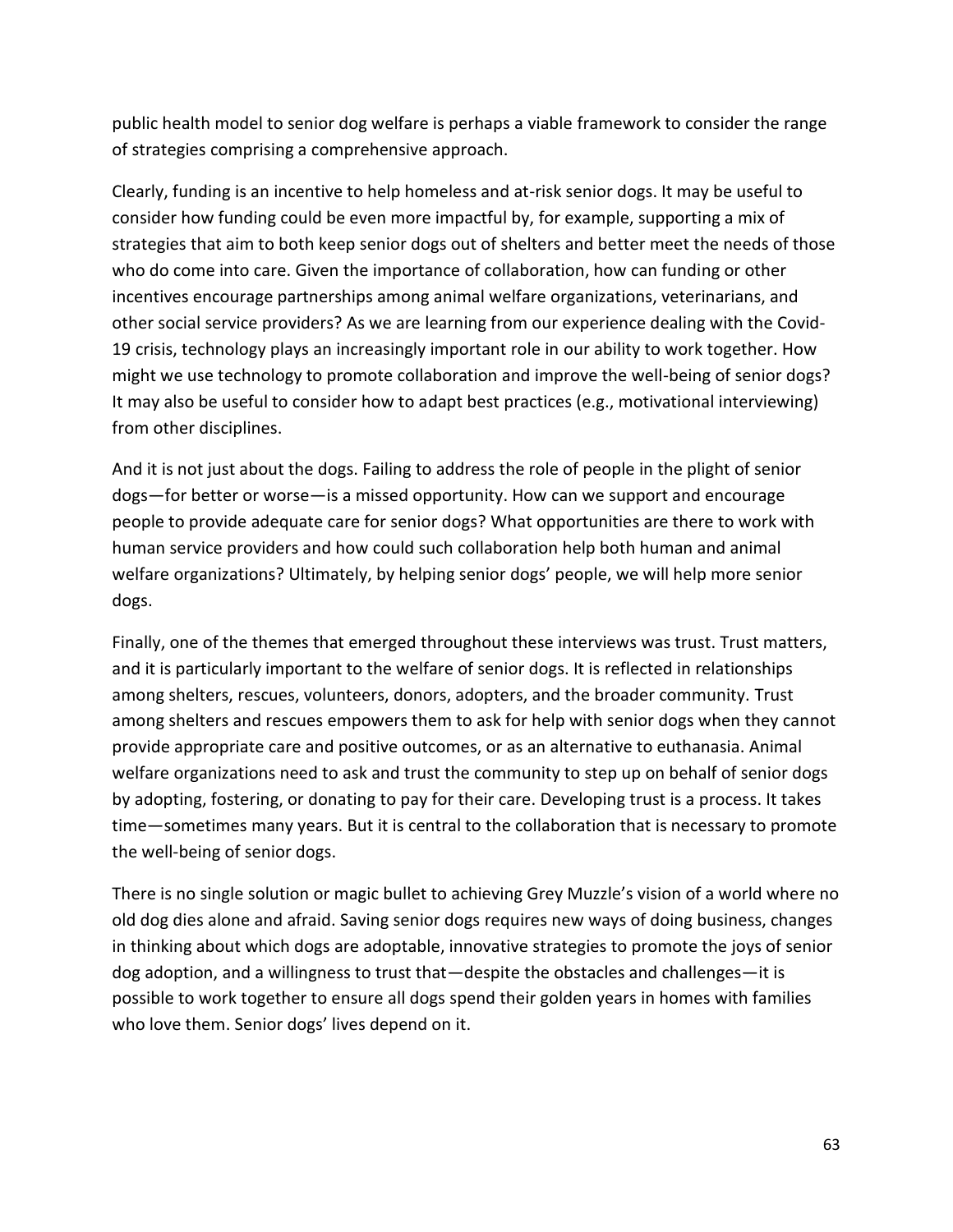public health model to senior dog welfare is perhaps a viable framework to consider the range of strategies comprising a comprehensive approach.

Clearly, funding is an incentive to help homeless and at-risk senior dogs. It may be useful to consider how funding could be even more impactful by, for example, supporting a mix of strategies that aim to both keep senior dogs out of shelters and better meet the needs of those who do come into care. Given the importance of collaboration, how can funding or other incentives encourage partnerships among animal welfare organizations, veterinarians, and other social service providers? As we are learning from our experience dealing with the Covid-19 crisis, technology plays an increasingly important role in our ability to work together. How might we use technology to promote collaboration and improve the well-being of senior dogs? It may also be useful to consider how to adapt best practices (e.g., motivational interviewing) from other disciplines.

And it is not just about the dogs. Failing to address the role of people in the plight of senior dogs—for better or worse—is a missed opportunity. How can we support and encourage people to provide adequate care for senior dogs? What opportunities are there to work with human service providers and how could such collaboration help both human and animal welfare organizations? Ultimately, by helping senior dogs' people, we will help more senior dogs.

Finally, one of the themes that emerged throughout these interviews was trust. Trust matters, and it is particularly important to the welfare of senior dogs. It is reflected in relationships among shelters, rescues, volunteers, donors, adopters, and the broader community. Trust among shelters and rescues empowers them to ask for help with senior dogs when they cannot provide appropriate care and positive outcomes, or as an alternative to euthanasia. Animal welfare organizations need to ask and trust the community to step up on behalf of senior dogs by adopting, fostering, or donating to pay for their care. Developing trust is a process. It takes time—sometimes many years. But it is central to the collaboration that is necessary to promote the well-being of senior dogs.

There is no single solution or magic bullet to achieving Grey Muzzle's vision of a world where no old dog dies alone and afraid. Saving senior dogs requires new ways of doing business, changes in thinking about which dogs are adoptable, innovative strategies to promote the joys of senior dog adoption, and a willingness to trust that—despite the obstacles and challenges—it is possible to work together to ensure all dogs spend their golden years in homes with families who love them. Senior dogs' lives depend on it.